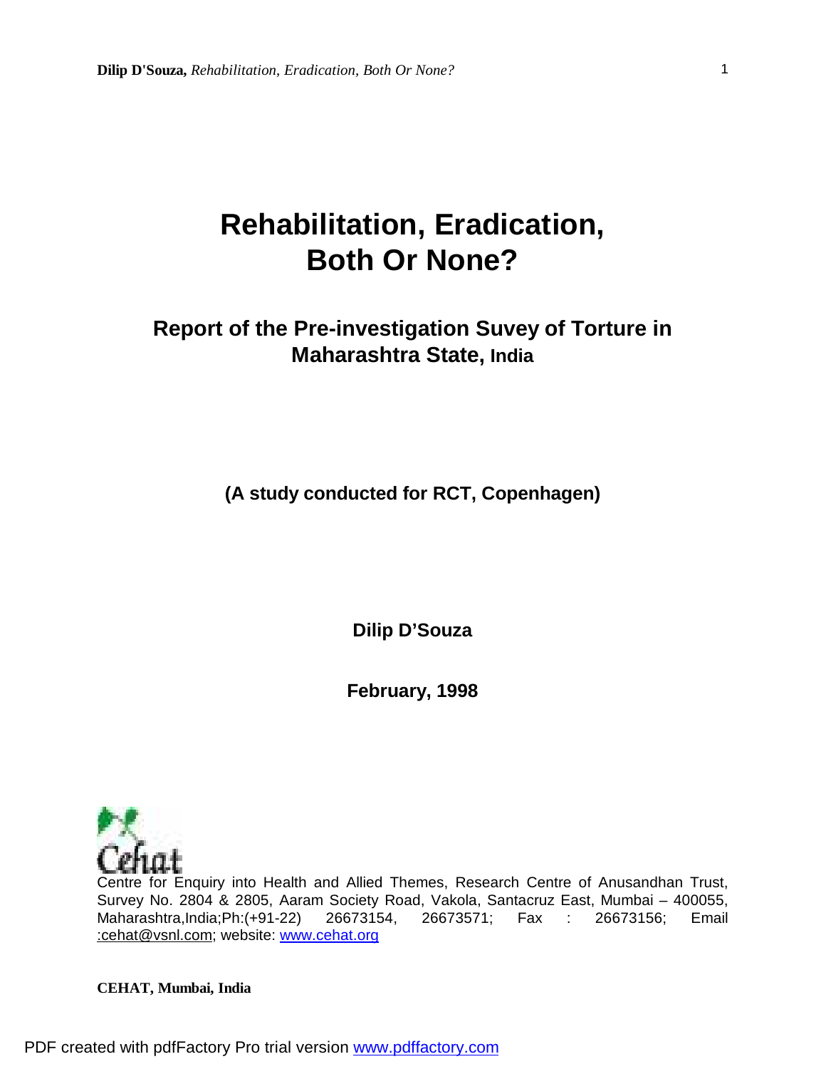# Rehabilitation, Eradication, Both Or None?

## Report of the Pre-investigation Suvey of Torture in Maharashtra State, India

**(A study conducted for RCT, Copenhagen)**

**Dilip D'Souza**

**February, 1998**

Centre for Enquiry into Health and Allied Themes, Research Centre of Anusandhan Trust, Survey No. 2804 & 2805, Aaram Society Road, Vakola, Santacruz East, Mumbai – 400055, Maharashtra,India;Ph:(+91-22) 26673154, 26673571; Fax : 26673156; Email :cehat@vsnl.com; website: www.cehat.org

**CEHAT, Mumbai, India**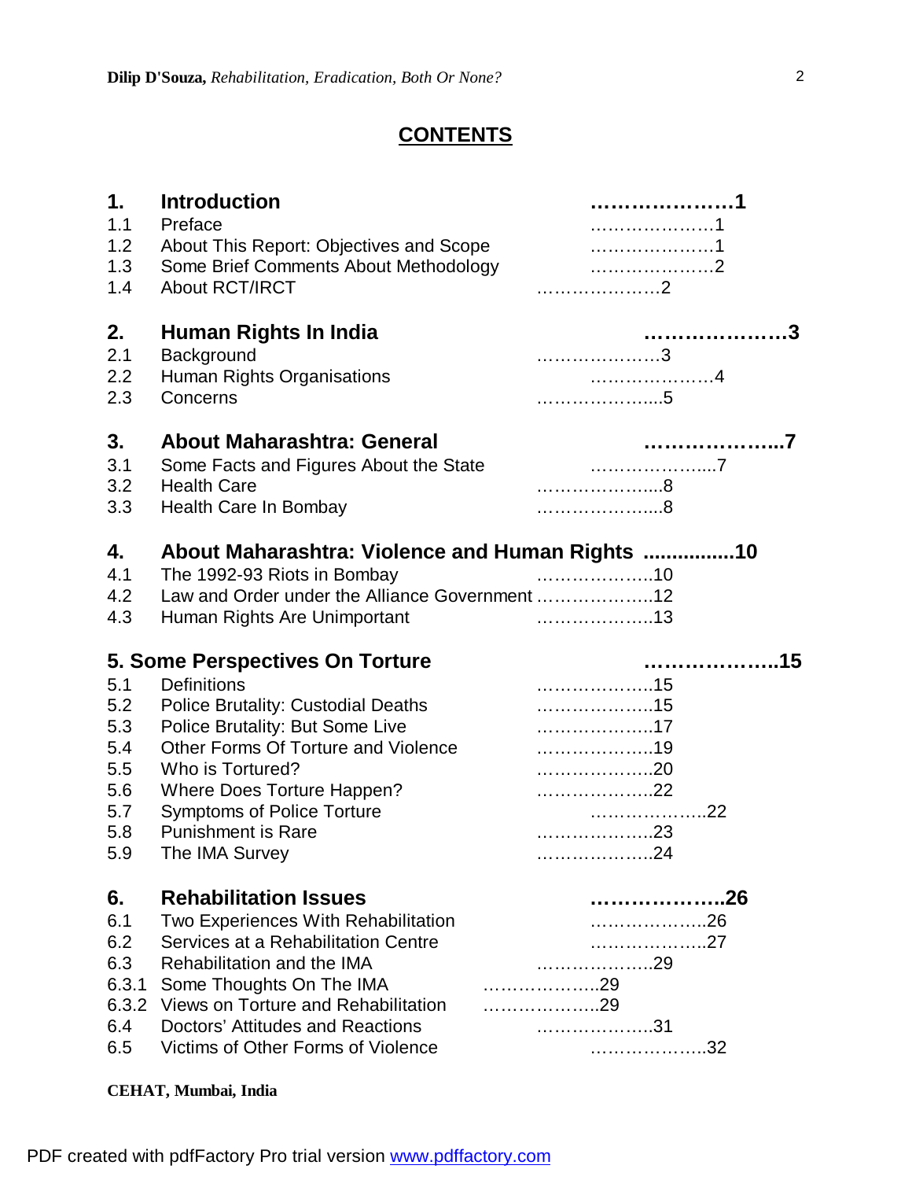## CONTENTS

**1. Introduction** …………………1
- 1.1 Preface …………………1
- 1.2 About This Report: Objectives and Scope …………………1
- 1.3 Some Brief Comments About Methodology …………………2
- 1.4 About RCT/IRCT …………………2

**2. Human Rights In India** …………………3
- 2.1 Background …………………3
- 2.2 Human Rights Organisations …………………4
- 2.3 Concerns …………………5

**3. About Maharashtra: General** …………………7
- 3.1 Some Facts and Figures About the State …………………7
- 3.2 Health Care …………………8
- 3.3 Health Care In Bombay …………………8

**4. About Maharashtra: Violence and Human Rights** ................10
- 4.1 The 1992-93 Riots in Bombay …………………10
- 4.2 Law and Order under the Alliance Government …………………12
- 4.3 Human Rights Are Unimportant …………………13

**5. Some Perspectives On Torture** …………………15
- 5.1 Definitions …………………15
- 5.2 Police Brutality: Custodial Deaths …………………15
- 5.3 Police Brutality: But Some Live …………………17
- 5.4 Other Forms Of Torture and Violence …………………19
- 5.5 Who is Tortured? …………………20
- 5.6 Where Does Torture Happen? …………………22
- 5.7 Symptoms of Police Torture …………………22
- 5.8 Punishment is Rare …………………23
- 5.9 The IMA Survey …………………24

**6. Rehabilitation Issues** …………………26
- 6.1 Two Experiences With Rehabilitation …………………26
- 6.2 Services at a Rehabilitation Centre …………………27
- 6.3 Rehabilitation and the IMA …………………29
- 6.3.1 Some Thoughts On The IMA …………………29
- 6.3.2 Views on Torture and Rehabilitation …………………29
- 6.4 Doctors' Attitudes and Reactions …………………31
- 6.5 Victims of Other Forms of Violence …………………32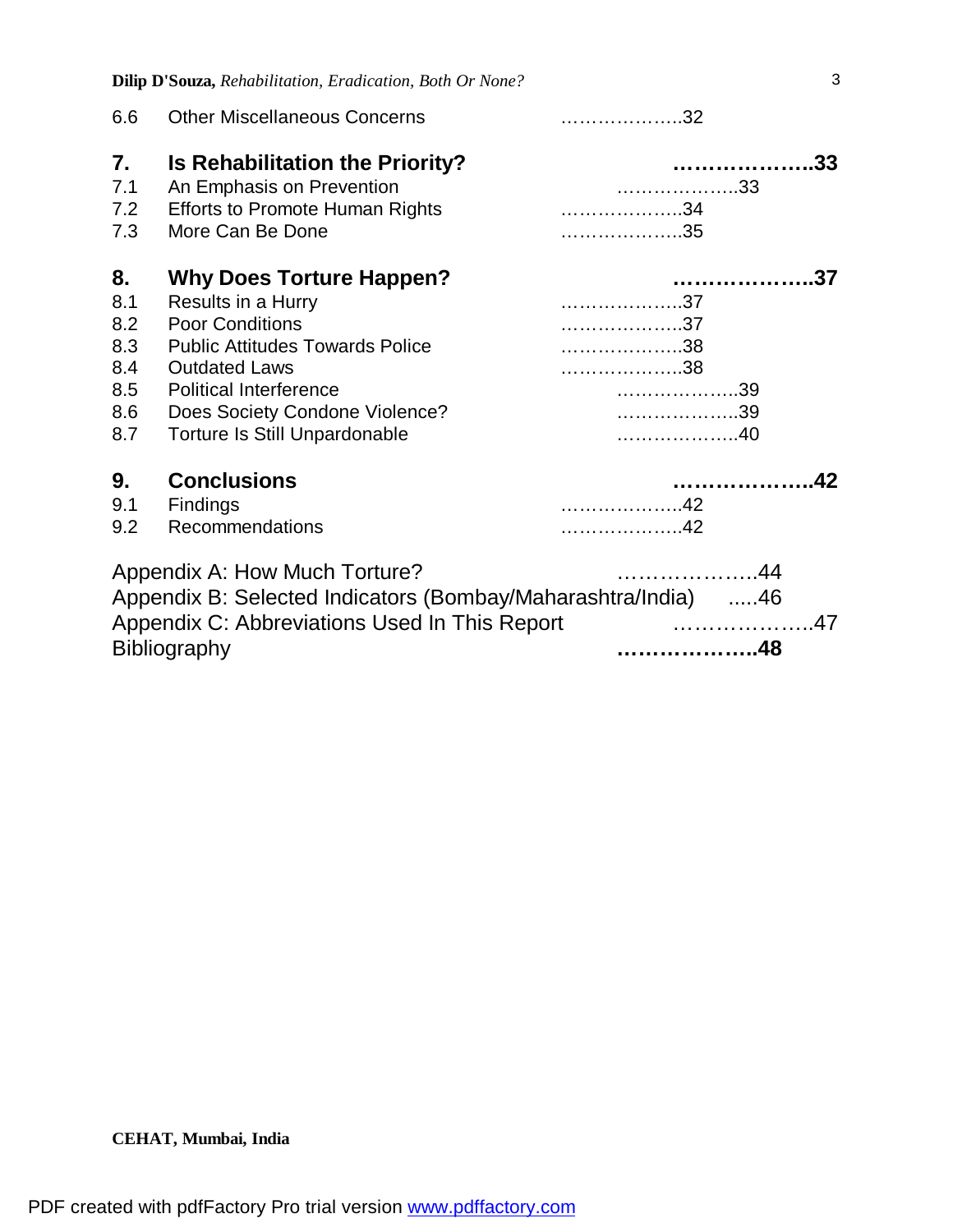6.6 Other Miscellaneous Concerns ……………….32

**7. Is Rehabilitation the Priority? ……………….33**

7.1 An Emphasis on Prevention ……………….33
7.2 Efforts to Promote Human Rights ……………….34
7.3 More Can Be Done ……………….35

**8. Why Does Torture Happen? ……………….37**

8.1 Results in a Hurry ……………….37
8.2 Poor Conditions ……………….37
8.3 Public Attitudes Towards Police ……………….38
8.4 Outdated Laws ……………….38
8.5 Political Interference ……………….39
8.6 Does Society Condone Violence? ……………….39
8.7 Torture Is Still Unpardonable ……………….40

**9. Conclusions ……………….42**

9.1 Findings ……………….42
9.2 Recommendations ……………….42

Appendix A: How Much Torture? ……………….44
Appendix B: Selected Indicators (Bombay/Maharashtra/India) .....46
Appendix C: Abbreviations Used In This Report ……………….47
Bibliography **……………….48**

**CEHAT, Mumbai, India**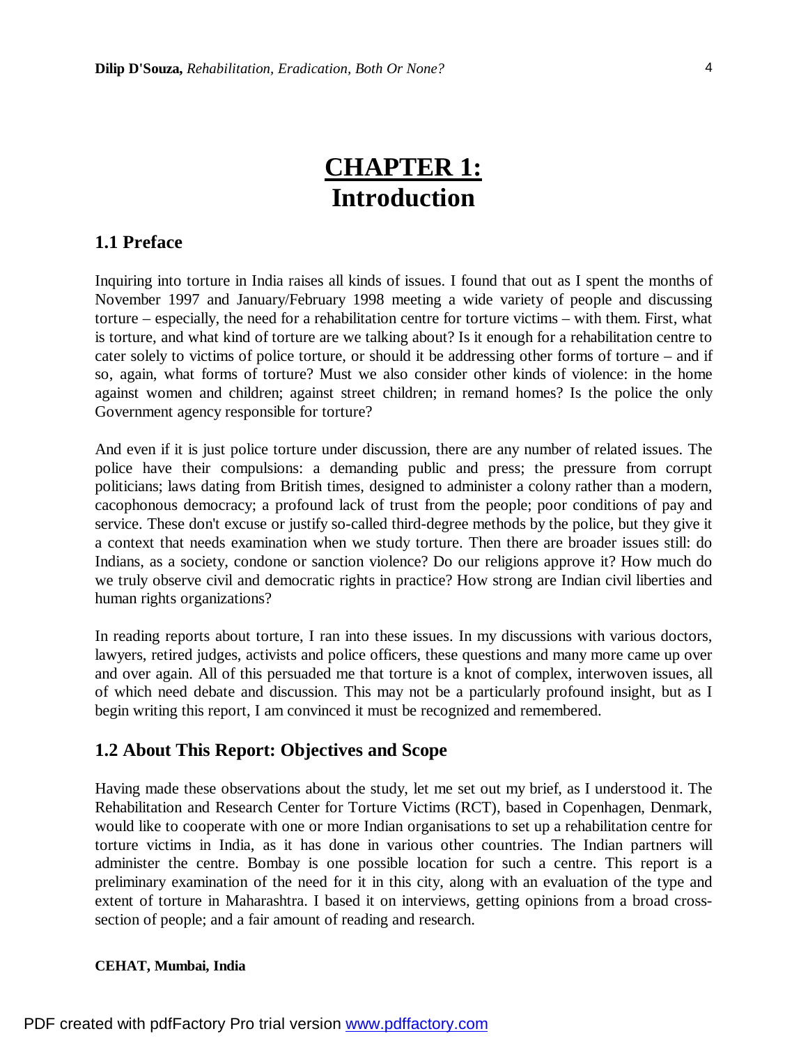# CHAPTER 1: Introduction

## 1.1 Preface

Inquiring into torture in India raises all kinds of issues. I found that out as I spent the months of November 1997 and January/February 1998 meeting a wide variety of people and discussing torture – especially, the need for a rehabilitation centre for torture victims – with them. First, what is torture, and what kind of torture are we talking about? Is it enough for a rehabilitation centre to cater solely to victims of police torture, or should it be addressing other forms of torture – and if so, again, what forms of torture? Must we also consider other kinds of violence: in the home against women and children; against street children; in remand homes? Is the police the only Government agency responsible for torture?

And even if it is just police torture under discussion, there are any number of related issues. The police have their compulsions: a demanding public and press; the pressure from corrupt politicians; laws dating from British times, designed to administer a colony rather than a modern, cacophonous democracy; a profound lack of trust from the people; poor conditions of pay and service. These don't excuse or justify so-called third-degree methods by the police, but they give it a context that needs examination when we study torture. Then there are broader issues still: do Indians, as a society, condone or sanction violence? Do our religions approve it? How much do we truly observe civil and democratic rights in practice? How strong are Indian civil liberties and human rights organizations?

In reading reports about torture, I ran into these issues. In my discussions with various doctors, lawyers, retired judges, activists and police officers, these questions and many more came up over and over again. All of this persuaded me that torture is a knot of complex, interwoven issues, all of which need debate and discussion. This may not be a particularly profound insight, but as I begin writing this report, I am convinced it must be recognized and remembered.

## 1.2 About This Report: Objectives and Scope

Having made these observations about the study, let me set out my brief, as I understood it. The Rehabilitation and Research Center for Torture Victims (RCT), based in Copenhagen, Denmark, would like to cooperate with one or more Indian organisations to set up a rehabilitation centre for torture victims in India, as it has done in various other countries. The Indian partners will administer the centre. Bombay is one possible location for such a centre. This report is a preliminary examination of the need for it in this city, along with an evaluation of the type and extent of torture in Maharashtra. I based it on interviews, getting opinions from a broad cross-section of people; and a fair amount of reading and research.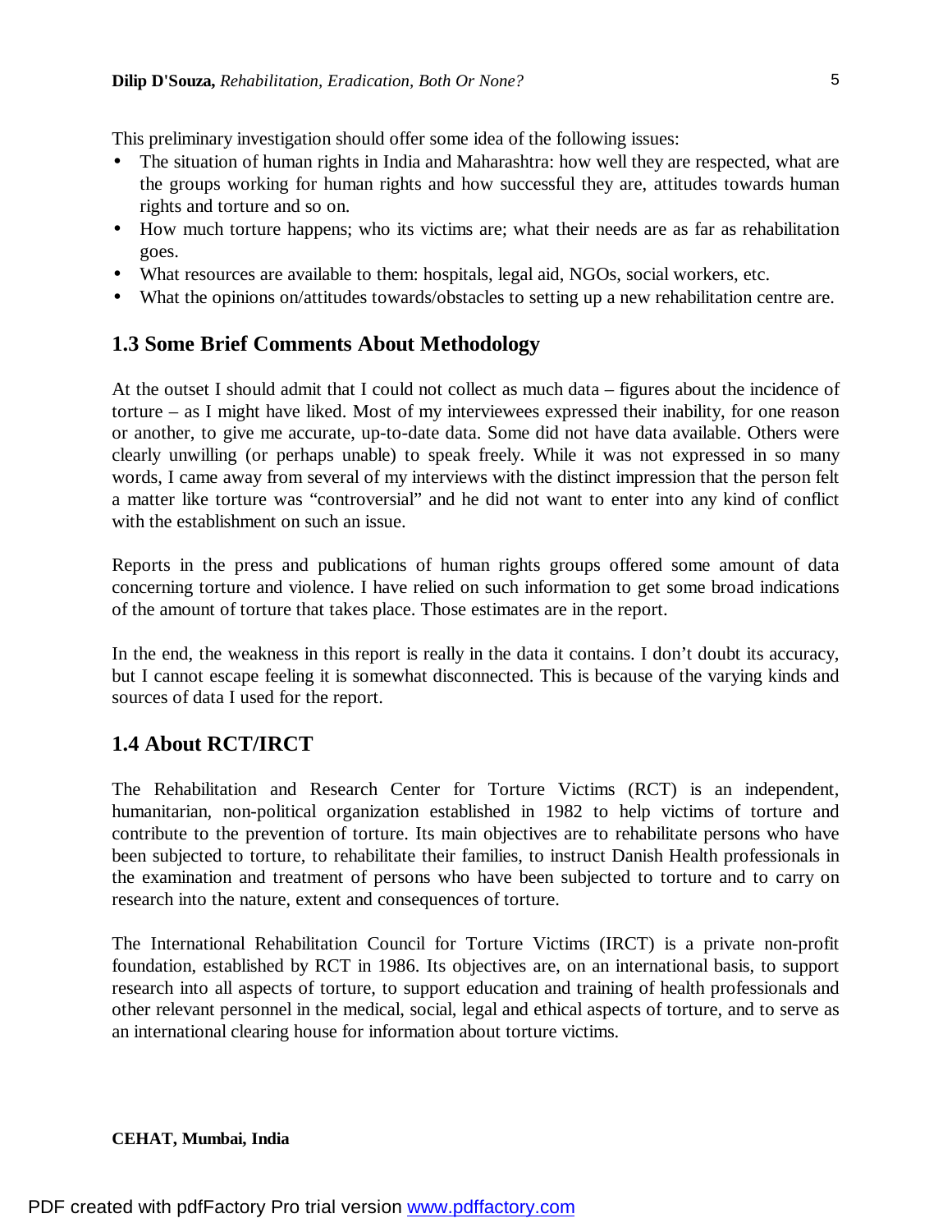This preliminary investigation should offer some idea of the following issues:

- The situation of human rights in India and Maharashtra: how well they are respected, what are the groups working for human rights and how successful they are, attitudes towards human rights and torture and so on.
- How much torture happens; who its victims are; what their needs are as far as rehabilitation goes.
- What resources are available to them: hospitals, legal aid, NGOs, social workers, etc.
- What the opinions on/attitudes towards/obstacles to setting up a new rehabilitation centre are.

## 1.3 Some Brief Comments About Methodology

At the outset I should admit that I could not collect as much data – figures about the incidence of torture – as I might have liked. Most of my interviewees expressed their inability, for one reason or another, to give me accurate, up-to-date data. Some did not have data available. Others were clearly unwilling (or perhaps unable) to speak freely. While it was not expressed in so many words, I came away from several of my interviews with the distinct impression that the person felt a matter like torture was "controversial" and he did not want to enter into any kind of conflict with the establishment on such an issue.

Reports in the press and publications of human rights groups offered some amount of data concerning torture and violence. I have relied on such information to get some broad indications of the amount of torture that takes place. Those estimates are in the report.

In the end, the weakness in this report is really in the data it contains. I don't doubt its accuracy, but I cannot escape feeling it is somewhat disconnected. This is because of the varying kinds and sources of data I used for the report.

## 1.4 About RCT/IRCT

The Rehabilitation and Research Center for Torture Victims (RCT) is an independent, humanitarian, non-political organization established in 1982 to help victims of torture and contribute to the prevention of torture. Its main objectives are to rehabilitate persons who have been subjected to torture, to rehabilitate their families, to instruct Danish Health professionals in the examination and treatment of persons who have been subjected to torture and to carry on research into the nature, extent and consequences of torture.

The International Rehabilitation Council for Torture Victims (IRCT) is a private non-profit foundation, established by RCT in 1986. Its objectives are, on an international basis, to support research into all aspects of torture, to support education and training of health professionals and other relevant personnel in the medical, social, legal and ethical aspects of torture, and to serve as an international clearing house for information about torture victims.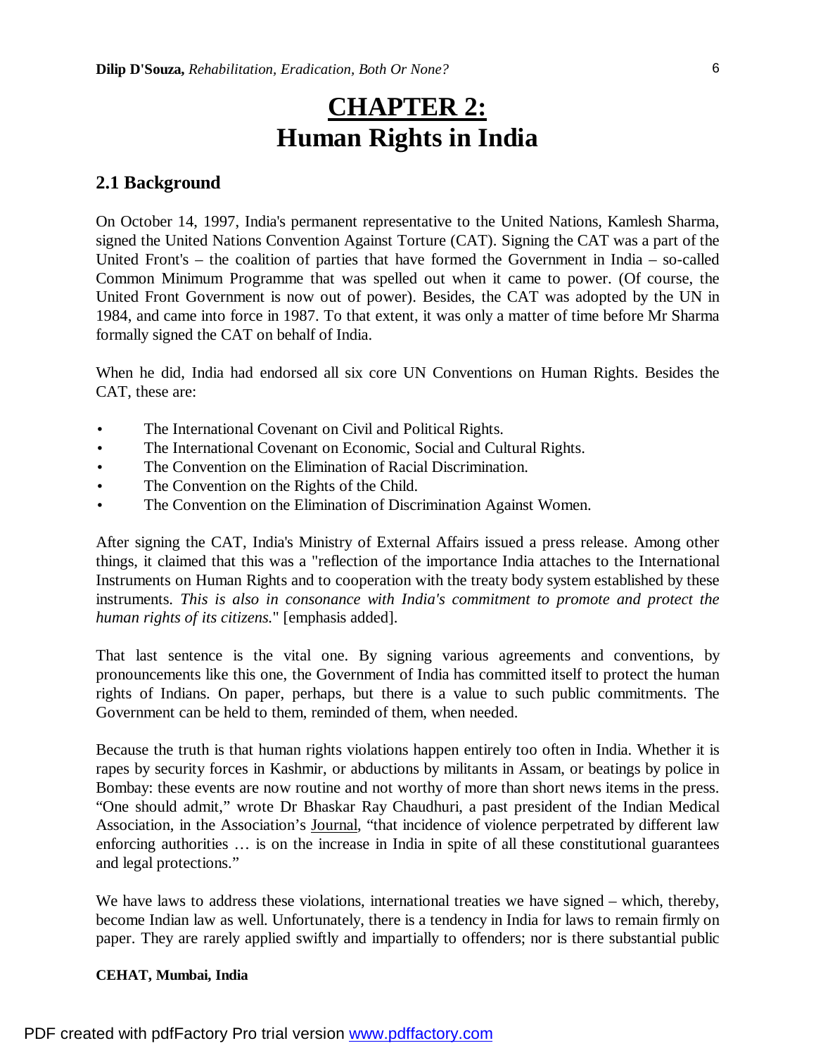# CHAPTER 2: Human Rights in India

## 2.1 Background

On October 14, 1997, India's permanent representative to the United Nations, Kamlesh Sharma, signed the United Nations Convention Against Torture (CAT). Signing the CAT was a part of the United Front's – the coalition of parties that have formed the Government in India – so-called Common Minimum Programme that was spelled out when it came to power. (Of course, the United Front Government is now out of power). Besides, the CAT was adopted by the UN in 1984, and came into force in 1987. To that extent, it was only a matter of time before Mr Sharma formally signed the CAT on behalf of India.

When he did, India had endorsed all six core UN Conventions on Human Rights. Besides the CAT, these are:

- The International Covenant on Civil and Political Rights.
- The International Covenant on Economic, Social and Cultural Rights.
- The Convention on the Elimination of Racial Discrimination.
- The Convention on the Rights of the Child.
- The Convention on the Elimination of Discrimination Against Women.

After signing the CAT, India's Ministry of External Affairs issued a press release. Among other things, it claimed that this was a "reflection of the importance India attaches to the International Instruments on Human Rights and to cooperation with the treaty body system established by these instruments. *This is also in consonance with India's commitment to promote and protect the human rights of its citizens.*" [emphasis added].

That last sentence is the vital one. By signing various agreements and conventions, by pronouncements like this one, the Government of India has committed itself to protect the human rights of Indians. On paper, perhaps, but there is a value to such public commitments. The Government can be held to them, reminded of them, when needed.

Because the truth is that human rights violations happen entirely too often in India. Whether it is rapes by security forces in Kashmir, or abductions by militants in Assam, or beatings by police in Bombay: these events are now routine and not worthy of more than short news items in the press. "One should admit," wrote Dr Bhaskar Ray Chaudhuri, a past president of the Indian Medical Association, in the Association's Journal, "that incidence of violence perpetrated by different law enforcing authorities … is on the increase in India in spite of all these constitutional guarantees and legal protections."

We have laws to address these violations, international treaties we have signed – which, thereby, become Indian law as well. Unfortunately, there is a tendency in India for laws to remain firmly on paper. They are rarely applied swiftly and impartially to offenders; nor is there substantial public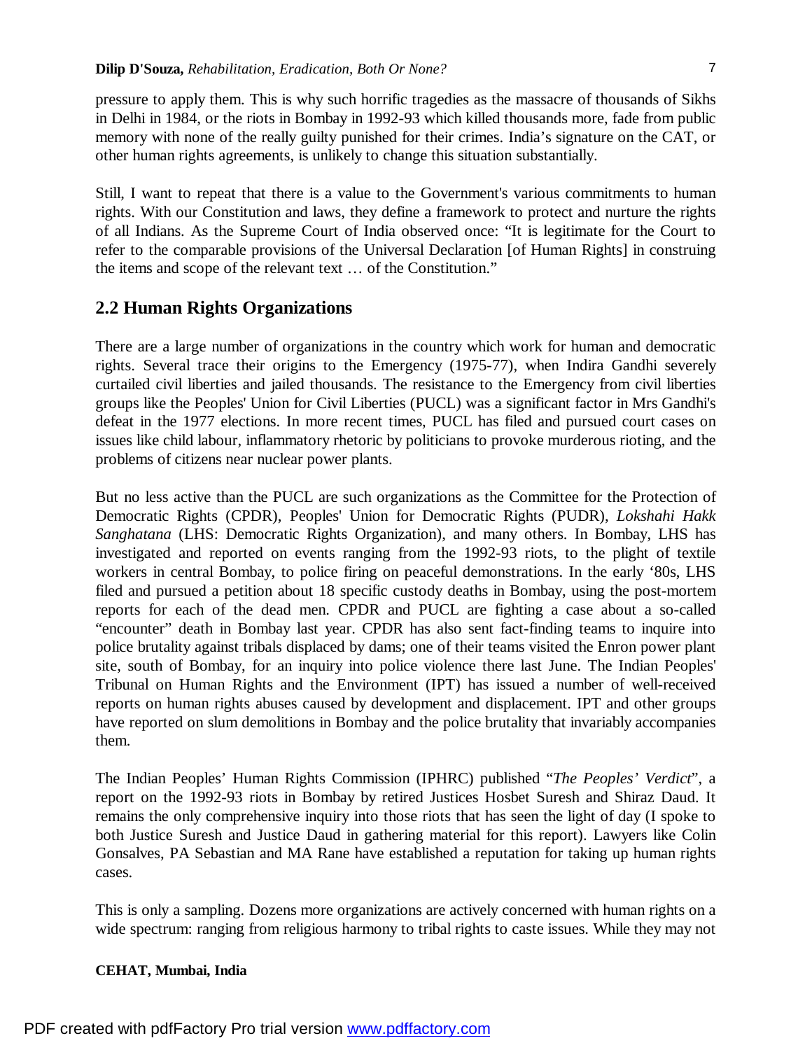pressure to apply them. This is why such horrific tragedies as the massacre of thousands of Sikhs in Delhi in 1984, or the riots in Bombay in 1992-93 which killed thousands more, fade from public memory with none of the really guilty punished for their crimes. India's signature on the CAT, or other human rights agreements, is unlikely to change this situation substantially.

Still, I want to repeat that there is a value to the Government's various commitments to human rights. With our Constitution and laws, they define a framework to protect and nurture the rights of all Indians. As the Supreme Court of India observed once: "It is legitimate for the Court to refer to the comparable provisions of the Universal Declaration [of Human Rights] in construing the items and scope of the relevant text … of the Constitution."

## 2.2 Human Rights Organizations

There are a large number of organizations in the country which work for human and democratic rights. Several trace their origins to the Emergency (1975-77), when Indira Gandhi severely curtailed civil liberties and jailed thousands. The resistance to the Emergency from civil liberties groups like the Peoples' Union for Civil Liberties (PUCL) was a significant factor in Mrs Gandhi's defeat in the 1977 elections. In more recent times, PUCL has filed and pursued court cases on issues like child labour, inflammatory rhetoric by politicians to provoke murderous rioting, and the problems of citizens near nuclear power plants.

But no less active than the PUCL are such organizations as the Committee for the Protection of Democratic Rights (CPDR), Peoples' Union for Democratic Rights (PUDR), *Lokshahi Hakk Sanghatana* (LHS: Democratic Rights Organization), and many others. In Bombay, LHS has investigated and reported on events ranging from the 1992-93 riots, to the plight of textile workers in central Bombay, to police firing on peaceful demonstrations. In the early '80s, LHS filed and pursued a petition about 18 specific custody deaths in Bombay, using the post-mortem reports for each of the dead men. CPDR and PUCL are fighting a case about a so-called "encounter" death in Bombay last year. CPDR has also sent fact-finding teams to inquire into police brutality against tribals displaced by dams; one of their teams visited the Enron power plant site, south of Bombay, for an inquiry into police violence there last June. The Indian Peoples' Tribunal on Human Rights and the Environment (IPT) has issued a number of well-received reports on human rights abuses caused by development and displacement. IPT and other groups have reported on slum demolitions in Bombay and the police brutality that invariably accompanies them.

The Indian Peoples' Human Rights Commission (IPHRC) published "*The Peoples' Verdict*", a report on the 1992-93 riots in Bombay by retired Justices Hosbet Suresh and Shiraz Daud. It remains the only comprehensive inquiry into those riots that has seen the light of day (I spoke to both Justice Suresh and Justice Daud in gathering material for this report). Lawyers like Colin Gonsalves, PA Sebastian and MA Rane have established a reputation for taking up human rights cases.

This is only a sampling. Dozens more organizations are actively concerned with human rights on a wide spectrum: ranging from religious harmony to tribal rights to caste issues. While they may not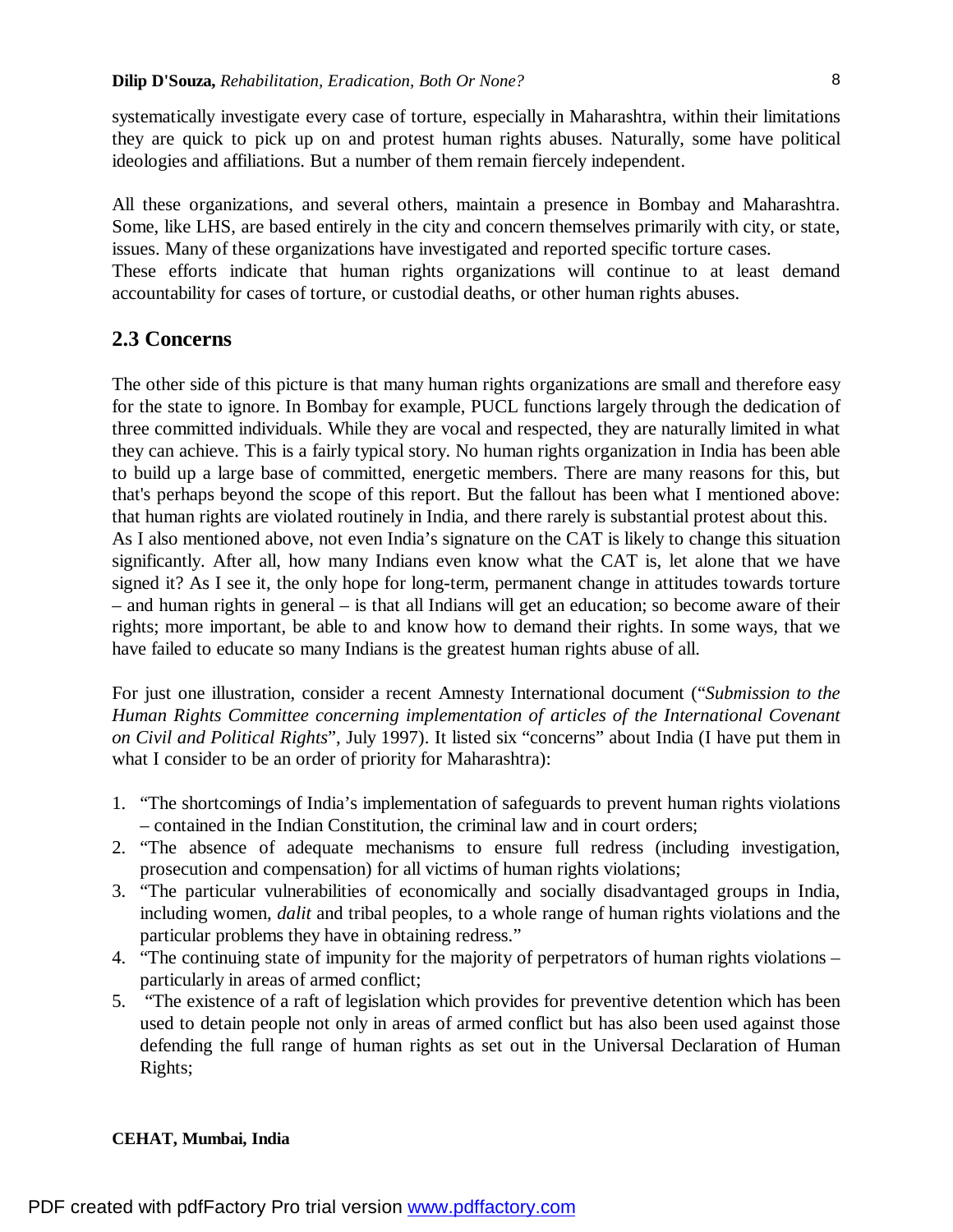systematically investigate every case of torture, especially in Maharashtra, within their limitations they are quick to pick up on and protest human rights abuses. Naturally, some have political ideologies and affiliations. But a number of them remain fiercely independent.

All these organizations, and several others, maintain a presence in Bombay and Maharashtra. Some, like LHS, are based entirely in the city and concern themselves primarily with city, or state, issues. Many of these organizations have investigated and reported specific torture cases.
These efforts indicate that human rights organizations will continue to at least demand accountability for cases of torture, or custodial deaths, or other human rights abuses.

## 2.3 Concerns

The other side of this picture is that many human rights organizations are small and therefore easy for the state to ignore. In Bombay for example, PUCL functions largely through the dedication of three committed individuals. While they are vocal and respected, they are naturally limited in what they can achieve. This is a fairly typical story. No human rights organization in India has been able to build up a large base of committed, energetic members. There are many reasons for this, but that's perhaps beyond the scope of this report. But the fallout has been what I mentioned above: that human rights are violated routinely in India, and there rarely is substantial protest about this.
As I also mentioned above, not even India's signature on the CAT is likely to change this situation significantly. After all, how many Indians even know what the CAT is, let alone that we have signed it? As I see it, the only hope for long-term, permanent change in attitudes towards torture – and human rights in general – is that all Indians will get an education; so become aware of their rights; more important, be able to and know how to demand their rights. In some ways, that we have failed to educate so many Indians is the greatest human rights abuse of all.

For just one illustration, consider a recent Amnesty International document ("*Submission to the Human Rights Committee concerning implementation of articles of the International Covenant on Civil and Political Rights*", July 1997). It listed six "concerns" about India (I have put them in what I consider to be an order of priority for Maharashtra):

1. "The shortcomings of India's implementation of safeguards to prevent human rights violations – contained in the Indian Constitution, the criminal law and in court orders;
2. "The absence of adequate mechanisms to ensure full redress (including investigation, prosecution and compensation) for all victims of human rights violations;
3. "The particular vulnerabilities of economically and socially disadvantaged groups in India, including women, *dalit* and tribal peoples, to a whole range of human rights violations and the particular problems they have in obtaining redress."
4. "The continuing state of impunity for the majority of perpetrators of human rights violations – particularly in areas of armed conflict;
5. "The existence of a raft of legislation which provides for preventive detention which has been used to detain people not only in areas of armed conflict but has also been used against those defending the full range of human rights as set out in the Universal Declaration of Human Rights;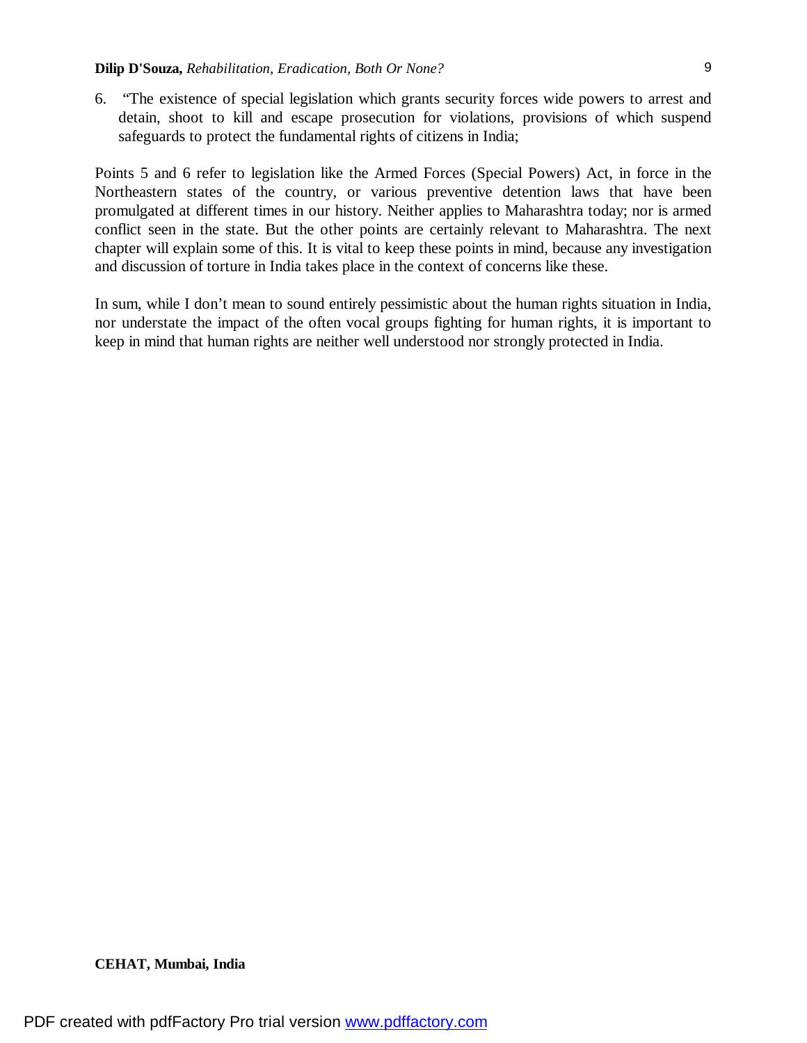6. “The existence of special legislation which grants security forces wide powers to arrest and detain, shoot to kill and escape prosecution for violations, provisions of which suspend safeguards to protect the fundamental rights of citizens in India;

Points 5 and 6 refer to legislation like the Armed Forces (Special Powers) Act, in force in the Northeastern states of the country, or various preventive detention laws that have been promulgated at different times in our history. Neither applies to Maharashtra today; nor is armed conflict seen in the state. But the other points are certainly relevant to Maharashtra. The next chapter will explain some of this. It is vital to keep these points in mind, because any investigation and discussion of torture in India takes place in the context of concerns like these.

In sum, while I don’t mean to sound entirely pessimistic about the human rights situation in India, nor understate the impact of the often vocal groups fighting for human rights, it is important to keep in mind that human rights are neither well understood nor strongly protected in India.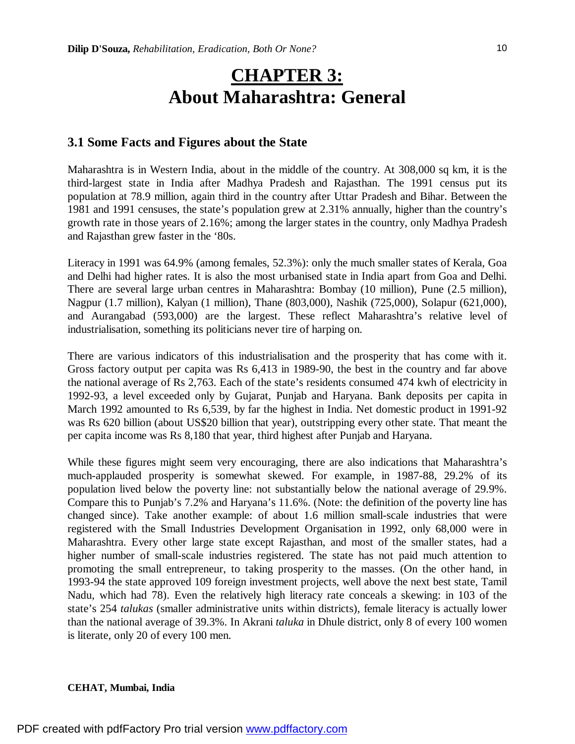# CHAPTER 3:
# About Maharashtra: General

## 3.1 Some Facts and Figures about the State

Maharashtra is in Western India, about in the middle of the country. At 308,000 sq km, it is the third-largest state in India after Madhya Pradesh and Rajasthan. The 1991 census put its population at 78.9 million, again third in the country after Uttar Pradesh and Bihar. Between the 1981 and 1991 censuses, the state's population grew at 2.31% annually, higher than the country's growth rate in those years of 2.16%; among the larger states in the country, only Madhya Pradesh and Rajasthan grew faster in the '80s.

Literacy in 1991 was 64.9% (among females, 52.3%): only the much smaller states of Kerala, Goa and Delhi had higher rates. It is also the most urbanised state in India apart from Goa and Delhi. There are several large urban centres in Maharashtra: Bombay (10 million), Pune (2.5 million), Nagpur (1.7 million), Kalyan (1 million), Thane (803,000), Nashik (725,000), Solapur (621,000), and Aurangabad (593,000) are the largest. These reflect Maharashtra's relative level of industrialisation, something its politicians never tire of harping on.

There are various indicators of this industrialisation and the prosperity that has come with it. Gross factory output per capita was Rs 6,413 in 1989-90, the best in the country and far above the national average of Rs 2,763. Each of the state's residents consumed 474 kwh of electricity in 1992-93, a level exceeded only by Gujarat, Punjab and Haryana. Bank deposits per capita in March 1992 amounted to Rs 6,539, by far the highest in India. Net domestic product in 1991-92 was Rs 620 billion (about US$20 billion that year), outstripping every other state. That meant the per capita income was Rs 8,180 that year, third highest after Punjab and Haryana.

While these figures might seem very encouraging, there are also indications that Maharashtra's much-applauded prosperity is somewhat skewed. For example, in 1987-88, 29.2% of its population lived below the poverty line: not substantially below the national average of 29.9%. Compare this to Punjab's 7.2% and Haryana's 11.6%. (Note: the definition of the poverty line has changed since). Take another example: of about 1.6 million small-scale industries that were registered with the Small Industries Development Organisation in 1992, only 68,000 were in Maharashtra. Every other large state except Rajasthan, and most of the smaller states, had a higher number of small-scale industries registered. The state has not paid much attention to promoting the small entrepreneur, to taking prosperity to the masses. (On the other hand, in 1993-94 the state approved 109 foreign investment projects, well above the next best state, Tamil Nadu, which had 78). Even the relatively high literacy rate conceals a skewing: in 103 of the state's 254 *talukas* (smaller administrative units within districts), female literacy is actually lower than the national average of 39.3%. In Akrani *taluka* in Dhule district, only 8 of every 100 women is literate, only 20 of every 100 men.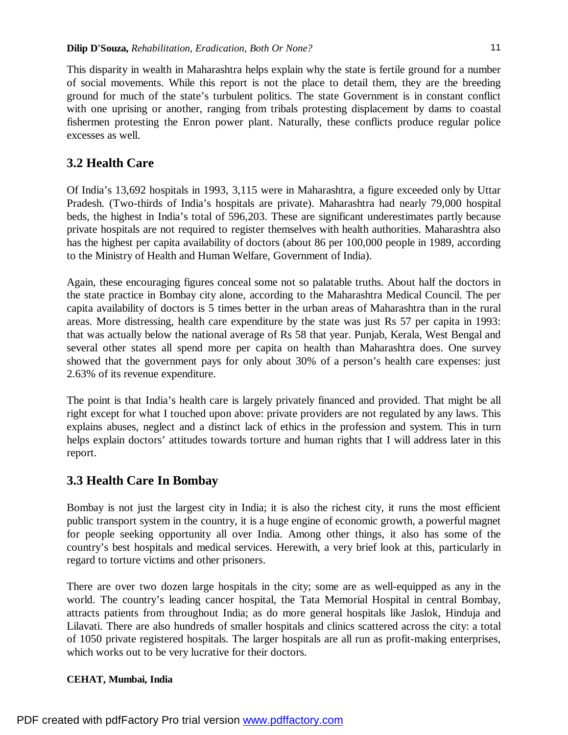This disparity in wealth in Maharashtra helps explain why the state is fertile ground for a number of social movements. While this report is not the place to detail them, they are the breeding ground for much of the state's turbulent politics. The state Government is in constant conflict with one uprising or another, ranging from tribals protesting displacement by dams to coastal fishermen protesting the Enron power plant. Naturally, these conflicts produce regular police excesses as well.

## 3.2 Health Care

Of India's 13,692 hospitals in 1993, 3,115 were in Maharashtra, a figure exceeded only by Uttar Pradesh. (Two-thirds of India's hospitals are private). Maharashtra had nearly 79,000 hospital beds, the highest in India's total of 596,203. These are significant underestimates partly because private hospitals are not required to register themselves with health authorities. Maharashtra also has the highest per capita availability of doctors (about 86 per 100,000 people in 1989, according to the Ministry of Health and Human Welfare, Government of India).

Again, these encouraging figures conceal some not so palatable truths. About half the doctors in the state practice in Bombay city alone, according to the Maharashtra Medical Council. The per capita availability of doctors is 5 times better in the urban areas of Maharashtra than in the rural areas. More distressing, health care expenditure by the state was just Rs 57 per capita in 1993: that was actually below the national average of Rs 58 that year. Punjab, Kerala, West Bengal and several other states all spend more per capita on health than Maharashtra does. One survey showed that the government pays for only about 30% of a person's health care expenses: just 2.63% of its revenue expenditure.

The point is that India's health care is largely privately financed and provided. That might be all right except for what I touched upon above: private providers are not regulated by any laws. This explains abuses, neglect and a distinct lack of ethics in the profession and system. This in turn helps explain doctors' attitudes towards torture and human rights that I will address later in this report.

## 3.3 Health Care In Bombay

Bombay is not just the largest city in India; it is also the richest city, it runs the most efficient public transport system in the country, it is a huge engine of economic growth, a powerful magnet for people seeking opportunity all over India. Among other things, it also has some of the country's best hospitals and medical services. Herewith, a very brief look at this, particularly in regard to torture victims and other prisoners.

There are over two dozen large hospitals in the city; some are as well-equipped as any in the world. The country's leading cancer hospital, the Tata Memorial Hospital in central Bombay, attracts patients from throughout India; as do more general hospitals like Jaslok, Hinduja and Lilavati. There are also hundreds of smaller hospitals and clinics scattered across the city: a total of 1050 private registered hospitals. The larger hospitals are all run as profit-making enterprises, which works out to be very lucrative for their doctors.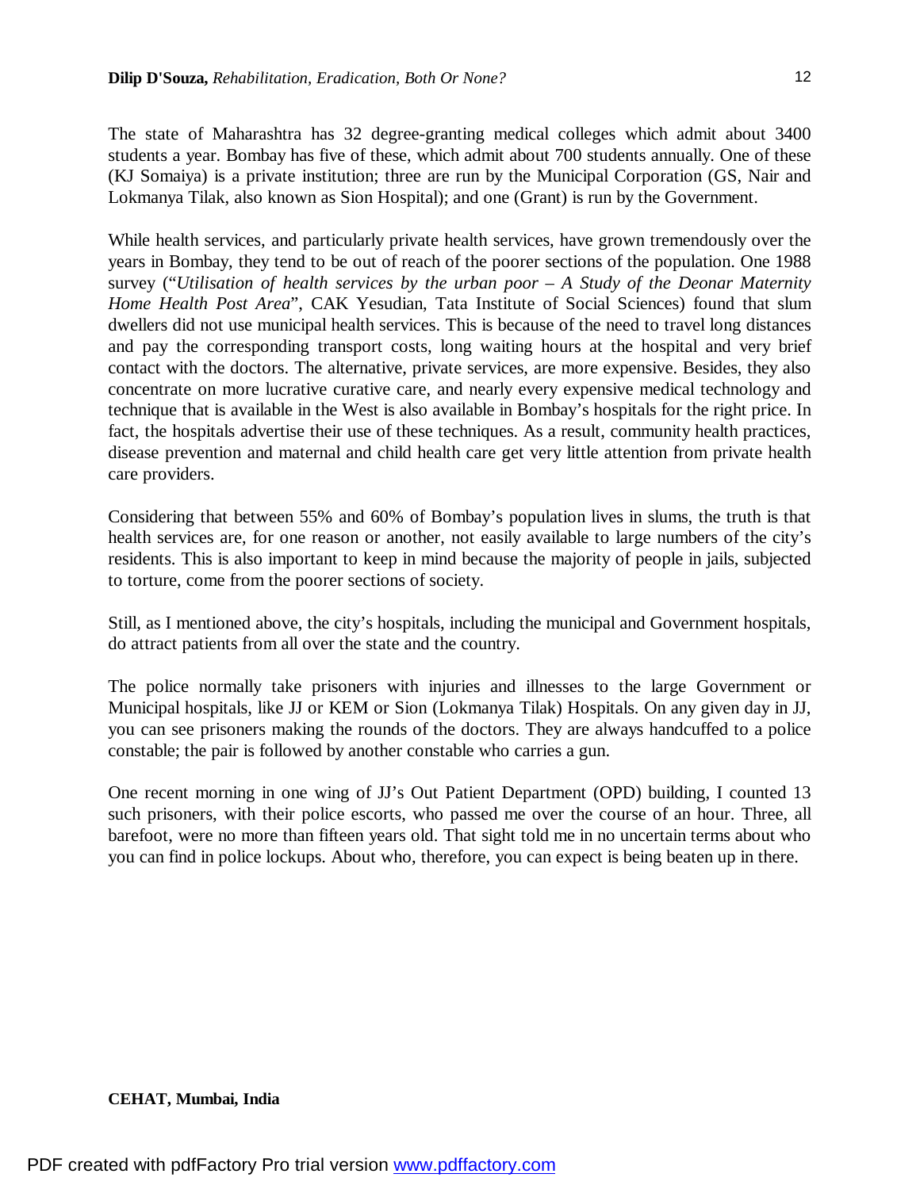The state of Maharashtra has 32 degree-granting medical colleges which admit about 3400 students a year. Bombay has five of these, which admit about 700 students annually. One of these (KJ Somaiya) is a private institution; three are run by the Municipal Corporation (GS, Nair and Lokmanya Tilak, also known as Sion Hospital); and one (Grant) is run by the Government.

While health services, and particularly private health services, have grown tremendously over the years in Bombay, they tend to be out of reach of the poorer sections of the population. One 1988 survey ("*Utilisation of health services by the urban poor – A Study of the Deonar Maternity Home Health Post Area*", CAK Yesudian, Tata Institute of Social Sciences) found that slum dwellers did not use municipal health services. This is because of the need to travel long distances and pay the corresponding transport costs, long waiting hours at the hospital and very brief contact with the doctors. The alternative, private services, are more expensive. Besides, they also concentrate on more lucrative curative care, and nearly every expensive medical technology and technique that is available in the West is also available in Bombay's hospitals for the right price. In fact, the hospitals advertise their use of these techniques. As a result, community health practices, disease prevention and maternal and child health care get very little attention from private health care providers.

Considering that between 55% and 60% of Bombay's population lives in slums, the truth is that health services are, for one reason or another, not easily available to large numbers of the city's residents. This is also important to keep in mind because the majority of people in jails, subjected to torture, come from the poorer sections of society.

Still, as I mentioned above, the city's hospitals, including the municipal and Government hospitals, do attract patients from all over the state and the country.

The police normally take prisoners with injuries and illnesses to the large Government or Municipal hospitals, like JJ or KEM or Sion (Lokmanya Tilak) Hospitals. On any given day in JJ, you can see prisoners making the rounds of the doctors. They are always handcuffed to a police constable; the pair is followed by another constable who carries a gun.

One recent morning in one wing of JJ's Out Patient Department (OPD) building, I counted 13 such prisoners, with their police escorts, who passed me over the course of an hour. Three, all barefoot, were no more than fifteen years old. That sight told me in no uncertain terms about who you can find in police lockups. About who, therefore, you can expect is being beaten up in there.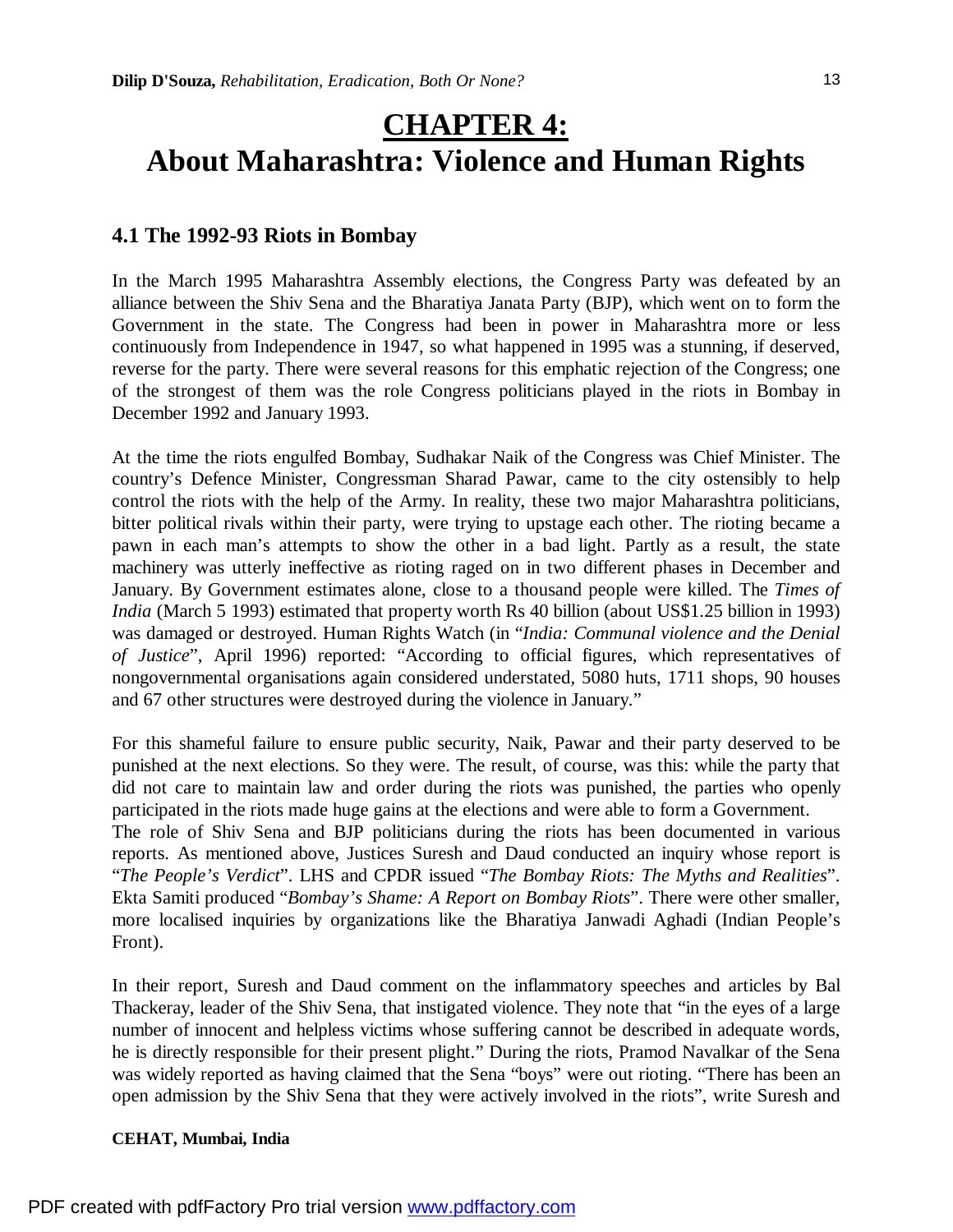# CHAPTER 4:
# About Maharashtra: Violence and Human Rights

## 4.1 The 1992-93 Riots in Bombay

In the March 1995 Maharashtra Assembly elections, the Congress Party was defeated by an alliance between the Shiv Sena and the Bharatiya Janata Party (BJP), which went on to form the Government in the state. The Congress had been in power in Maharashtra more or less continuously from Independence in 1947, so what happened in 1995 was a stunning, if deserved, reverse for the party. There were several reasons for this emphatic rejection of the Congress; one of the strongest of them was the role Congress politicians played in the riots in Bombay in December 1992 and January 1993.

At the time the riots engulfed Bombay, Sudhakar Naik of the Congress was Chief Minister. The country's Defence Minister, Congressman Sharad Pawar, came to the city ostensibly to help control the riots with the help of the Army. In reality, these two major Maharashtra politicians, bitter political rivals within their party, were trying to upstage each other. The rioting became a pawn in each man's attempts to show the other in a bad light. Partly as a result, the state machinery was utterly ineffective as rioting raged on in two different phases in December and January. By Government estimates alone, close to a thousand people were killed. The *Times of India* (March 5 1993) estimated that property worth Rs 40 billion (about US$1.25 billion in 1993) was damaged or destroyed. Human Rights Watch (in "*India: Communal violence and the Denial of Justice*", April 1996) reported: "According to official figures, which representatives of nongovernmental organisations again considered understated, 5080 huts, 1711 shops, 90 houses and 67 other structures were destroyed during the violence in January."

For this shameful failure to ensure public security, Naik, Pawar and their party deserved to be punished at the next elections. So they were. The result, of course, was this: while the party that did not care to maintain law and order during the riots was punished, the parties who openly participated in the riots made huge gains at the elections and were able to form a Government.
The role of Shiv Sena and BJP politicians during the riots has been documented in various reports. As mentioned above, Justices Suresh and Daud conducted an inquiry whose report is "*The People's Verdict*". LHS and CPDR issued "*The Bombay Riots: The Myths and Realities*". Ekta Samiti produced "*Bombay's Shame: A Report on Bombay Riots*". There were other smaller, more localised inquiries by organizations like the Bharatiya Janwadi Aghadi (Indian People's Front).

In their report, Suresh and Daud comment on the inflammatory speeches and articles by Bal Thackeray, leader of the Shiv Sena, that instigated violence. They note that "in the eyes of a large number of innocent and helpless victims whose suffering cannot be described in adequate words, he is directly responsible for their present plight." During the riots, Pramod Navalkar of the Sena was widely reported as having claimed that the Sena "boys" were out rioting. "There has been an open admission by the Shiv Sena that they were actively involved in the riots", write Suresh and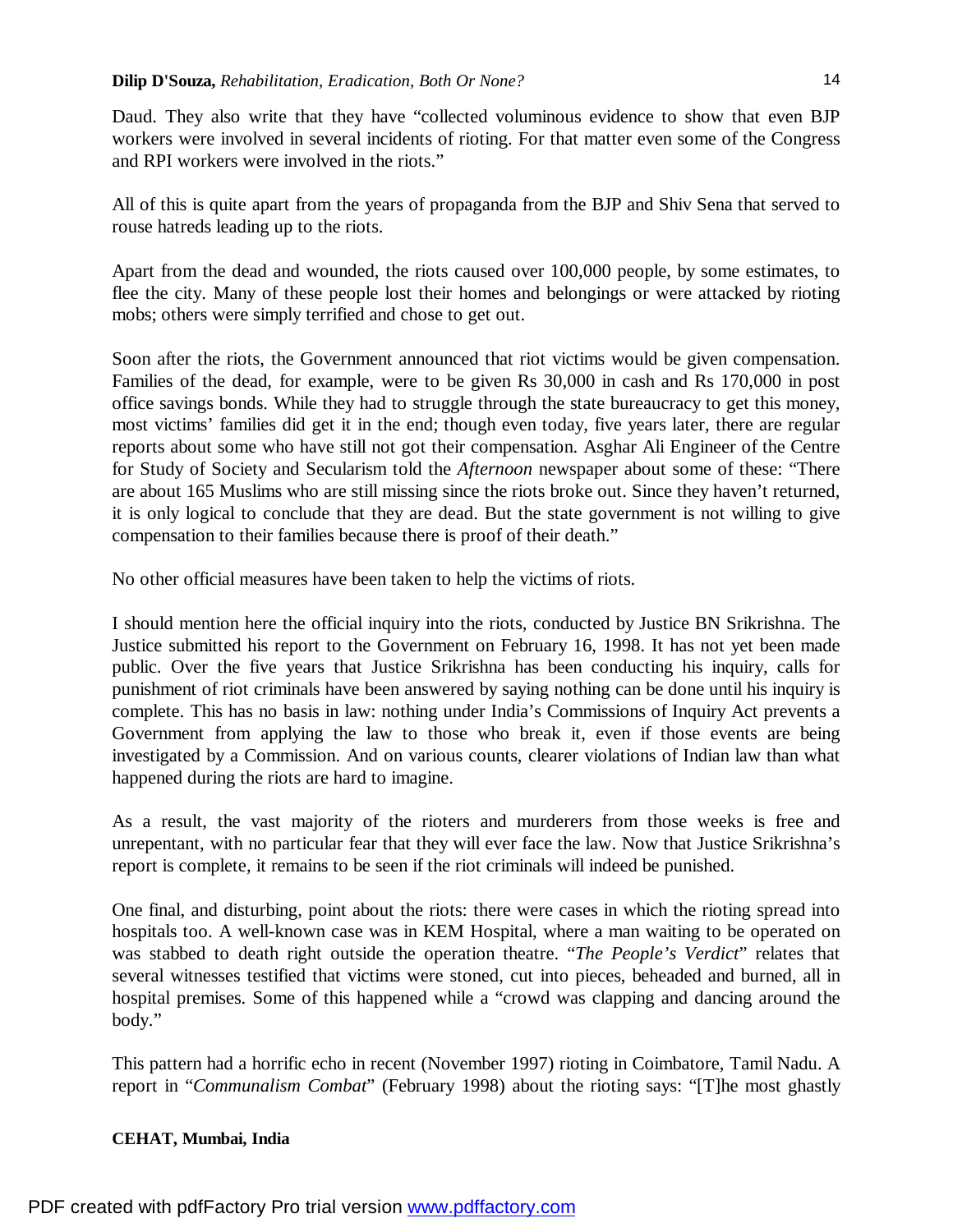Daud. They also write that they have “collected voluminous evidence to show that even BJP workers were involved in several incidents of rioting. For that matter even some of the Congress and RPI workers were involved in the riots.”

All of this is quite apart from the years of propaganda from the BJP and Shiv Sena that served to rouse hatreds leading up to the riots.

Apart from the dead and wounded, the riots caused over 100,000 people, by some estimates, to flee the city. Many of these people lost their homes and belongings or were attacked by rioting mobs; others were simply terrified and chose to get out.

Soon after the riots, the Government announced that riot victims would be given compensation. Families of the dead, for example, were to be given Rs 30,000 in cash and Rs 170,000 in post office savings bonds. While they had to struggle through the state bureaucracy to get this money, most victims’ families did get it in the end; though even today, five years later, there are regular reports about some who have still not got their compensation. Asghar Ali Engineer of the Centre for Study of Society and Secularism told the *Afternoon* newspaper about some of these: “There are about 165 Muslims who are still missing since the riots broke out. Since they haven’t returned, it is only logical to conclude that they are dead. But the state government is not willing to give compensation to their families because there is proof of their death.”

No other official measures have been taken to help the victims of riots.

I should mention here the official inquiry into the riots, conducted by Justice BN Srikrishna. The Justice submitted his report to the Government on February 16, 1998. It has not yet been made public. Over the five years that Justice Srikrishna has been conducting his inquiry, calls for punishment of riot criminals have been answered by saying nothing can be done until his inquiry is complete. This has no basis in law: nothing under India’s Commissions of Inquiry Act prevents a Government from applying the law to those who break it, even if those events are being investigated by a Commission. And on various counts, clearer violations of Indian law than what happened during the riots are hard to imagine.

As a result, the vast majority of the rioters and murderers from those weeks is free and unrepentant, with no particular fear that they will ever face the law. Now that Justice Srikrishna’s report is complete, it remains to be seen if the riot criminals will indeed be punished.

One final, and disturbing, point about the riots: there were cases in which the rioting spread into hospitals too. A well-known case was in KEM Hospital, where a man waiting to be operated on was stabbed to death right outside the operation theatre. “*The People’s Verdict*” relates that several witnesses testified that victims were stoned, cut into pieces, beheaded and burned, all in hospital premises. Some of this happened while a “crowd was clapping and dancing around the body.”

This pattern had a horrific echo in recent (November 1997) rioting in Coimbatore, Tamil Nadu. A report in “*Communalism Combat*” (February 1998) about the rioting says: “[T]he most ghastly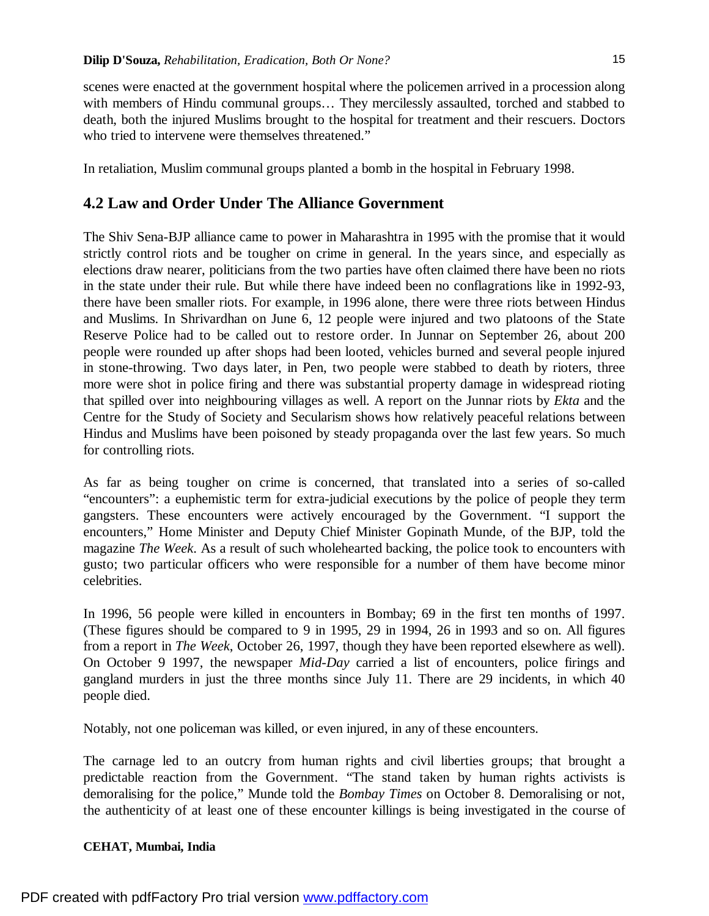scenes were enacted at the government hospital where the policemen arrived in a procession along with members of Hindu communal groups… They mercilessly assaulted, torched and stabbed to death, both the injured Muslims brought to the hospital for treatment and their rescuers. Doctors who tried to intervene were themselves threatened."

In retaliation, Muslim communal groups planted a bomb in the hospital in February 1998.

## 4.2 Law and Order Under The Alliance Government

The Shiv Sena-BJP alliance came to power in Maharashtra in 1995 with the promise that it would strictly control riots and be tougher on crime in general. In the years since, and especially as elections draw nearer, politicians from the two parties have often claimed there have been no riots in the state under their rule. But while there have indeed been no conflagrations like in 1992-93, there have been smaller riots. For example, in 1996 alone, there were three riots between Hindus and Muslims. In Shrivardhan on June 6, 12 people were injured and two platoons of the State Reserve Police had to be called out to restore order. In Junnar on September 26, about 200 people were rounded up after shops had been looted, vehicles burned and several people injured in stone-throwing. Two days later, in Pen, two people were stabbed to death by rioters, three more were shot in police firing and there was substantial property damage in widespread rioting that spilled over into neighbouring villages as well. A report on the Junnar riots by *Ekta* and the Centre for the Study of Society and Secularism shows how relatively peaceful relations between Hindus and Muslims have been poisoned by steady propaganda over the last few years. So much for controlling riots.

As far as being tougher on crime is concerned, that translated into a series of so-called "encounters": a euphemistic term for extra-judicial executions by the police of people they term gangsters. These encounters were actively encouraged by the Government. "I support the encounters," Home Minister and Deputy Chief Minister Gopinath Munde, of the BJP, told the magazine *The Week*. As a result of such wholehearted backing, the police took to encounters with gusto; two particular officers who were responsible for a number of them have become minor celebrities.

In 1996, 56 people were killed in encounters in Bombay; 69 in the first ten months of 1997. (These figures should be compared to 9 in 1995, 29 in 1994, 26 in 1993 and so on. All figures from a report in *The Week*, October 26, 1997, though they have been reported elsewhere as well). On October 9 1997, the newspaper *Mid-Day* carried a list of encounters, police firings and gangland murders in just the three months since July 11. There are 29 incidents, in which 40 people died.

Notably, not one policeman was killed, or even injured, in any of these encounters.

The carnage led to an outcry from human rights and civil liberties groups; that brought a predictable reaction from the Government. "The stand taken by human rights activists is demoralising for the police," Munde told the *Bombay Times* on October 8. Demoralising or not, the authenticity of at least one of these encounter killings is being investigated in the course of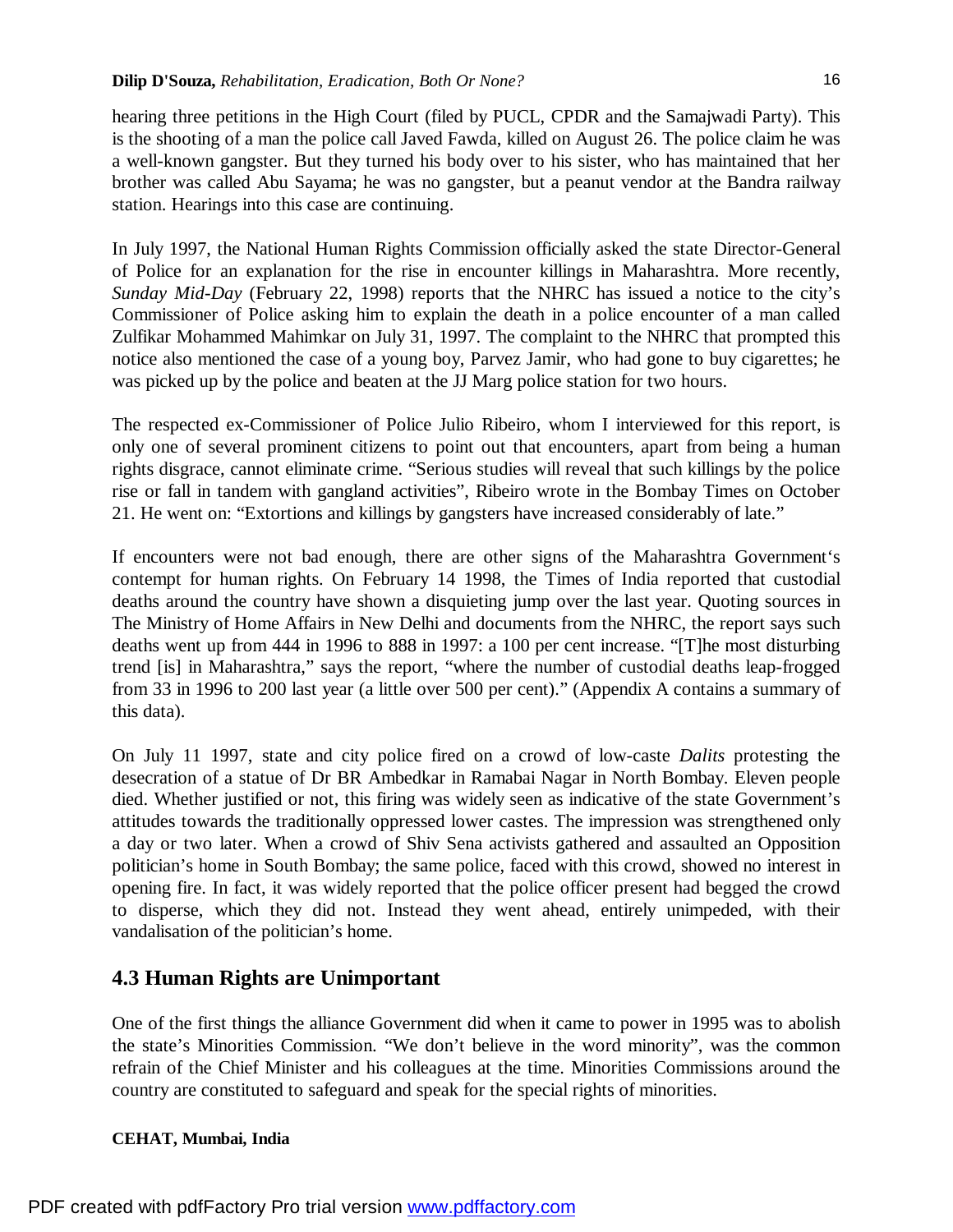hearing three petitions in the High Court (filed by PUCL, CPDR and the Samajwadi Party). This is the shooting of a man the police call Javed Fawda, killed on August 26. The police claim he was a well-known gangster. But they turned his body over to his sister, who has maintained that her brother was called Abu Sayama; he was no gangster, but a peanut vendor at the Bandra railway station. Hearings into this case are continuing.

In July 1997, the National Human Rights Commission officially asked the state Director-General of Police for an explanation for the rise in encounter killings in Maharashtra. More recently, *Sunday Mid-Day* (February 22, 1998) reports that the NHRC has issued a notice to the city's Commissioner of Police asking him to explain the death in a police encounter of a man called Zulfikar Mohammed Mahimkar on July 31, 1997. The complaint to the NHRC that prompted this notice also mentioned the case of a young boy, Parvez Jamir, who had gone to buy cigarettes; he was picked up by the police and beaten at the JJ Marg police station for two hours.

The respected ex-Commissioner of Police Julio Ribeiro, whom I interviewed for this report, is only one of several prominent citizens to point out that encounters, apart from being a human rights disgrace, cannot eliminate crime. "Serious studies will reveal that such killings by the police rise or fall in tandem with gangland activities", Ribeiro wrote in the Bombay Times on October 21. He went on: "Extortions and killings by gangsters have increased considerably of late."

If encounters were not bad enough, there are other signs of the Maharashtra Government's contempt for human rights. On February 14 1998, the Times of India reported that custodial deaths around the country have shown a disquieting jump over the last year. Quoting sources in The Ministry of Home Affairs in New Delhi and documents from the NHRC, the report says such deaths went up from 444 in 1996 to 888 in 1997: a 100 per cent increase. "[T]he most disturbing trend [is] in Maharashtra," says the report, "where the number of custodial deaths leap-frogged from 33 in 1996 to 200 last year (a little over 500 per cent)." (Appendix A contains a summary of this data).

On July 11 1997, state and city police fired on a crowd of low-caste *Dalits* protesting the desecration of a statue of Dr BR Ambedkar in Ramabai Nagar in North Bombay. Eleven people died. Whether justified or not, this firing was widely seen as indicative of the state Government's attitudes towards the traditionally oppressed lower castes. The impression was strengthened only a day or two later. When a crowd of Shiv Sena activists gathered and assaulted an Opposition politician's home in South Bombay; the same police, faced with this crowd, showed no interest in opening fire. In fact, it was widely reported that the police officer present had begged the crowd to disperse, which they did not. Instead they went ahead, entirely unimpeded, with their vandalisation of the politician's home.

## 4.3 Human Rights are Unimportant

One of the first things the alliance Government did when it came to power in 1995 was to abolish the state's Minorities Commission. "We don't believe in the word minority", was the common refrain of the Chief Minister and his colleagues at the time. Minorities Commissions around the country are constituted to safeguard and speak for the special rights of minorities.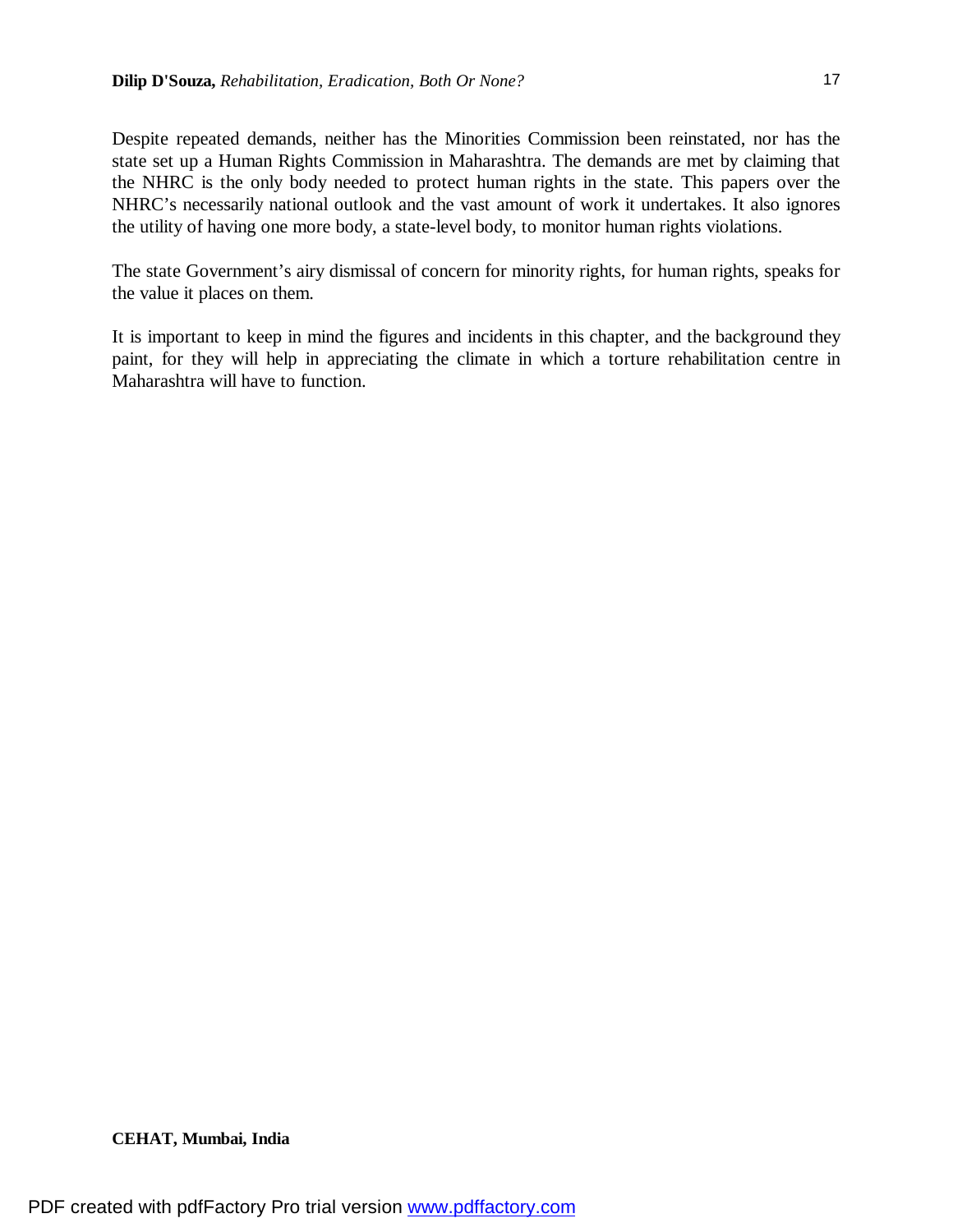Despite repeated demands, neither has the Minorities Commission been reinstated, nor has the state set up a Human Rights Commission in Maharashtra. The demands are met by claiming that the NHRC is the only body needed to protect human rights in the state. This papers over the NHRC’s necessarily national outlook and the vast amount of work it undertakes. It also ignores the utility of having one more body, a state-level body, to monitor human rights violations.

The state Government’s airy dismissal of concern for minority rights, for human rights, speaks for the value it places on them.

It is important to keep in mind the figures and incidents in this chapter, and the background they paint, for they will help in appreciating the climate in which a torture rehabilitation centre in Maharashtra will have to function.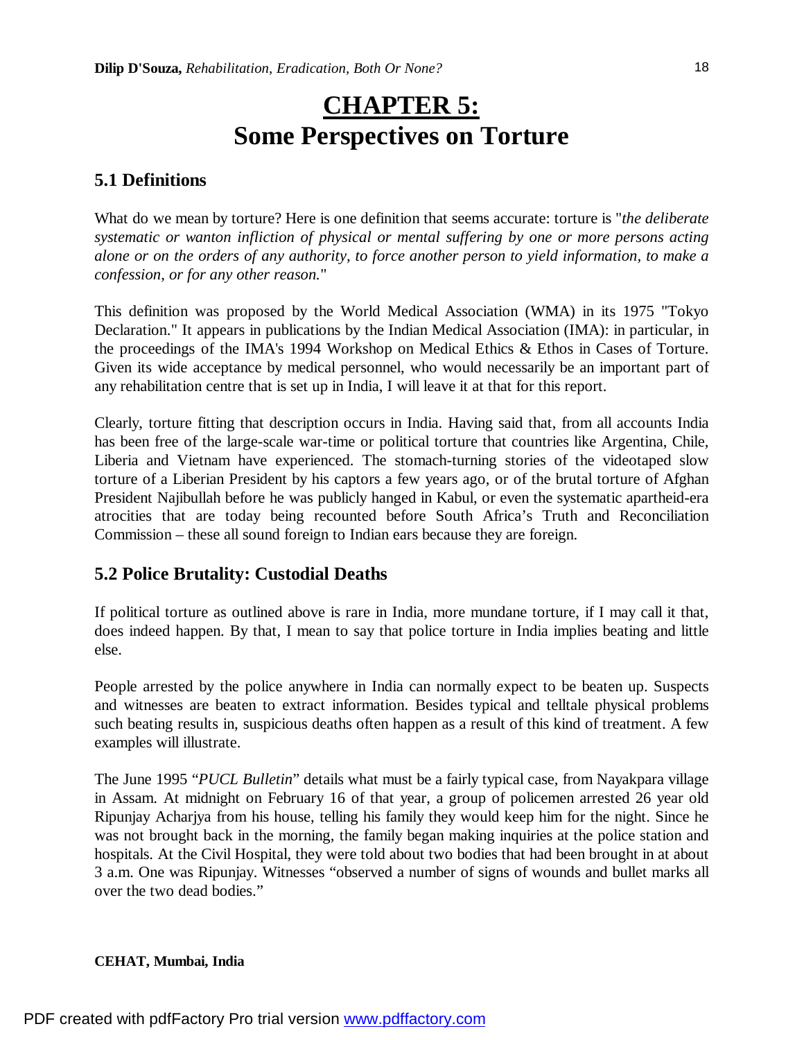# CHAPTER 5: Some Perspectives on Torture

## 5.1 Definitions

What do we mean by torture? Here is one definition that seems accurate: torture is "*the deliberate systematic or wanton infliction of physical or mental suffering by one or more persons acting alone or on the orders of any authority, to force another person to yield information, to make a confession, or for any other reason.*"

This definition was proposed by the World Medical Association (WMA) in its 1975 "Tokyo Declaration." It appears in publications by the Indian Medical Association (IMA): in particular, in the proceedings of the IMA's 1994 Workshop on Medical Ethics & Ethos in Cases of Torture. Given its wide acceptance by medical personnel, who would necessarily be an important part of any rehabilitation centre that is set up in India, I will leave it at that for this report.

Clearly, torture fitting that description occurs in India. Having said that, from all accounts India has been free of the large-scale war-time or political torture that countries like Argentina, Chile, Liberia and Vietnam have experienced. The stomach-turning stories of the videotaped slow torture of a Liberian President by his captors a few years ago, or of the brutal torture of Afghan President Najibullah before he was publicly hanged in Kabul, or even the systematic apartheid-era atrocities that are today being recounted before South Africa's Truth and Reconciliation Commission – these all sound foreign to Indian ears because they are foreign.

## 5.2 Police Brutality: Custodial Deaths

If political torture as outlined above is rare in India, more mundane torture, if I may call it that, does indeed happen. By that, I mean to say that police torture in India implies beating and little else.

People arrested by the police anywhere in India can normally expect to be beaten up. Suspects and witnesses are beaten to extract information. Besides typical and telltale physical problems such beating results in, suspicious deaths often happen as a result of this kind of treatment. A few examples will illustrate.

The June 1995 "*PUCL Bulletin*" details what must be a fairly typical case, from Nayakpara village in Assam. At midnight on February 16 of that year, a group of policemen arrested 26 year old Ripunjay Acharjya from his house, telling his family they would keep him for the night. Since he was not brought back in the morning, the family began making inquiries at the police station and hospitals. At the Civil Hospital, they were told about two bodies that had been brought in at about 3 a.m. One was Ripunjay. Witnesses "observed a number of signs of wounds and bullet marks all over the two dead bodies."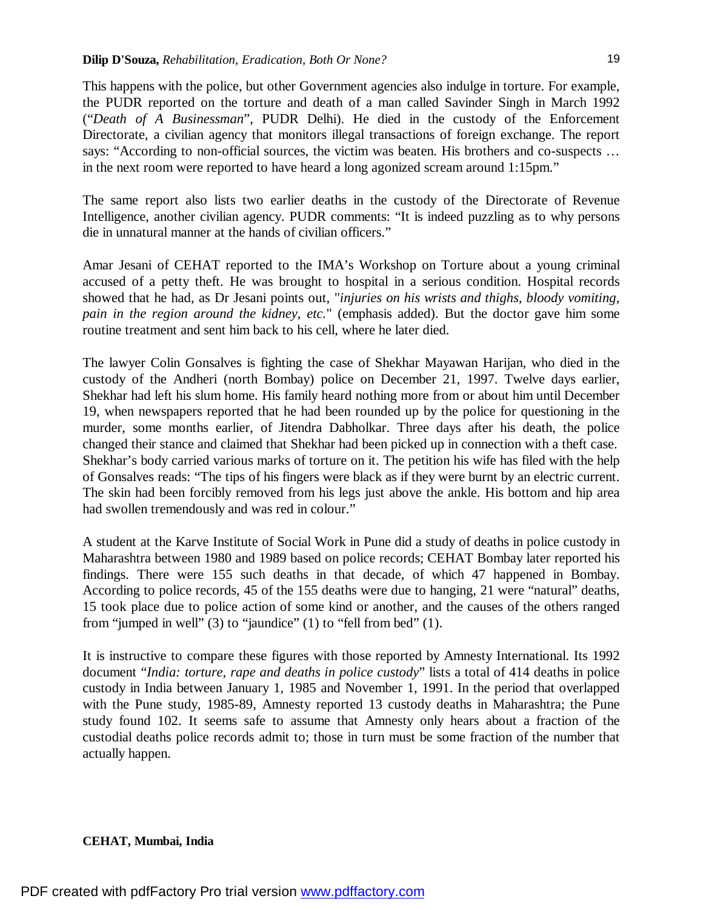This happens with the police, but other Government agencies also indulge in torture. For example, the PUDR reported on the torture and death of a man called Savinder Singh in March 1992 ("*Death of A Businessman*", PUDR Delhi). He died in the custody of the Enforcement Directorate, a civilian agency that monitors illegal transactions of foreign exchange. The report says: "According to non-official sources, the victim was beaten. His brothers and co-suspects … in the next room were reported to have heard a long agonized scream around 1:15pm."

The same report also lists two earlier deaths in the custody of the Directorate of Revenue Intelligence, another civilian agency. PUDR comments: "It is indeed puzzling as to why persons die in unnatural manner at the hands of civilian officers."

Amar Jesani of CEHAT reported to the IMA's Workshop on Torture about a young criminal accused of a petty theft. He was brought to hospital in a serious condition. Hospital records showed that he had, as Dr Jesani points out, "*injuries on his wrists and thighs, bloody vomiting, pain in the region around the kidney, etc.*" (emphasis added). But the doctor gave him some routine treatment and sent him back to his cell, where he later died.

The lawyer Colin Gonsalves is fighting the case of Shekhar Mayawan Harijan, who died in the custody of the Andheri (north Bombay) police on December 21, 1997. Twelve days earlier, Shekhar had left his slum home. His family heard nothing more from or about him until December 19, when newspapers reported that he had been rounded up by the police for questioning in the murder, some months earlier, of Jitendra Dabholkar. Three days after his death, the police changed their stance and claimed that Shekhar had been picked up in connection with a theft case. Shekhar's body carried various marks of torture on it. The petition his wife has filed with the help of Gonsalves reads: "The tips of his fingers were black as if they were burnt by an electric current. The skin had been forcibly removed from his legs just above the ankle. His bottom and hip area had swollen tremendously and was red in colour."

A student at the Karve Institute of Social Work in Pune did a study of deaths in police custody in Maharashtra between 1980 and 1989 based on police records; CEHAT Bombay later reported his findings. There were 155 such deaths in that decade, of which 47 happened in Bombay. According to police records, 45 of the 155 deaths were due to hanging, 21 were "natural" deaths, 15 took place due to police action of some kind or another, and the causes of the others ranged from "jumped in well" (3) to "jaundice" (1) to "fell from bed" (1).

It is instructive to compare these figures with those reported by Amnesty International. Its 1992 document "*India: torture, rape and deaths in police custody*" lists a total of 414 deaths in police custody in India between January 1, 1985 and November 1, 1991. In the period that overlapped with the Pune study, 1985-89, Amnesty reported 13 custody deaths in Maharashtra; the Pune study found 102. It seems safe to assume that Amnesty only hears about a fraction of the custodial deaths police records admit to; those in turn must be some fraction of the number that actually happen.

**CEHAT, Mumbai, India**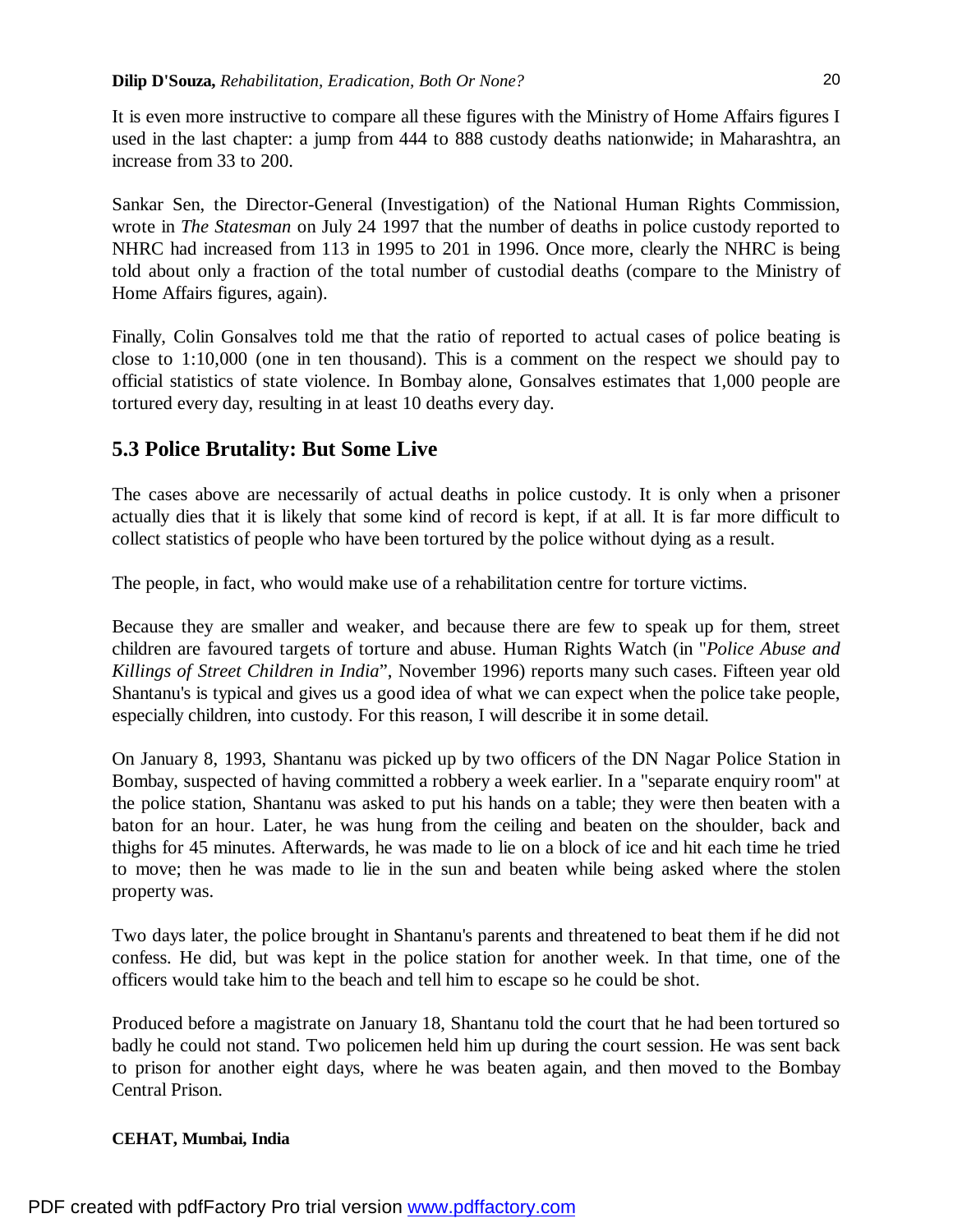It is even more instructive to compare all these figures with the Ministry of Home Affairs figures I used in the last chapter: a jump from 444 to 888 custody deaths nationwide; in Maharashtra, an increase from 33 to 200.

Sankar Sen, the Director-General (Investigation) of the National Human Rights Commission, wrote in *The Statesman* on July 24 1997 that the number of deaths in police custody reported to NHRC had increased from 113 in 1995 to 201 in 1996. Once more, clearly the NHRC is being told about only a fraction of the total number of custodial deaths (compare to the Ministry of Home Affairs figures, again).

Finally, Colin Gonsalves told me that the ratio of reported to actual cases of police beating is close to 1:10,000 (one in ten thousand). This is a comment on the respect we should pay to official statistics of state violence. In Bombay alone, Gonsalves estimates that 1,000 people are tortured every day, resulting in at least 10 deaths every day.

## 5.3 Police Brutality: But Some Live

The cases above are necessarily of actual deaths in police custody. It is only when a prisoner actually dies that it is likely that some kind of record is kept, if at all. It is far more difficult to collect statistics of people who have been tortured by the police without dying as a result.

The people, in fact, who would make use of a rehabilitation centre for torture victims.

Because they are smaller and weaker, and because there are few to speak up for them, street children are favoured targets of torture and abuse. Human Rights Watch (in "*Police Abuse and Killings of Street Children in India*", November 1996) reports many such cases. Fifteen year old Shantanu's is typical and gives us a good idea of what we can expect when the police take people, especially children, into custody. For this reason, I will describe it in some detail.

On January 8, 1993, Shantanu was picked up by two officers of the DN Nagar Police Station in Bombay, suspected of having committed a robbery a week earlier. In a "separate enquiry room" at the police station, Shantanu was asked to put his hands on a table; they were then beaten with a baton for an hour. Later, he was hung from the ceiling and beaten on the shoulder, back and thighs for 45 minutes. Afterwards, he was made to lie on a block of ice and hit each time he tried to move; then he was made to lie in the sun and beaten while being asked where the stolen property was.

Two days later, the police brought in Shantanu's parents and threatened to beat them if he did not confess. He did, but was kept in the police station for another week. In that time, one of the officers would take him to the beach and tell him to escape so he could be shot.

Produced before a magistrate on January 18, Shantanu told the court that he had been tortured so badly he could not stand. Two policemen held him up during the court session. He was sent back to prison for another eight days, where he was beaten again, and then moved to the Bombay Central Prison.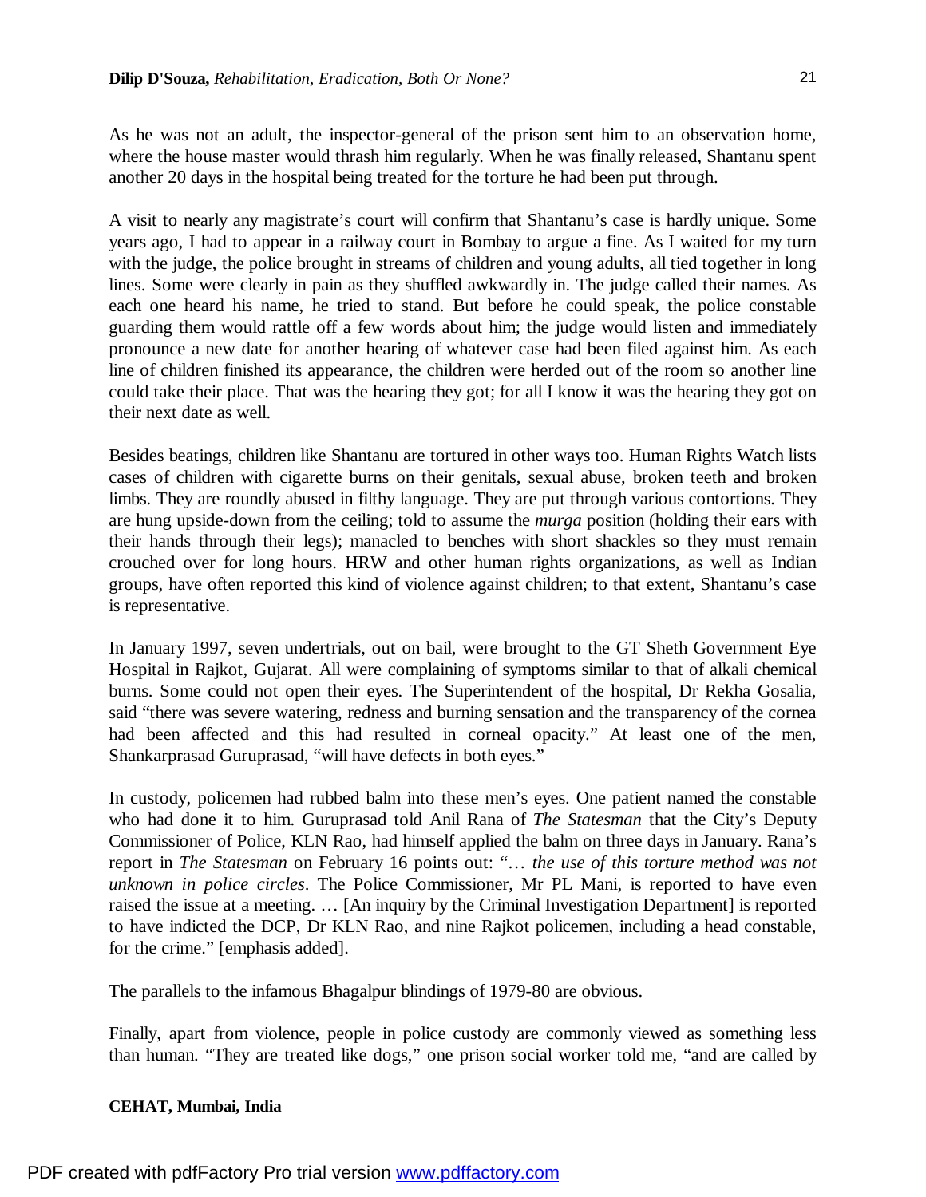As he was not an adult, the inspector-general of the prison sent him to an observation home, where the house master would thrash him regularly. When he was finally released, Shantanu spent another 20 days in the hospital being treated for the torture he had been put through.

A visit to nearly any magistrate's court will confirm that Shantanu's case is hardly unique. Some years ago, I had to appear in a railway court in Bombay to argue a fine. As I waited for my turn with the judge, the police brought in streams of children and young adults, all tied together in long lines. Some were clearly in pain as they shuffled awkwardly in. The judge called their names. As each one heard his name, he tried to stand. But before he could speak, the police constable guarding them would rattle off a few words about him; the judge would listen and immediately pronounce a new date for another hearing of whatever case had been filed against him. As each line of children finished its appearance, the children were herded out of the room so another line could take their place. That was the hearing they got; for all I know it was the hearing they got on their next date as well.

Besides beatings, children like Shantanu are tortured in other ways too. Human Rights Watch lists cases of children with cigarette burns on their genitals, sexual abuse, broken teeth and broken limbs. They are roundly abused in filthy language. They are put through various contortions. They are hung upside-down from the ceiling; told to assume the *murga* position (holding their ears with their hands through their legs); manacled to benches with short shackles so they must remain crouched over for long hours. HRW and other human rights organizations, as well as Indian groups, have often reported this kind of violence against children; to that extent, Shantanu's case is representative.

In January 1997, seven undertrials, out on bail, were brought to the GT Sheth Government Eye Hospital in Rajkot, Gujarat. All were complaining of symptoms similar to that of alkali chemical burns. Some could not open their eyes. The Superintendent of the hospital, Dr Rekha Gosalia, said "there was severe watering, redness and burning sensation and the transparency of the cornea had been affected and this had resulted in corneal opacity." At least one of the men, Shankarprasad Guruprasad, "will have defects in both eyes."

In custody, policemen had rubbed balm into these men's eyes. One patient named the constable who had done it to him. Guruprasad told Anil Rana of *The Statesman* that the City's Deputy Commissioner of Police, KLN Rao, had himself applied the balm on three days in January. Rana's report in *The Statesman* on February 16 points out: "… *the use of this torture method was not unknown in police circles*. The Police Commissioner, Mr PL Mani, is reported to have even raised the issue at a meeting. … [An inquiry by the Criminal Investigation Department] is reported to have indicted the DCP, Dr KLN Rao, and nine Rajkot policemen, including a head constable, for the crime." [emphasis added].

The parallels to the infamous Bhagalpur blindings of 1979-80 are obvious.

Finally, apart from violence, people in police custody are commonly viewed as something less than human. "They are treated like dogs," one prison social worker told me, "and are called by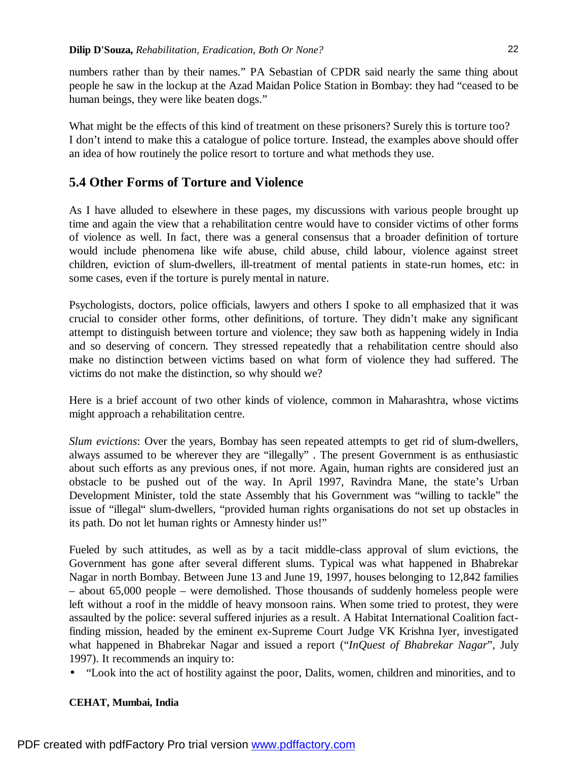numbers rather than by their names." PA Sebastian of CPDR said nearly the same thing about people he saw in the lockup at the Azad Maidan Police Station in Bombay: they had "ceased to be human beings, they were like beaten dogs."

What might be the effects of this kind of treatment on these prisoners? Surely this is torture too? I don't intend to make this a catalogue of police torture. Instead, the examples above should offer an idea of how routinely the police resort to torture and what methods they use.

## 5.4 Other Forms of Torture and Violence

As I have alluded to elsewhere in these pages, my discussions with various people brought up time and again the view that a rehabilitation centre would have to consider victims of other forms of violence as well. In fact, there was a general consensus that a broader definition of torture would include phenomena like wife abuse, child abuse, child labour, violence against street children, eviction of slum-dwellers, ill-treatment of mental patients in state-run homes, etc: in some cases, even if the torture is purely mental in nature.

Psychologists, doctors, police officials, lawyers and others I spoke to all emphasized that it was crucial to consider other forms, other definitions, of torture. They didn't make any significant attempt to distinguish between torture and violence; they saw both as happening widely in India and so deserving of concern. They stressed repeatedly that a rehabilitation centre should also make no distinction between victims based on what form of violence they had suffered. The victims do not make the distinction, so why should we?

Here is a brief account of two other kinds of violence, common in Maharashtra, whose victims might approach a rehabilitation centre.

*Slum evictions*: Over the years, Bombay has seen repeated attempts to get rid of slum-dwellers, always assumed to be wherever they are "illegally" . The present Government is as enthusiastic about such efforts as any previous ones, if not more. Again, human rights are considered just an obstacle to be pushed out of the way. In April 1997, Ravindra Mane, the state's Urban Development Minister, told the state Assembly that his Government was "willing to tackle" the issue of "illegal" slum-dwellers, "provided human rights organisations do not set up obstacles in its path. Do not let human rights or Amnesty hinder us!"

Fueled by such attitudes, as well as by a tacit middle-class approval of slum evictions, the Government has gone after several different slums. Typical was what happened in Bhabrekar Nagar in north Bombay. Between June 13 and June 19, 1997, houses belonging to 12,842 families – about 65,000 people – were demolished. Those thousands of suddenly homeless people were left without a roof in the middle of heavy monsoon rains. When some tried to protest, they were assaulted by the police: several suffered injuries as a result. A Habitat International Coalition fact-finding mission, headed by the eminent ex-Supreme Court Judge VK Krishna Iyer, investigated what happened in Bhabrekar Nagar and issued a report ("*InQuest of Bhabrekar Nagar*", July 1997). It recommends an inquiry to:

- "Look into the act of hostility against the poor, Dalits, women, children and minorities, and to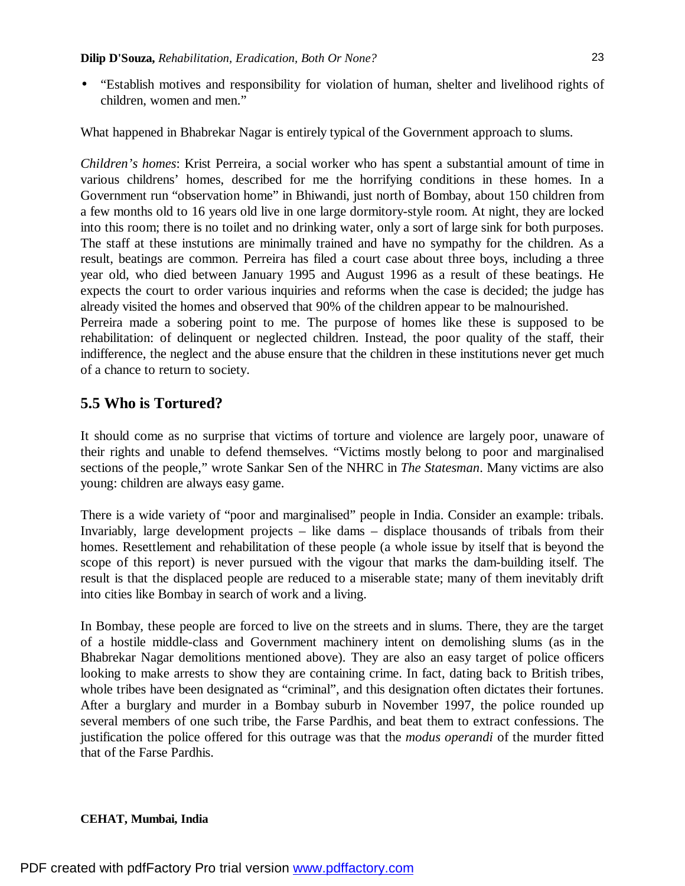- "Establish motives and responsibility for violation of human, shelter and livelihood rights of children, women and men."

What happened in Bhabrekar Nagar is entirely typical of the Government approach to slums.

*Children's homes*: Krist Perreira, a social worker who has spent a substantial amount of time in various childrens' homes, described for me the horrifying conditions in these homes. In a Government run "observation home" in Bhiwandi, just north of Bombay, about 150 children from a few months old to 16 years old live in one large dormitory-style room. At night, they are locked into this room; there is no toilet and no drinking water, only a sort of large sink for both purposes. The staff at these instutions are minimally trained and have no sympathy for the children. As a result, beatings are common. Perreira has filed a court case about three boys, including a three year old, who died between January 1995 and August 1996 as a result of these beatings. He expects the court to order various inquiries and reforms when the case is decided; the judge has already visited the homes and observed that 90% of the children appear to be malnourished.
Perreira made a sobering point to me. The purpose of homes like these is supposed to be rehabilitation: of delinquent or neglected children. Instead, the poor quality of the staff, their indifference, the neglect and the abuse ensure that the children in these institutions never get much of a chance to return to society.

## 5.5 Who is Tortured?

It should come as no surprise that victims of torture and violence are largely poor, unaware of their rights and unable to defend themselves. "Victims mostly belong to poor and marginalised sections of the people," wrote Sankar Sen of the NHRC in *The Statesman*. Many victims are also young: children are always easy game.

There is a wide variety of "poor and marginalised" people in India. Consider an example: tribals. Invariably, large development projects – like dams – displace thousands of tribals from their homes. Resettlement and rehabilitation of these people (a whole issue by itself that is beyond the scope of this report) is never pursued with the vigour that marks the dam-building itself. The result is that the displaced people are reduced to a miserable state; many of them inevitably drift into cities like Bombay in search of work and a living.

In Bombay, these people are forced to live on the streets and in slums. There, they are the target of a hostile middle-class and Government machinery intent on demolishing slums (as in the Bhabrekar Nagar demolitions mentioned above). They are also an easy target of police officers looking to make arrests to show they are containing crime. In fact, dating back to British tribes, whole tribes have been designated as "criminal", and this designation often dictates their fortunes. After a burglary and murder in a Bombay suburb in November 1997, the police rounded up several members of one such tribe, the Farse Pardhis, and beat them to extract confessions. The justification the police offered for this outrage was that the *modus operandi* of the murder fitted that of the Farse Pardhis.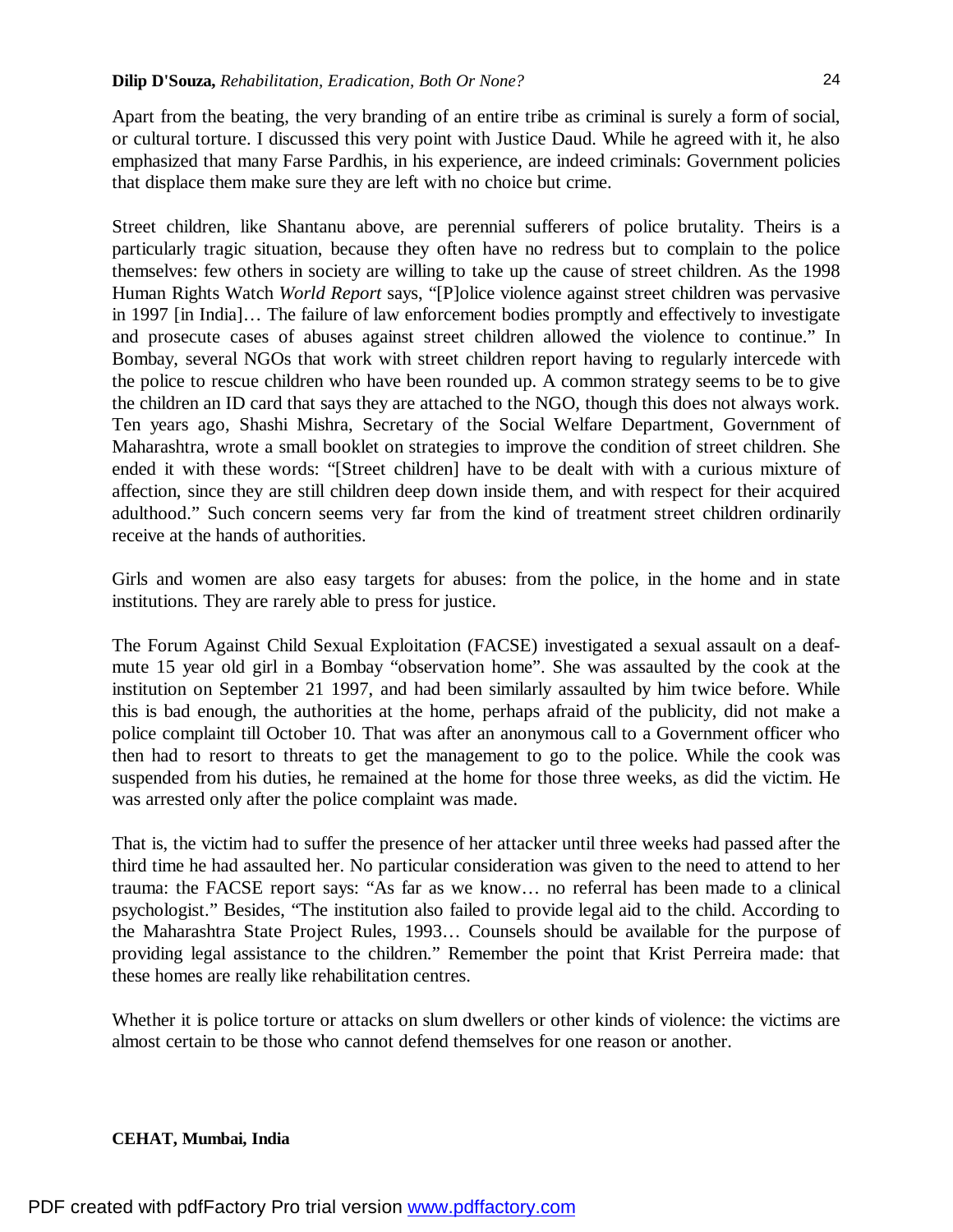Apart from the beating, the very branding of an entire tribe as criminal is surely a form of social, or cultural torture. I discussed this very point with Justice Daud. While he agreed with it, he also emphasized that many Farse Pardhis, in his experience, are indeed criminals: Government policies that displace them make sure they are left with no choice but crime.

Street children, like Shantanu above, are perennial sufferers of police brutality. Theirs is a particularly tragic situation, because they often have no redress but to complain to the police themselves: few others in society are willing to take up the cause of street children. As the 1998 Human Rights Watch *World Report* says, "[P]olice violence against street children was pervasive in 1997 [in India]… The failure of law enforcement bodies promptly and effectively to investigate and prosecute cases of abuses against street children allowed the violence to continue." In Bombay, several NGOs that work with street children report having to regularly intercede with the police to rescue children who have been rounded up. A common strategy seems to be to give the children an ID card that says they are attached to the NGO, though this does not always work. Ten years ago, Shashi Mishra, Secretary of the Social Welfare Department, Government of Maharashtra, wrote a small booklet on strategies to improve the condition of street children. She ended it with these words: "[Street children] have to be dealt with with a curious mixture of affection, since they are still children deep down inside them, and with respect for their acquired adulthood." Such concern seems very far from the kind of treatment street children ordinarily receive at the hands of authorities.

Girls and women are also easy targets for abuses: from the police, in the home and in state institutions. They are rarely able to press for justice.

The Forum Against Child Sexual Exploitation (FACSE) investigated a sexual assault on a deaf-mute 15 year old girl in a Bombay "observation home". She was assaulted by the cook at the institution on September 21 1997, and had been similarly assaulted by him twice before. While this is bad enough, the authorities at the home, perhaps afraid of the publicity, did not make a police complaint till October 10. That was after an anonymous call to a Government officer who then had to resort to threats to get the management to go to the police. While the cook was suspended from his duties, he remained at the home for those three weeks, as did the victim. He was arrested only after the police complaint was made.

That is, the victim had to suffer the presence of her attacker until three weeks had passed after the third time he had assaulted her. No particular consideration was given to the need to attend to her trauma: the FACSE report says: "As far as we know… no referral has been made to a clinical psychologist." Besides, "The institution also failed to provide legal aid to the child. According to the Maharashtra State Project Rules, 1993… Counsels should be available for the purpose of providing legal assistance to the children." Remember the point that Krist Perreira made: that these homes are really like rehabilitation centres.

Whether it is police torture or attacks on slum dwellers or other kinds of violence: the victims are almost certain to be those who cannot defend themselves for one reason or another.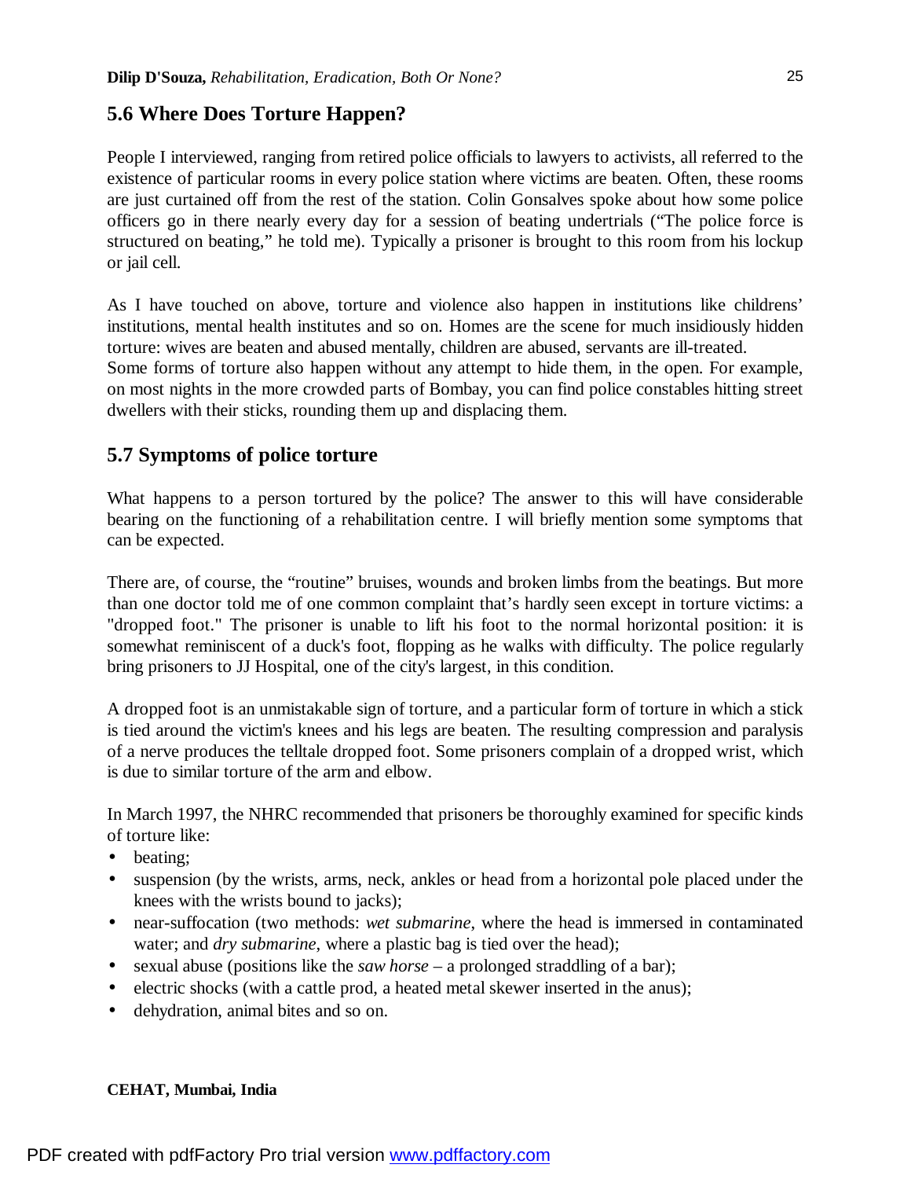## 5.6 Where Does Torture Happen?

People I interviewed, ranging from retired police officials to lawyers to activists, all referred to the existence of particular rooms in every police station where victims are beaten. Often, these rooms are just curtained off from the rest of the station. Colin Gonsalves spoke about how some police officers go in there nearly every day for a session of beating undertrials ("The police force is structured on beating," he told me). Typically a prisoner is brought to this room from his lockup or jail cell.

As I have touched on above, torture and violence also happen in institutions like childrens' institutions, mental health institutes and so on. Homes are the scene for much insidiously hidden torture: wives are beaten and abused mentally, children are abused, servants are ill-treated.
Some forms of torture also happen without any attempt to hide them, in the open. For example, on most nights in the more crowded parts of Bombay, you can find police constables hitting street dwellers with their sticks, rounding them up and displacing them.

## 5.7 Symptoms of police torture

What happens to a person tortured by the police? The answer to this will have considerable bearing on the functioning of a rehabilitation centre. I will briefly mention some symptoms that can be expected.

There are, of course, the "routine" bruises, wounds and broken limbs from the beatings. But more than one doctor told me of one common complaint that's hardly seen except in torture victims: a "dropped foot." The prisoner is unable to lift his foot to the normal horizontal position: it is somewhat reminiscent of a duck's foot, flopping as he walks with difficulty. The police regularly bring prisoners to JJ Hospital, one of the city's largest, in this condition.

A dropped foot is an unmistakable sign of torture, and a particular form of torture in which a stick is tied around the victim's knees and his legs are beaten. The resulting compression and paralysis of a nerve produces the telltale dropped foot. Some prisoners complain of a dropped wrist, which is due to similar torture of the arm and elbow.

In March 1997, the NHRC recommended that prisoners be thoroughly examined for specific kinds of torture like:

- beating;
- suspension (by the wrists, arms, neck, ankles or head from a horizontal pole placed under the knees with the wrists bound to jacks);
- near-suffocation (two methods: *wet submarine*, where the head is immersed in contaminated water; and *dry submarine*, where a plastic bag is tied over the head);
- sexual abuse (positions like the *saw horse* – a prolonged straddling of a bar);
- electric shocks (with a cattle prod, a heated metal skewer inserted in the anus);
- dehydration, animal bites and so on.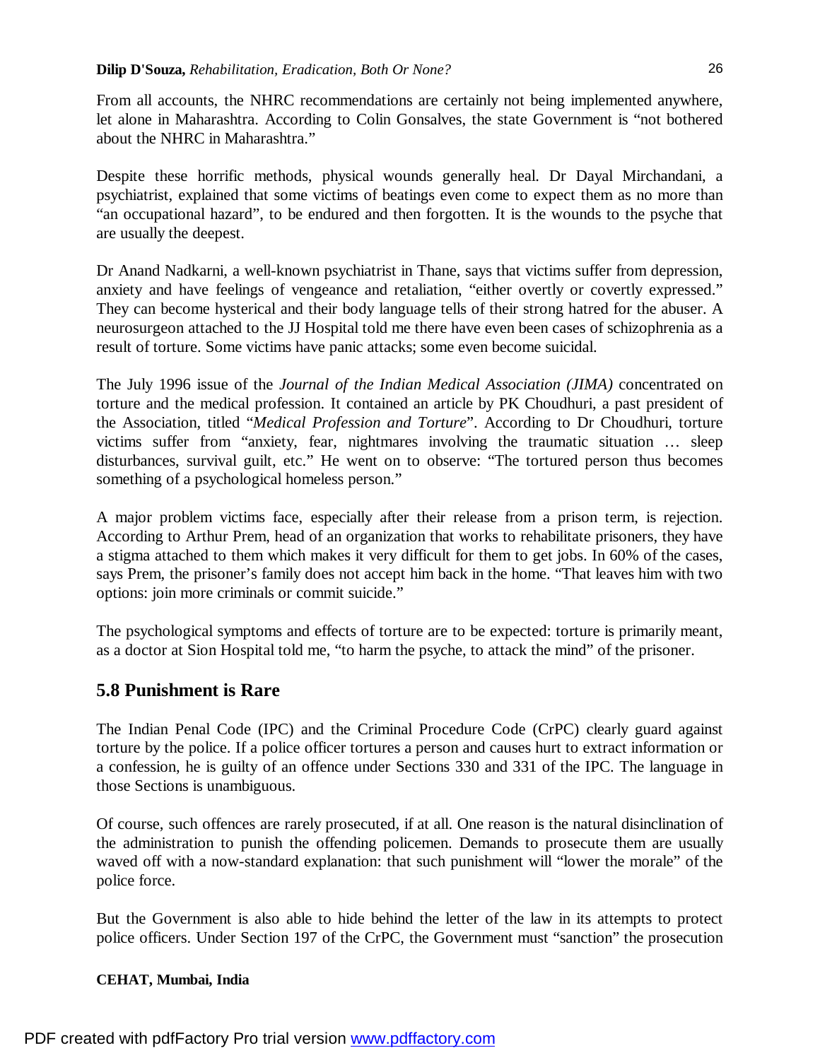From all accounts, the NHRC recommendations are certainly not being implemented anywhere, let alone in Maharashtra. According to Colin Gonsalves, the state Government is "not bothered about the NHRC in Maharashtra."

Despite these horrific methods, physical wounds generally heal. Dr Dayal Mirchandani, a psychiatrist, explained that some victims of beatings even come to expect them as no more than "an occupational hazard", to be endured and then forgotten. It is the wounds to the psyche that are usually the deepest.

Dr Anand Nadkarni, a well-known psychiatrist in Thane, says that victims suffer from depression, anxiety and have feelings of vengeance and retaliation, "either overtly or covertly expressed." They can become hysterical and their body language tells of their strong hatred for the abuser. A neurosurgeon attached to the JJ Hospital told me there have even been cases of schizophrenia as a result of torture. Some victims have panic attacks; some even become suicidal.

The July 1996 issue of the *Journal of the Indian Medical Association (JIMA)* concentrated on torture and the medical profession. It contained an article by PK Choudhuri, a past president of the Association, titled "*Medical Profession and Torture*". According to Dr Choudhuri, torture victims suffer from "anxiety, fear, nightmares involving the traumatic situation … sleep disturbances, survival guilt, etc." He went on to observe: "The tortured person thus becomes something of a psychological homeless person."

A major problem victims face, especially after their release from a prison term, is rejection. According to Arthur Prem, head of an organization that works to rehabilitate prisoners, they have a stigma attached to them which makes it very difficult for them to get jobs. In 60% of the cases, says Prem, the prisoner's family does not accept him back in the home. "That leaves him with two options: join more criminals or commit suicide."

The psychological symptoms and effects of torture are to be expected: torture is primarily meant, as a doctor at Sion Hospital told me, "to harm the psyche, to attack the mind" of the prisoner.

## 5.8 Punishment is Rare

The Indian Penal Code (IPC) and the Criminal Procedure Code (CrPC) clearly guard against torture by the police. If a police officer tortures a person and causes hurt to extract information or a confession, he is guilty of an offence under Sections 330 and 331 of the IPC. The language in those Sections is unambiguous.

Of course, such offences are rarely prosecuted, if at all. One reason is the natural disinclination of the administration to punish the offending policemen. Demands to prosecute them are usually waved off with a now-standard explanation: that such punishment will "lower the morale" of the police force.

But the Government is also able to hide behind the letter of the law in its attempts to protect police officers. Under Section 197 of the CrPC, the Government must "sanction" the prosecution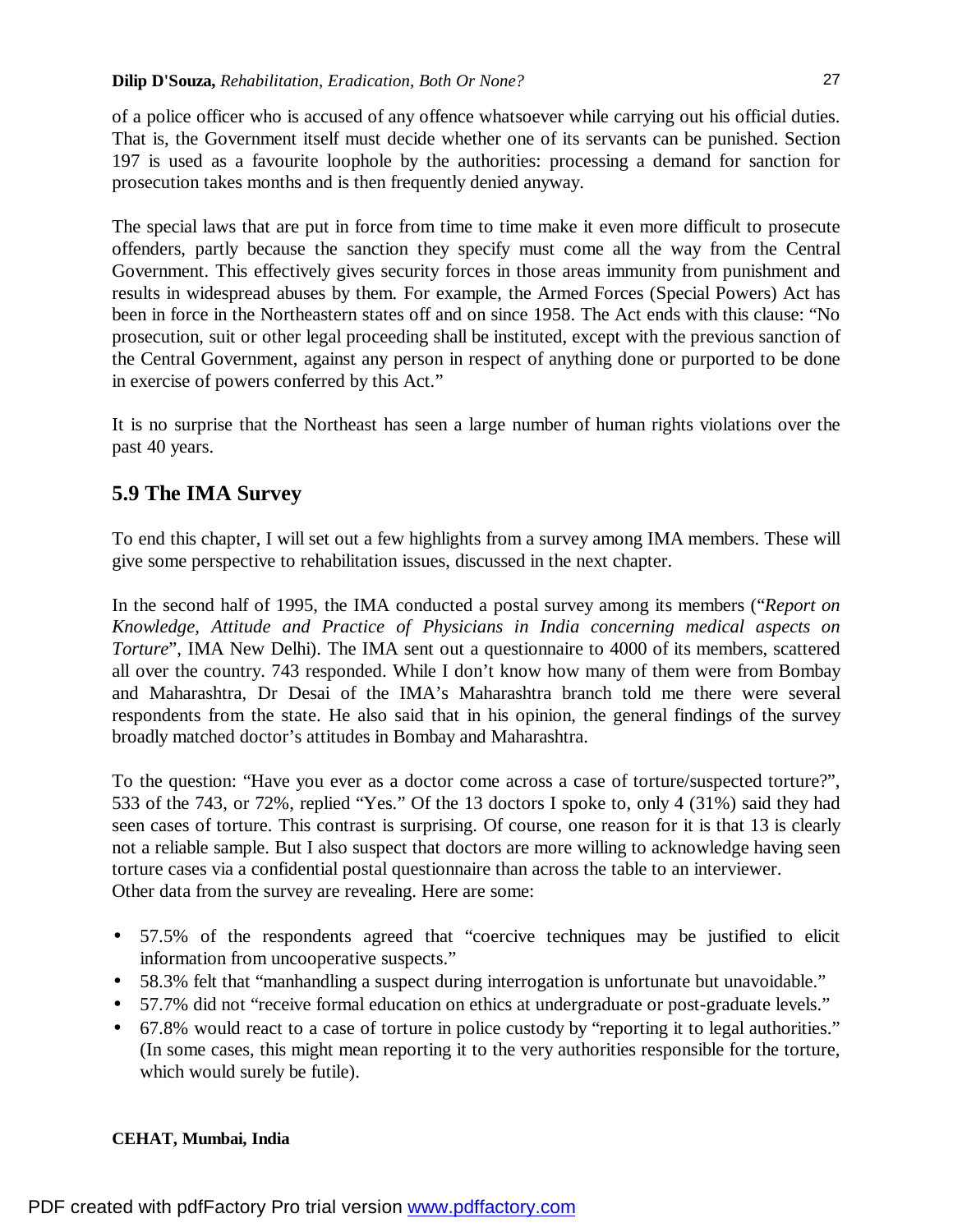of a police officer who is accused of any offence whatsoever while carrying out his official duties. That is, the Government itself must decide whether one of its servants can be punished. Section 197 is used as a favourite loophole by the authorities: processing a demand for sanction for prosecution takes months and is then frequently denied anyway.

The special laws that are put in force from time to time make it even more difficult to prosecute offenders, partly because the sanction they specify must come all the way from the Central Government. This effectively gives security forces in those areas immunity from punishment and results in widespread abuses by them. For example, the Armed Forces (Special Powers) Act has been in force in the Northeastern states off and on since 1958. The Act ends with this clause: "No prosecution, suit or other legal proceeding shall be instituted, except with the previous sanction of the Central Government, against any person in respect of anything done or purported to be done in exercise of powers conferred by this Act."

It is no surprise that the Northeast has seen a large number of human rights violations over the past 40 years.

## 5.9 The IMA Survey

To end this chapter, I will set out a few highlights from a survey among IMA members. These will give some perspective to rehabilitation issues, discussed in the next chapter.

In the second half of 1995, the IMA conducted a postal survey among its members ("*Report on Knowledge, Attitude and Practice of Physicians in India concerning medical aspects on Torture*", IMA New Delhi). The IMA sent out a questionnaire to 4000 of its members, scattered all over the country. 743 responded. While I don't know how many of them were from Bombay and Maharashtra, Dr Desai of the IMA's Maharashtra branch told me there were several respondents from the state. He also said that in his opinion, the general findings of the survey broadly matched doctor's attitudes in Bombay and Maharashtra.

To the question: "Have you ever as a doctor come across a case of torture/suspected torture?", 533 of the 743, or 72%, replied "Yes." Of the 13 doctors I spoke to, only 4 (31%) said they had seen cases of torture. This contrast is surprising. Of course, one reason for it is that 13 is clearly not a reliable sample. But I also suspect that doctors are more willing to acknowledge having seen torture cases via a confidential postal questionnaire than across the table to an interviewer.
Other data from the survey are revealing. Here are some:

- 57.5% of the respondents agreed that "coercive techniques may be justified to elicit information from uncooperative suspects."
- 58.3% felt that "manhandling a suspect during interrogation is unfortunate but unavoidable."
- 57.7% did not "receive formal education on ethics at undergraduate or post-graduate levels."
- 67.8% would react to a case of torture in police custody by "reporting it to legal authorities." (In some cases, this might mean reporting it to the very authorities responsible for the torture, which would surely be futile).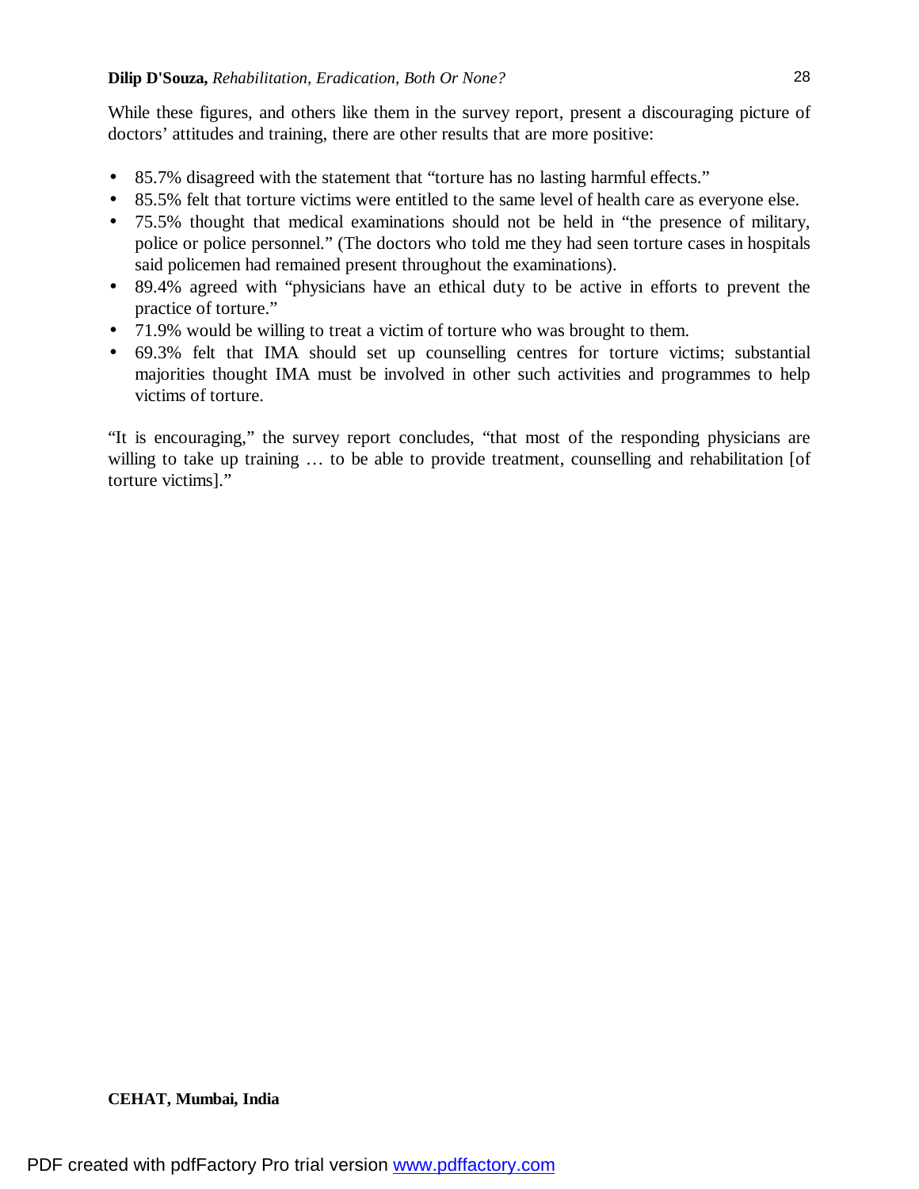While these figures, and others like them in the survey report, present a discouraging picture of doctors' attitudes and training, there are other results that are more positive:

- 85.7% disagreed with the statement that "torture has no lasting harmful effects."
- 85.5% felt that torture victims were entitled to the same level of health care as everyone else.
- 75.5% thought that medical examinations should not be held in "the presence of military, police or police personnel." (The doctors who told me they had seen torture cases in hospitals said policemen had remained present throughout the examinations).
- 89.4% agreed with "physicians have an ethical duty to be active in efforts to prevent the practice of torture."
- 71.9% would be willing to treat a victim of torture who was brought to them.
- 69.3% felt that IMA should set up counselling centres for torture victims; substantial majorities thought IMA must be involved in other such activities and programmes to help victims of torture.

"It is encouraging," the survey report concludes, "that most of the responding physicians are willing to take up training … to be able to provide treatment, counselling and rehabilitation [of torture victims]."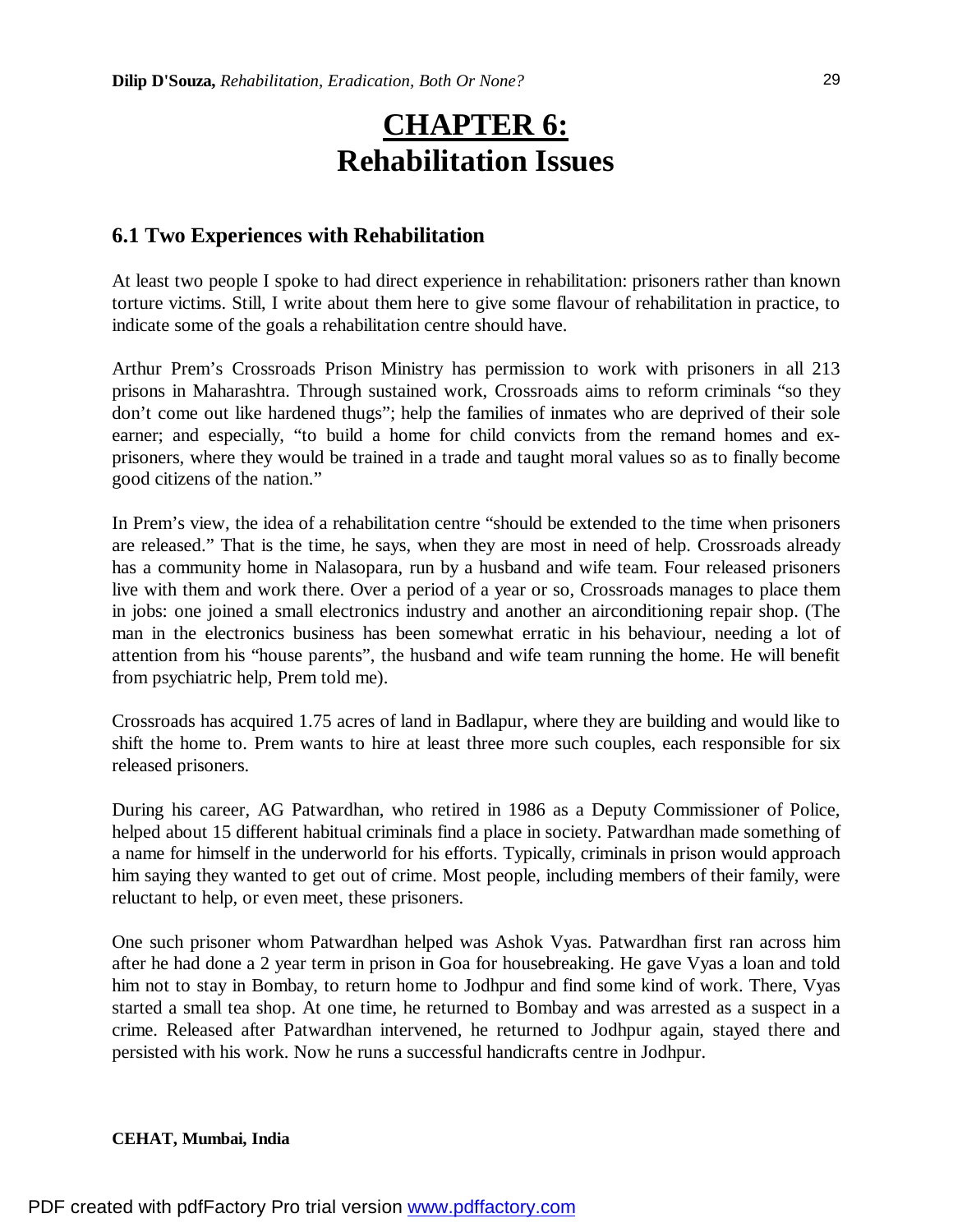# CHAPTER 6: Rehabilitation Issues

## 6.1 Two Experiences with Rehabilitation

At least two people I spoke to had direct experience in rehabilitation: prisoners rather than known torture victims. Still, I write about them here to give some flavour of rehabilitation in practice, to indicate some of the goals a rehabilitation centre should have.

Arthur Prem's Crossroads Prison Ministry has permission to work with prisoners in all 213 prisons in Maharashtra. Through sustained work, Crossroads aims to reform criminals "so they don't come out like hardened thugs"; help the families of inmates who are deprived of their sole earner; and especially, "to build a home for child convicts from the remand homes and ex-prisoners, where they would be trained in a trade and taught moral values so as to finally become good citizens of the nation."

In Prem's view, the idea of a rehabilitation centre "should be extended to the time when prisoners are released." That is the time, he says, when they are most in need of help. Crossroads already has a community home in Nalasopara, run by a husband and wife team. Four released prisoners live with them and work there. Over a period of a year or so, Crossroads manages to place them in jobs: one joined a small electronics industry and another an airconditioning repair shop. (The man in the electronics business has been somewhat erratic in his behaviour, needing a lot of attention from his "house parents", the husband and wife team running the home. He will benefit from psychiatric help, Prem told me).

Crossroads has acquired 1.75 acres of land in Badlapur, where they are building and would like to shift the home to. Prem wants to hire at least three more such couples, each responsible for six released prisoners.

During his career, AG Patwardhan, who retired in 1986 as a Deputy Commissioner of Police, helped about 15 different habitual criminals find a place in society. Patwardhan made something of a name for himself in the underworld for his efforts. Typically, criminals in prison would approach him saying they wanted to get out of crime. Most people, including members of their family, were reluctant to help, or even meet, these prisoners.

One such prisoner whom Patwardhan helped was Ashok Vyas. Patwardhan first ran across him after he had done a 2 year term in prison in Goa for housebreaking. He gave Vyas a loan and told him not to stay in Bombay, to return home to Jodhpur and find some kind of work. There, Vyas started a small tea shop. At one time, he returned to Bombay and was arrested as a suspect in a crime. Released after Patwardhan intervened, he returned to Jodhpur again, stayed there and persisted with his work. Now he runs a successful handicrafts centre in Jodhpur.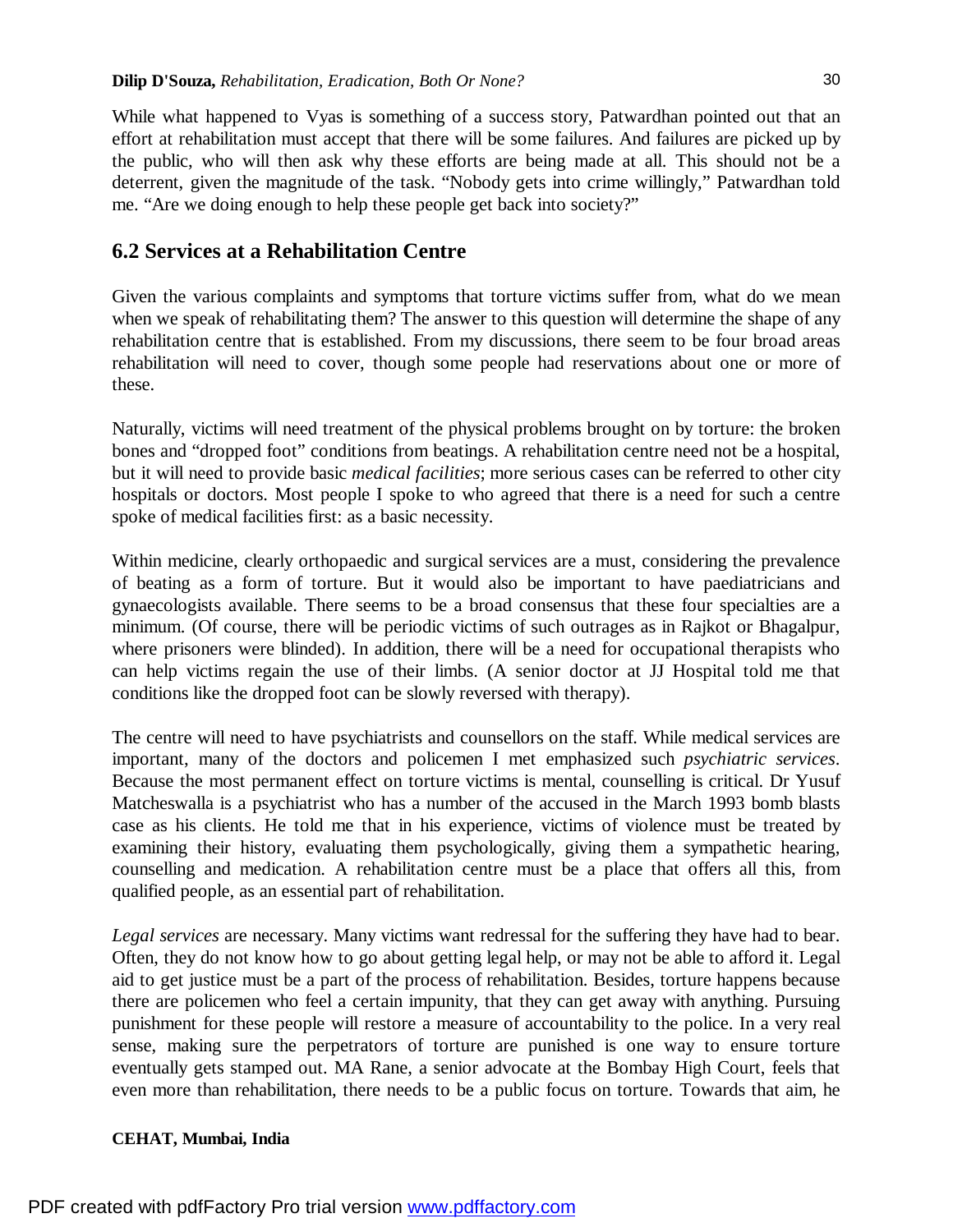While what happened to Vyas is something of a success story, Patwardhan pointed out that an effort at rehabilitation must accept that there will be some failures. And failures are picked up by the public, who will then ask why these efforts are being made at all. This should not be a deterrent, given the magnitude of the task. “Nobody gets into crime willingly,” Patwardhan told me. “Are we doing enough to help these people get back into society?”

## 6.2 Services at a Rehabilitation Centre

Given the various complaints and symptoms that torture victims suffer from, what do we mean when we speak of rehabilitating them? The answer to this question will determine the shape of any rehabilitation centre that is established. From my discussions, there seem to be four broad areas rehabilitation will need to cover, though some people had reservations about one or more of these.

Naturally, victims will need treatment of the physical problems brought on by torture: the broken bones and “dropped foot” conditions from beatings. A rehabilitation centre need not be a hospital, but it will need to provide basic *medical facilities*; more serious cases can be referred to other city hospitals or doctors. Most people I spoke to who agreed that there is a need for such a centre spoke of medical facilities first: as a basic necessity.

Within medicine, clearly orthopaedic and surgical services are a must, considering the prevalence of beating as a form of torture. But it would also be important to have paediatricians and gynaecologists available. There seems to be a broad consensus that these four specialties are a minimum. (Of course, there will be periodic victims of such outrages as in Rajkot or Bhagalpur, where prisoners were blinded). In addition, there will be a need for occupational therapists who can help victims regain the use of their limbs. (A senior doctor at JJ Hospital told me that conditions like the dropped foot can be slowly reversed with therapy).

The centre will need to have psychiatrists and counsellors on the staff. While medical services are important, many of the doctors and policemen I met emphasized such *psychiatric services*. Because the most permanent effect on torture victims is mental, counselling is critical. Dr Yusuf Matcheswalla is a psychiatrist who has a number of the accused in the March 1993 bomb blasts case as his clients. He told me that in his experience, victims of violence must be treated by examining their history, evaluating them psychologically, giving them a sympathetic hearing, counselling and medication. A rehabilitation centre must be a place that offers all this, from qualified people, as an essential part of rehabilitation.

*Legal services* are necessary. Many victims want redressal for the suffering they have had to bear. Often, they do not know how to go about getting legal help, or may not be able to afford it. Legal aid to get justice must be a part of the process of rehabilitation. Besides, torture happens because there are policemen who feel a certain impunity, that they can get away with anything. Pursuing punishment for these people will restore a measure of accountability to the police. In a very real sense, making sure the perpetrators of torture are punished is one way to ensure torture eventually gets stamped out. MA Rane, a senior advocate at the Bombay High Court, feels that even more than rehabilitation, there needs to be a public focus on torture. Towards that aim, he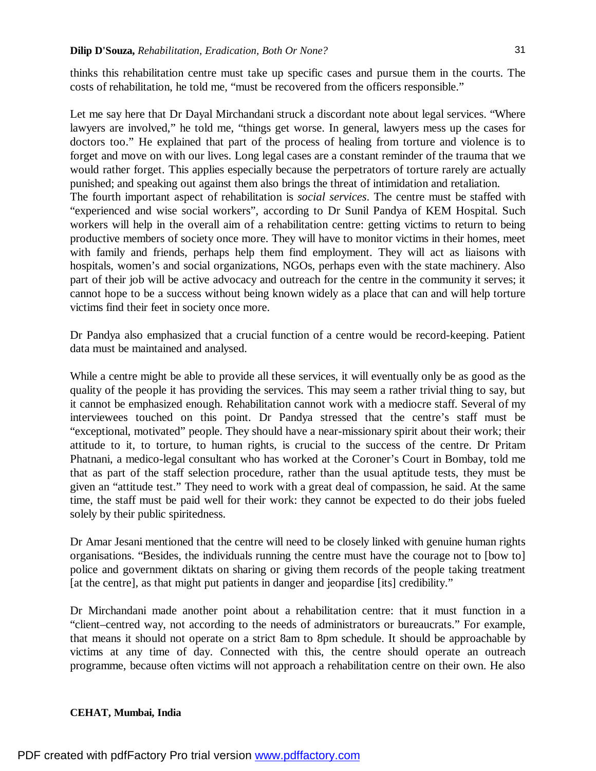thinks this rehabilitation centre must take up specific cases and pursue them in the courts. The costs of rehabilitation, he told me, "must be recovered from the officers responsible."

Let me say here that Dr Dayal Mirchandani struck a discordant note about legal services. "Where lawyers are involved," he told me, "things get worse. In general, lawyers mess up the cases for doctors too." He explained that part of the process of healing from torture and violence is to forget and move on with our lives. Long legal cases are a constant reminder of the trauma that we would rather forget. This applies especially because the perpetrators of torture rarely are actually punished; and speaking out against them also brings the threat of intimidation and retaliation.

The fourth important aspect of rehabilitation is *social services*. The centre must be staffed with "experienced and wise social workers", according to Dr Sunil Pandya of KEM Hospital. Such workers will help in the overall aim of a rehabilitation centre: getting victims to return to being productive members of society once more. They will have to monitor victims in their homes, meet with family and friends, perhaps help them find employment. They will act as liaisons with hospitals, women's and social organizations, NGOs, perhaps even with the state machinery. Also part of their job will be active advocacy and outreach for the centre in the community it serves; it cannot hope to be a success without being known widely as a place that can and will help torture victims find their feet in society once more.

Dr Pandya also emphasized that a crucial function of a centre would be record-keeping. Patient data must be maintained and analysed.

While a centre might be able to provide all these services, it will eventually only be as good as the quality of the people it has providing the services. This may seem a rather trivial thing to say, but it cannot be emphasized enough. Rehabilitation cannot work with a mediocre staff. Several of my interviewees touched on this point. Dr Pandya stressed that the centre's staff must be "exceptional, motivated" people. They should have a near-missionary spirit about their work; their attitude to it, to torture, to human rights, is crucial to the success of the centre. Dr Pritam Phatnani, a medico-legal consultant who has worked at the Coroner's Court in Bombay, told me that as part of the staff selection procedure, rather than the usual aptitude tests, they must be given an "attitude test." They need to work with a great deal of compassion, he said. At the same time, the staff must be paid well for their work: they cannot be expected to do their jobs fueled solely by their public spiritedness.

Dr Amar Jesani mentioned that the centre will need to be closely linked with genuine human rights organisations. "Besides, the individuals running the centre must have the courage not to [bow to] police and government diktats on sharing or giving them records of the people taking treatment [at the centre], as that might put patients in danger and jeopardise [its] credibility."

Dr Mirchandani made another point about a rehabilitation centre: that it must function in a "client–centred way, not according to the needs of administrators or bureaucrats." For example, that means it should not operate on a strict 8am to 8pm schedule. It should be approachable by victims at any time of day. Connected with this, the centre should operate an outreach programme, because often victims will not approach a rehabilitation centre on their own. He also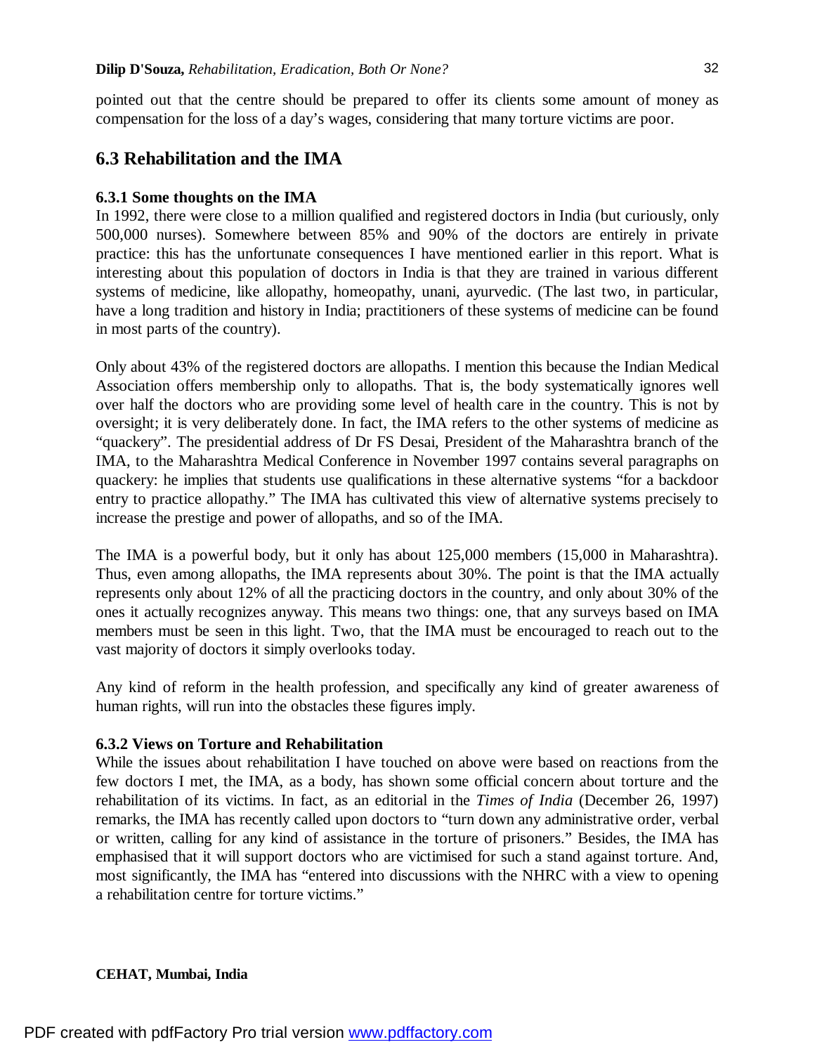pointed out that the centre should be prepared to offer its clients some amount of money as compensation for the loss of a day's wages, considering that many torture victims are poor.

## 6.3 Rehabilitation and the IMA

### 6.3.1 Some thoughts on the IMA

In 1992, there were close to a million qualified and registered doctors in India (but curiously, only 500,000 nurses). Somewhere between 85% and 90% of the doctors are entirely in private practice: this has the unfortunate consequences I have mentioned earlier in this report. What is interesting about this population of doctors in India is that they are trained in various different systems of medicine, like allopathy, homeopathy, unani, ayurvedic. (The last two, in particular, have a long tradition and history in India; practitioners of these systems of medicine can be found in most parts of the country).

Only about 43% of the registered doctors are allopaths. I mention this because the Indian Medical Association offers membership only to allopaths. That is, the body systematically ignores well over half the doctors who are providing some level of health care in the country. This is not by oversight; it is very deliberately done. In fact, the IMA refers to the other systems of medicine as "quackery". The presidential address of Dr FS Desai, President of the Maharashtra branch of the IMA, to the Maharashtra Medical Conference in November 1997 contains several paragraphs on quackery: he implies that students use qualifications in these alternative systems "for a backdoor entry to practice allopathy." The IMA has cultivated this view of alternative systems precisely to increase the prestige and power of allopaths, and so of the IMA.

The IMA is a powerful body, but it only has about 125,000 members (15,000 in Maharashtra). Thus, even among allopaths, the IMA represents about 30%. The point is that the IMA actually represents only about 12% of all the practicing doctors in the country, and only about 30% of the ones it actually recognizes anyway. This means two things: one, that any surveys based on IMA members must be seen in this light. Two, that the IMA must be encouraged to reach out to the vast majority of doctors it simply overlooks today.

Any kind of reform in the health profession, and specifically any kind of greater awareness of human rights, will run into the obstacles these figures imply.

### 6.3.2 Views on Torture and Rehabilitation

While the issues about rehabilitation I have touched on above were based on reactions from the few doctors I met, the IMA, as a body, has shown some official concern about torture and the rehabilitation of its victims. In fact, as an editorial in the *Times of India* (December 26, 1997) remarks, the IMA has recently called upon doctors to "turn down any administrative order, verbal or written, calling for any kind of assistance in the torture of prisoners." Besides, the IMA has emphasised that it will support doctors who are victimised for such a stand against torture. And, most significantly, the IMA has "entered into discussions with the NHRC with a view to opening a rehabilitation centre for torture victims."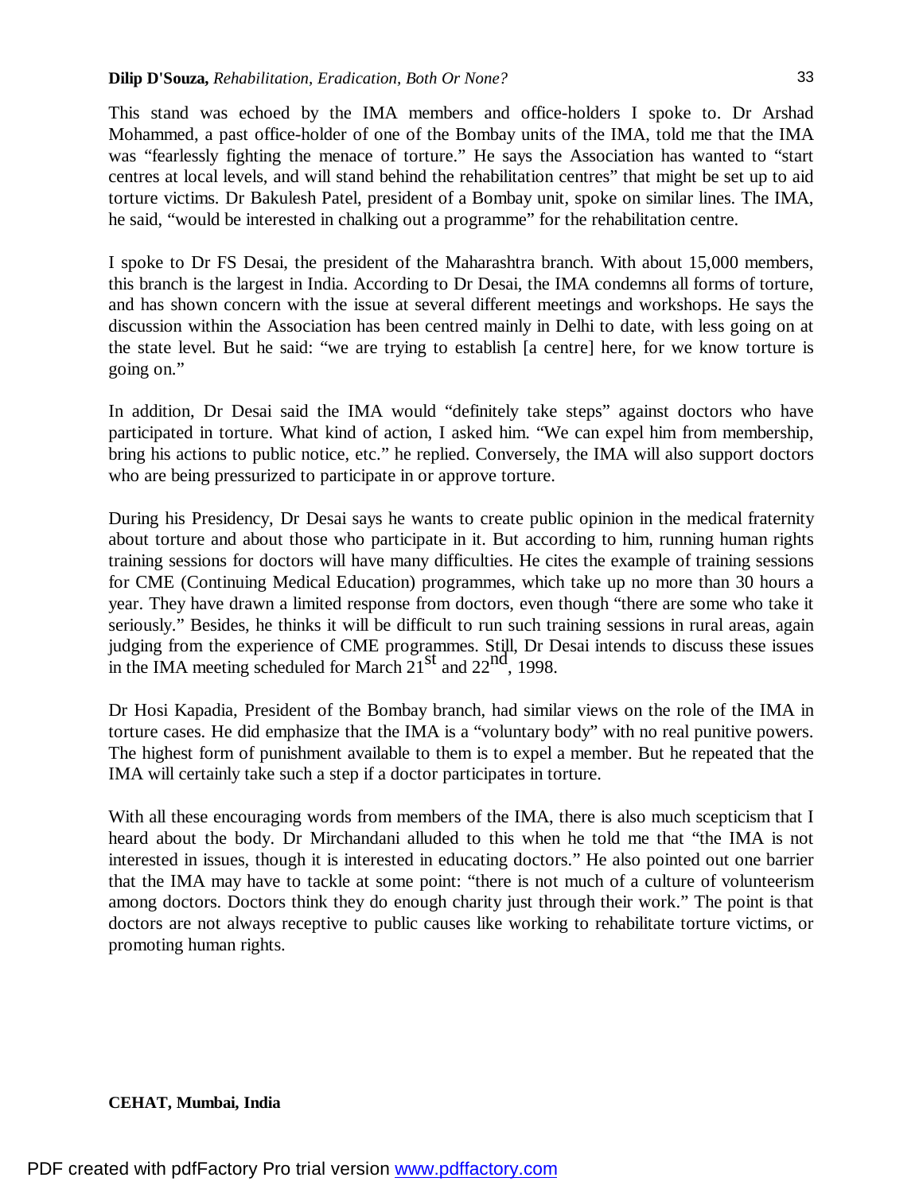This stand was echoed by the IMA members and office-holders I spoke to. Dr Arshad Mohammed, a past office-holder of one of the Bombay units of the IMA, told me that the IMA was "fearlessly fighting the menace of torture." He says the Association has wanted to "start centres at local levels, and will stand behind the rehabilitation centres" that might be set up to aid torture victims. Dr Bakulesh Patel, president of a Bombay unit, spoke on similar lines. The IMA, he said, "would be interested in chalking out a programme" for the rehabilitation centre.

I spoke to Dr FS Desai, the president of the Maharashtra branch. With about 15,000 members, this branch is the largest in India. According to Dr Desai, the IMA condemns all forms of torture, and has shown concern with the issue at several different meetings and workshops. He says the discussion within the Association has been centred mainly in Delhi to date, with less going on at the state level. But he said: "we are trying to establish [a centre] here, for we know torture is going on."

In addition, Dr Desai said the IMA would "definitely take steps" against doctors who have participated in torture. What kind of action, I asked him. "We can expel him from membership, bring his actions to public notice, etc." he replied. Conversely, the IMA will also support doctors who are being pressurized to participate in or approve torture.

During his Presidency, Dr Desai says he wants to create public opinion in the medical fraternity about torture and about those who participate in it. But according to him, running human rights training sessions for doctors will have many difficulties. He cites the example of training sessions for CME (Continuing Medical Education) programmes, which take up no more than 30 hours a year. They have drawn a limited response from doctors, even though "there are some who take it seriously." Besides, he thinks it will be difficult to run such training sessions in rural areas, again judging from the experience of CME programmes. Still, Dr Desai intends to discuss these issues in the IMA meeting scheduled for March 21st and 22nd, 1998.

Dr Hosi Kapadia, President of the Bombay branch, had similar views on the role of the IMA in torture cases. He did emphasize that the IMA is a "voluntary body" with no real punitive powers. The highest form of punishment available to them is to expel a member. But he repeated that the IMA will certainly take such a step if a doctor participates in torture.

With all these encouraging words from members of the IMA, there is also much scepticism that I heard about the body. Dr Mirchandani alluded to this when he told me that "the IMA is not interested in issues, though it is interested in educating doctors." He also pointed out one barrier that the IMA may have to tackle at some point: "there is not much of a culture of volunteerism among doctors. Doctors think they do enough charity just through their work." The point is that doctors are not always receptive to public causes like working to rehabilitate torture victims, or promoting human rights.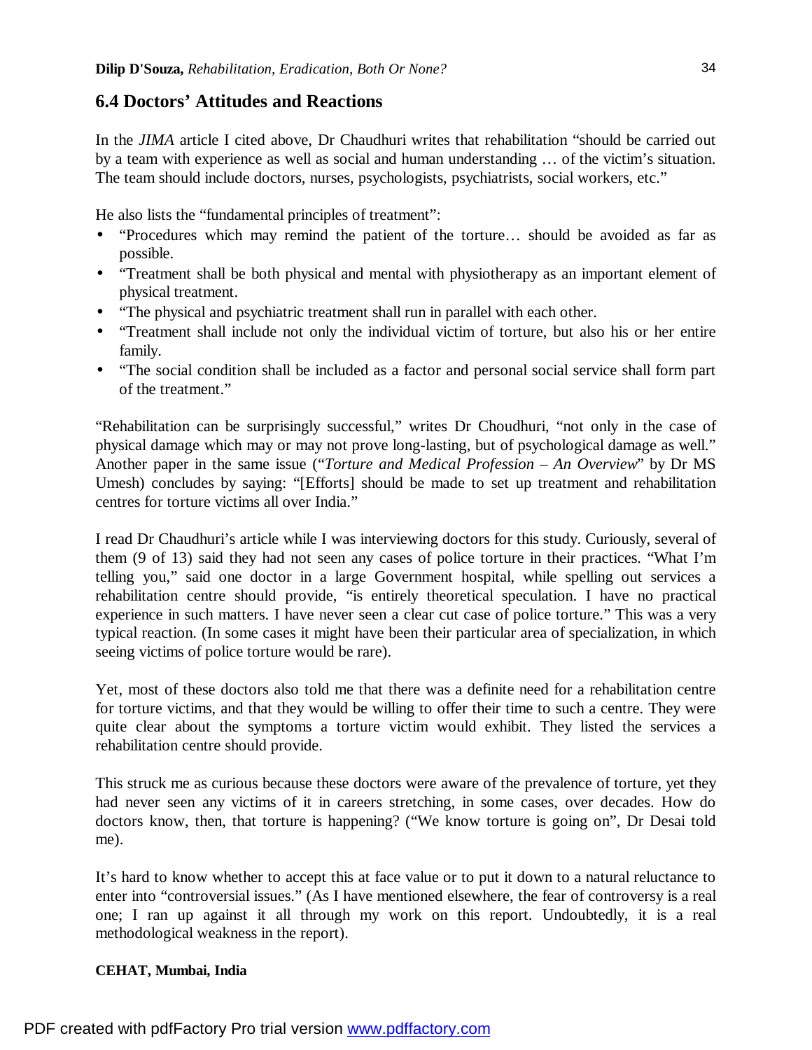## 6.4 Doctors' Attitudes and Reactions

In the *JIMA* article I cited above, Dr Chaudhuri writes that rehabilitation "should be carried out by a team with experience as well as social and human understanding … of the victim's situation. The team should include doctors, nurses, psychologists, psychiatrists, social workers, etc."

He also lists the "fundamental principles of treatment":

- "Procedures which may remind the patient of the torture… should be avoided as far as possible.
- "Treatment shall be both physical and mental with physiotherapy as an important element of physical treatment.
- "The physical and psychiatric treatment shall run in parallel with each other.
- "Treatment shall include not only the individual victim of torture, but also his or her entire family.
- "The social condition shall be included as a factor and personal social service shall form part of the treatment."

"Rehabilitation can be surprisingly successful," writes Dr Choudhuri, "not only in the case of physical damage which may or may not prove long-lasting, but of psychological damage as well." Another paper in the same issue ("*Torture and Medical Profession – An Overview*" by Dr MS Umesh) concludes by saying: "[Efforts] should be made to set up treatment and rehabilitation centres for torture victims all over India."

I read Dr Chaudhuri's article while I was interviewing doctors for this study. Curiously, several of them (9 of 13) said they had not seen any cases of police torture in their practices. "What I'm telling you," said one doctor in a large Government hospital, while spelling out services a rehabilitation centre should provide, "is entirely theoretical speculation. I have no practical experience in such matters. I have never seen a clear cut case of police torture." This was a very typical reaction. (In some cases it might have been their particular area of specialization, in which seeing victims of police torture would be rare).

Yet, most of these doctors also told me that there was a definite need for a rehabilitation centre for torture victims, and that they would be willing to offer their time to such a centre. They were quite clear about the symptoms a torture victim would exhibit. They listed the services a rehabilitation centre should provide.

This struck me as curious because these doctors were aware of the prevalence of torture, yet they had never seen any victims of it in careers stretching, in some cases, over decades. How do doctors know, then, that torture is happening? ("We know torture is going on", Dr Desai told me).

It's hard to know whether to accept this at face value or to put it down to a natural reluctance to enter into "controversial issues." (As I have mentioned elsewhere, the fear of controversy is a real one; I ran up against it all through my work on this report. Undoubtedly, it is a real methodological weakness in the report).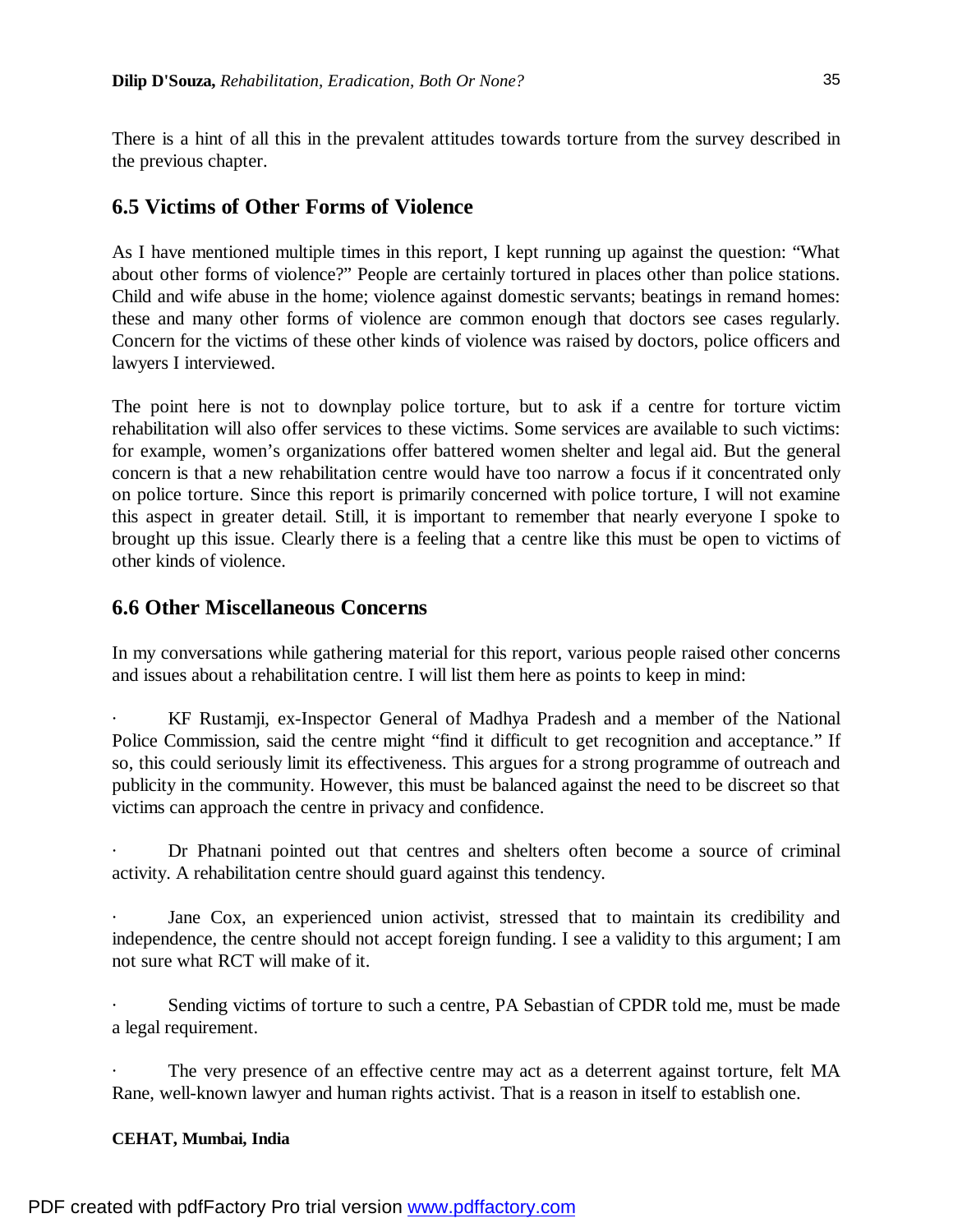There is a hint of all this in the prevalent attitudes towards torture from the survey described in the previous chapter.

## 6.5 Victims of Other Forms of Violence

As I have mentioned multiple times in this report, I kept running up against the question: "What about other forms of violence?" People are certainly tortured in places other than police stations. Child and wife abuse in the home; violence against domestic servants; beatings in remand homes: these and many other forms of violence are common enough that doctors see cases regularly. Concern for the victims of these other kinds of violence was raised by doctors, police officers and lawyers I interviewed.

The point here is not to downplay police torture, but to ask if a centre for torture victim rehabilitation will also offer services to these victims. Some services are available to such victims: for example, women's organizations offer battered women shelter and legal aid. But the general concern is that a new rehabilitation centre would have too narrow a focus if it concentrated only on police torture. Since this report is primarily concerned with police torture, I will not examine this aspect in greater detail. Still, it is important to remember that nearly everyone I spoke to brought up this issue. Clearly there is a feeling that a centre like this must be open to victims of other kinds of violence.

## 6.6 Other Miscellaneous Concerns

In my conversations while gathering material for this report, various people raised other concerns and issues about a rehabilitation centre. I will list them here as points to keep in mind:

- KF Rustamji, ex-Inspector General of Madhya Pradesh and a member of the National Police Commission, said the centre might "find it difficult to get recognition and acceptance." If so, this could seriously limit its effectiveness. This argues for a strong programme of outreach and publicity in the community. However, this must be balanced against the need to be discreet so that victims can approach the centre in privacy and confidence.

- Dr Phatnani pointed out that centres and shelters often become a source of criminal activity. A rehabilitation centre should guard against this tendency.

- Jane Cox, an experienced union activist, stressed that to maintain its credibility and independence, the centre should not accept foreign funding. I see a validity to this argument; I am not sure what RCT will make of it.

- Sending victims of torture to such a centre, PA Sebastian of CPDR told me, must be made a legal requirement.

- The very presence of an effective centre may act as a deterrent against torture, felt MA Rane, well-known lawyer and human rights activist. That is a reason in itself to establish one.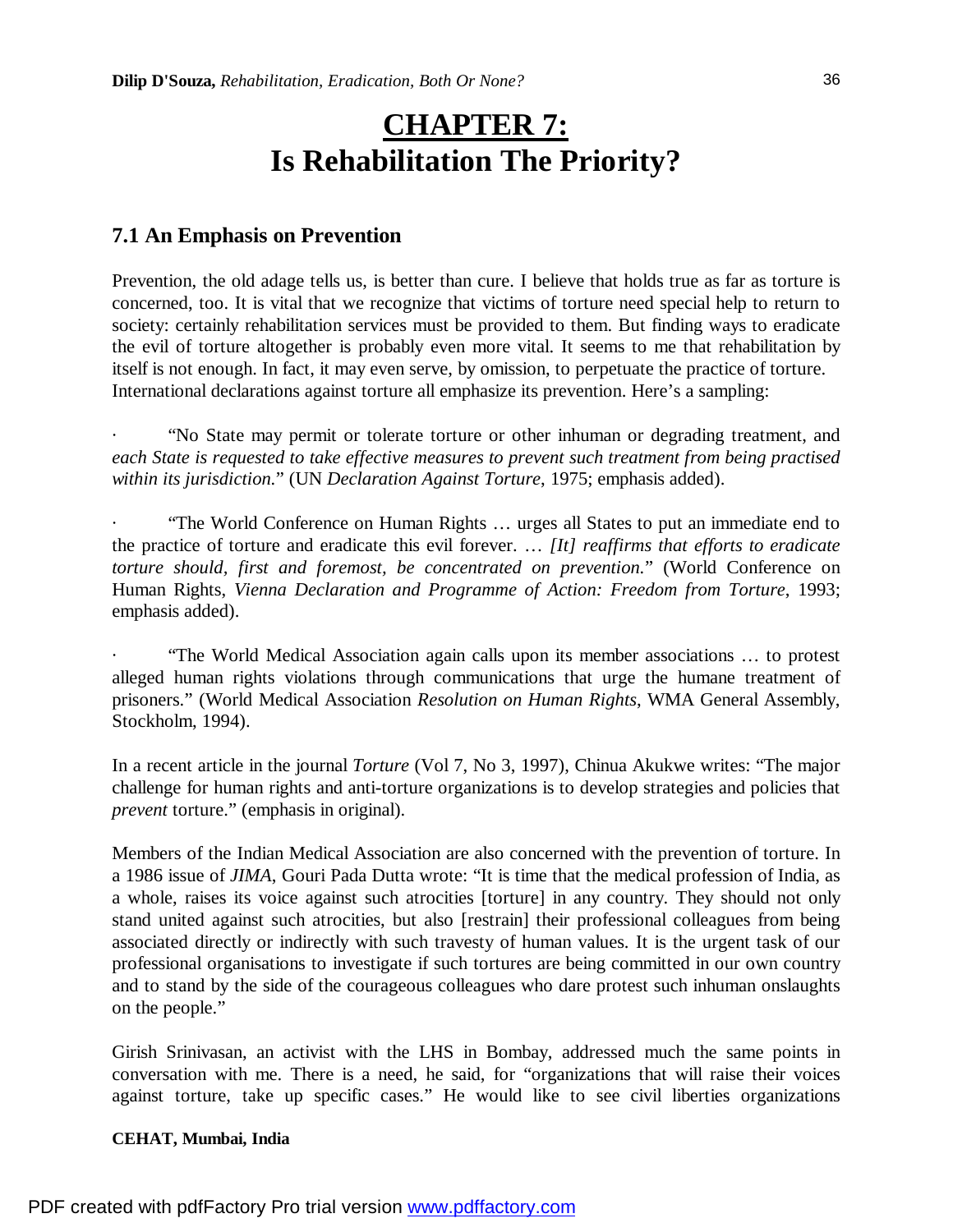# CHAPTER 7:
# Is Rehabilitation The Priority?

## 7.1 An Emphasis on Prevention

Prevention, the old adage tells us, is better than cure. I believe that holds true as far as torture is concerned, too. It is vital that we recognize that victims of torture need special help to return to society: certainly rehabilitation services must be provided to them. But finding ways to eradicate the evil of torture altogether is probably even more vital. It seems to me that rehabilitation by itself is not enough. In fact, it may even serve, by omission, to perpetuate the practice of torture. International declarations against torture all emphasize its prevention. Here's a sampling:

- "No State may permit or tolerate torture or other inhuman or degrading treatment, and *each State is requested to take effective measures to prevent such treatment from being practised within its jurisdiction.*" (UN *Declaration Against Torture*, 1975; emphasis added).

- "The World Conference on Human Rights … urges all States to put an immediate end to the practice of torture and eradicate this evil forever. … *[It] reaffirms that efforts to eradicate torture should, first and foremost, be concentrated on prevention.*" (World Conference on Human Rights, *Vienna Declaration and Programme of Action: Freedom from Torture*, 1993; emphasis added).

- "The World Medical Association again calls upon its member associations … to protest alleged human rights violations through communications that urge the humane treatment of prisoners." (World Medical Association *Resolution on Human Rights*, WMA General Assembly, Stockholm, 1994).

In a recent article in the journal *Torture* (Vol 7, No 3, 1997), Chinua Akukwe writes: "The major challenge for human rights and anti-torture organizations is to develop strategies and policies that *prevent* torture." (emphasis in original).

Members of the Indian Medical Association are also concerned with the prevention of torture. In a 1986 issue of *JIMA*, Gouri Pada Dutta wrote: "It is time that the medical profession of India, as a whole, raises its voice against such atrocities [torture] in any country. They should not only stand united against such atrocities, but also [restrain] their professional colleagues from being associated directly or indirectly with such travesty of human values. It is the urgent task of our professional organisations to investigate if such tortures are being committed in our own country and to stand by the side of the courageous colleagues who dare protest such inhuman onslaughts on the people."

Girish Srinivasan, an activist with the LHS in Bombay, addressed much the same points in conversation with me. There is a need, he said, for "organizations that will raise their voices against torture, take up specific cases." He would like to see civil liberties organizations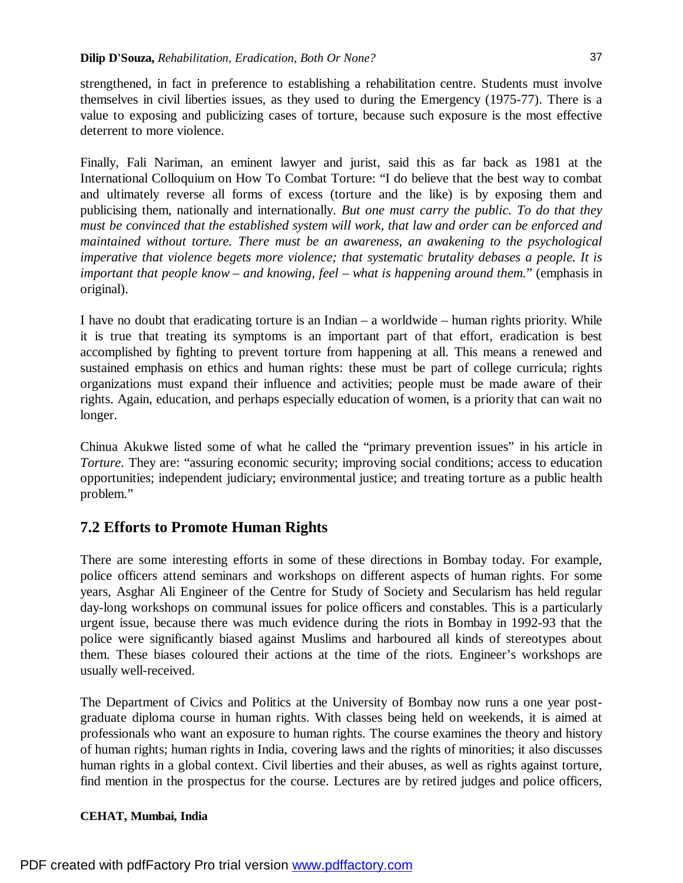strengthened, in fact in preference to establishing a rehabilitation centre. Students must involve themselves in civil liberties issues, as they used to during the Emergency (1975-77). There is a value to exposing and publicizing cases of torture, because such exposure is the most effective deterrent to more violence.

Finally, Fali Nariman, an eminent lawyer and jurist, said this as far back as 1981 at the International Colloquium on How To Combat Torture: "I do believe that the best way to combat and ultimately reverse all forms of excess (torture and the like) is by exposing them and publicising them, nationally and internationally. *But one must carry the public. To do that they must be convinced that the established system will work, that law and order can be enforced and maintained without torture. There must be an awareness, an awakening to the psychological imperative that violence begets more violence; that systematic brutality debases a people. It is important that people know – and knowing, feel – what is happening around them.*" (emphasis in original).

I have no doubt that eradicating torture is an Indian – a worldwide – human rights priority. While it is true that treating its symptoms is an important part of that effort, eradication is best accomplished by fighting to prevent torture from happening at all. This means a renewed and sustained emphasis on ethics and human rights: these must be part of college curricula; rights organizations must expand their influence and activities; people must be made aware of their rights. Again, education, and perhaps especially education of women, is a priority that can wait no longer.

Chinua Akukwe listed some of what he called the "primary prevention issues" in his article in *Torture*. They are: "assuring economic security; improving social conditions; access to education opportunities; independent judiciary; environmental justice; and treating torture as a public health problem."

## 7.2 Efforts to Promote Human Rights

There are some interesting efforts in some of these directions in Bombay today. For example, police officers attend seminars and workshops on different aspects of human rights. For some years, Asghar Ali Engineer of the Centre for Study of Society and Secularism has held regular day-long workshops on communal issues for police officers and constables. This is a particularly urgent issue, because there was much evidence during the riots in Bombay in 1992-93 that the police were significantly biased against Muslims and harboured all kinds of stereotypes about them. These biases coloured their actions at the time of the riots. Engineer's workshops are usually well-received.

The Department of Civics and Politics at the University of Bombay now runs a one year post-graduate diploma course in human rights. With classes being held on weekends, it is aimed at professionals who want an exposure to human rights. The course examines the theory and history of human rights; human rights in India, covering laws and the rights of minorities; it also discusses human rights in a global context. Civil liberties and their abuses, as well as rights against torture, find mention in the prospectus for the course. Lectures are by retired judges and police officers,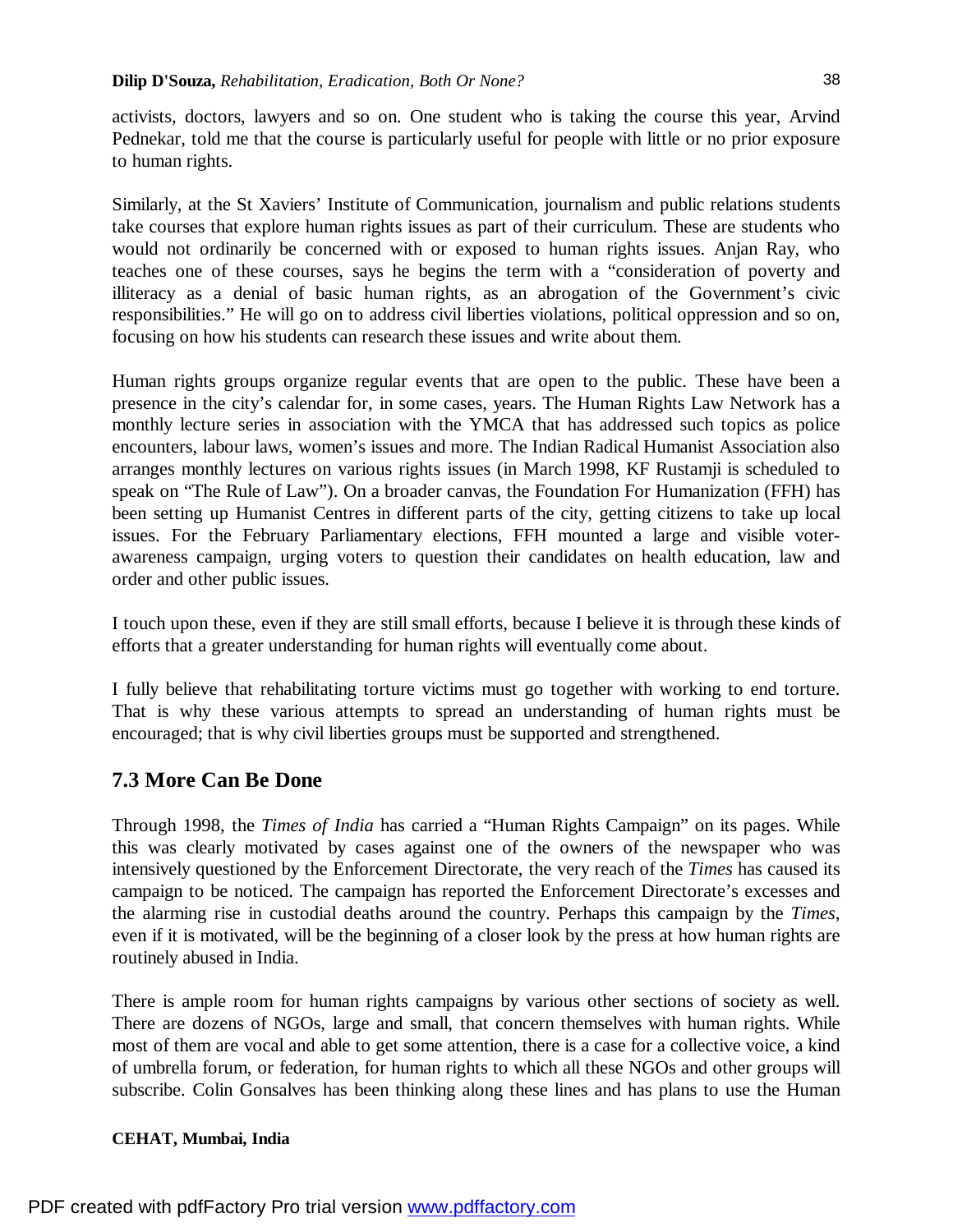activists, doctors, lawyers and so on. One student who is taking the course this year, Arvind Pednekar, told me that the course is particularly useful for people with little or no prior exposure to human rights.

Similarly, at the St Xaviers' Institute of Communication, journalism and public relations students take courses that explore human rights issues as part of their curriculum. These are students who would not ordinarily be concerned with or exposed to human rights issues. Anjan Ray, who teaches one of these courses, says he begins the term with a "consideration of poverty and illiteracy as a denial of basic human rights, as an abrogation of the Government's civic responsibilities." He will go on to address civil liberties violations, political oppression and so on, focusing on how his students can research these issues and write about them.

Human rights groups organize regular events that are open to the public. These have been a presence in the city's calendar for, in some cases, years. The Human Rights Law Network has a monthly lecture series in association with the YMCA that has addressed such topics as police encounters, labour laws, women's issues and more. The Indian Radical Humanist Association also arranges monthly lectures on various rights issues (in March 1998, KF Rustamji is scheduled to speak on "The Rule of Law"). On a broader canvas, the Foundation For Humanization (FFH) has been setting up Humanist Centres in different parts of the city, getting citizens to take up local issues. For the February Parliamentary elections, FFH mounted a large and visible voter-awareness campaign, urging voters to question their candidates on health education, law and order and other public issues.

I touch upon these, even if they are still small efforts, because I believe it is through these kinds of efforts that a greater understanding for human rights will eventually come about.

I fully believe that rehabilitating torture victims must go together with working to end torture. That is why these various attempts to spread an understanding of human rights must be encouraged; that is why civil liberties groups must be supported and strengthened.

## 7.3 More Can Be Done

Through 1998, the *Times of India* has carried a "Human Rights Campaign" on its pages. While this was clearly motivated by cases against one of the owners of the newspaper who was intensively questioned by the Enforcement Directorate, the very reach of the *Times* has caused its campaign to be noticed. The campaign has reported the Enforcement Directorate's excesses and the alarming rise in custodial deaths around the country. Perhaps this campaign by the *Times*, even if it is motivated, will be the beginning of a closer look by the press at how human rights are routinely abused in India.

There is ample room for human rights campaigns by various other sections of society as well. There are dozens of NGOs, large and small, that concern themselves with human rights. While most of them are vocal and able to get some attention, there is a case for a collective voice, a kind of umbrella forum, or federation, for human rights to which all these NGOs and other groups will subscribe. Colin Gonsalves has been thinking along these lines and has plans to use the Human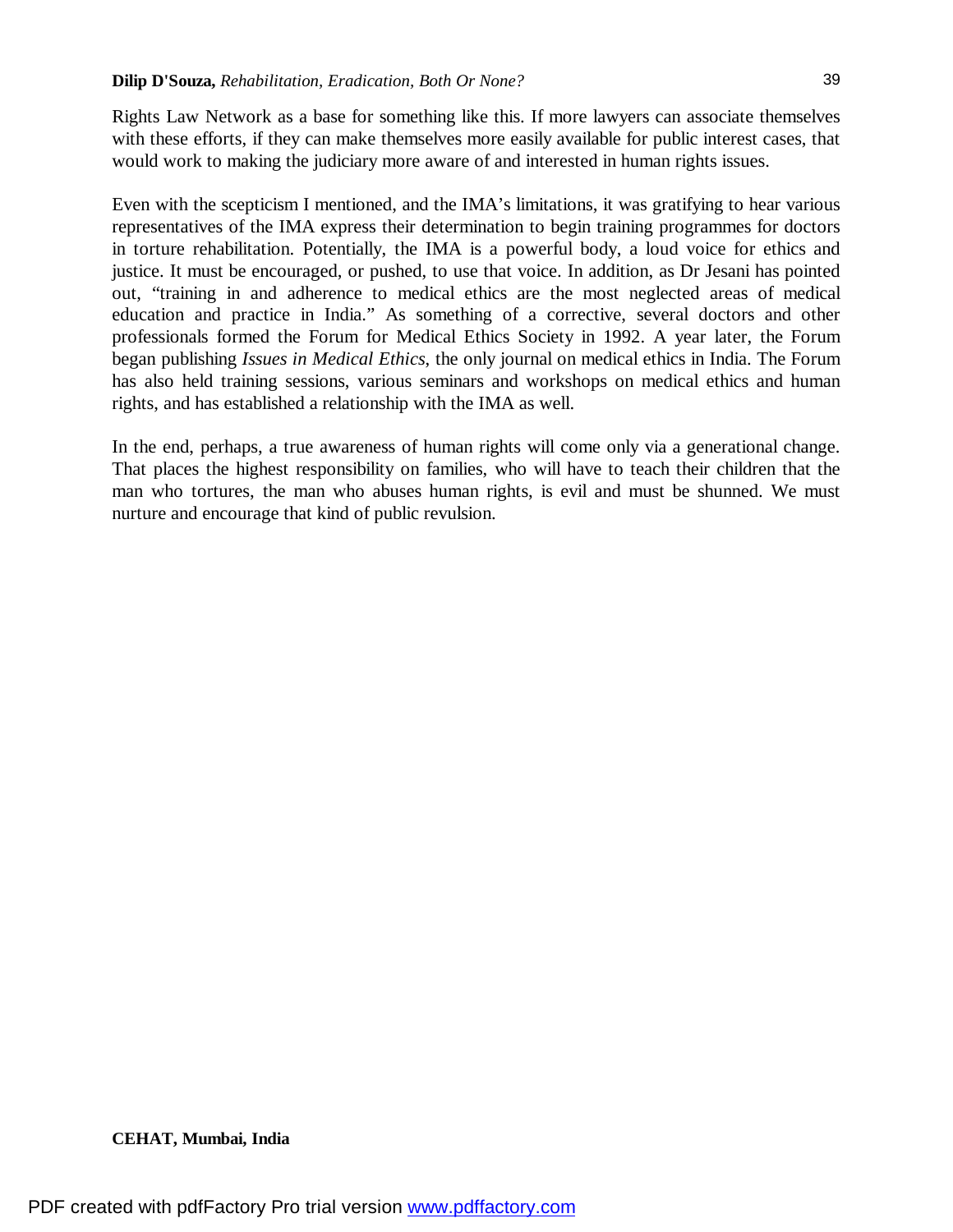Rights Law Network as a base for something like this. If more lawyers can associate themselves with these efforts, if they can make themselves more easily available for public interest cases, that would work to making the judiciary more aware of and interested in human rights issues.

Even with the scepticism I mentioned, and the IMA's limitations, it was gratifying to hear various representatives of the IMA express their determination to begin training programmes for doctors in torture rehabilitation. Potentially, the IMA is a powerful body, a loud voice for ethics and justice. It must be encouraged, or pushed, to use that voice. In addition, as Dr Jesani has pointed out, "training in and adherence to medical ethics are the most neglected areas of medical education and practice in India." As something of a corrective, several doctors and other professionals formed the Forum for Medical Ethics Society in 1992. A year later, the Forum began publishing *Issues in Medical Ethics*, the only journal on medical ethics in India. The Forum has also held training sessions, various seminars and workshops on medical ethics and human rights, and has established a relationship with the IMA as well.

In the end, perhaps, a true awareness of human rights will come only via a generational change. That places the highest responsibility on families, who will have to teach their children that the man who tortures, the man who abuses human rights, is evil and must be shunned. We must nurture and encourage that kind of public revulsion.

**CEHAT, Mumbai, India**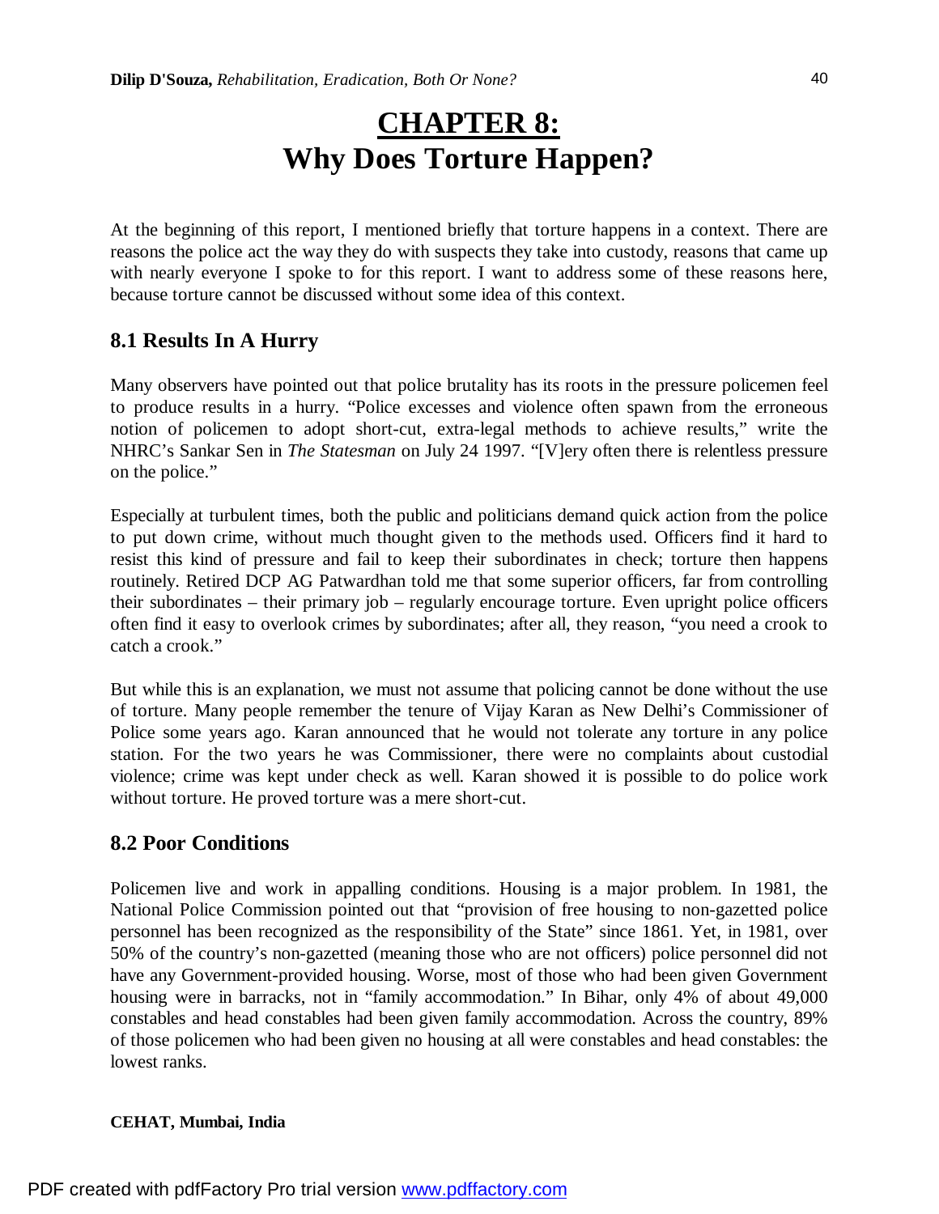# CHAPTER 8:
# Why Does Torture Happen?

At the beginning of this report, I mentioned briefly that torture happens in a context. There are reasons the police act the way they do with suspects they take into custody, reasons that came up with nearly everyone I spoke to for this report. I want to address some of these reasons here, because torture cannot be discussed without some idea of this context.

## 8.1 Results In A Hurry

Many observers have pointed out that police brutality has its roots in the pressure policemen feel to produce results in a hurry. "Police excesses and violence often spawn from the erroneous notion of policemen to adopt short-cut, extra-legal methods to achieve results," write the NHRC's Sankar Sen in *The Statesman* on July 24 1997. "[V]ery often there is relentless pressure on the police."

Especially at turbulent times, both the public and politicians demand quick action from the police to put down crime, without much thought given to the methods used. Officers find it hard to resist this kind of pressure and fail to keep their subordinates in check; torture then happens routinely. Retired DCP AG Patwardhan told me that some superior officers, far from controlling their subordinates – their primary job – regularly encourage torture. Even upright police officers often find it easy to overlook crimes by subordinates; after all, they reason, "you need a crook to catch a crook."

But while this is an explanation, we must not assume that policing cannot be done without the use of torture. Many people remember the tenure of Vijay Karan as New Delhi's Commissioner of Police some years ago. Karan announced that he would not tolerate any torture in any police station. For the two years he was Commissioner, there were no complaints about custodial violence; crime was kept under check as well. Karan showed it is possible to do police work without torture. He proved torture was a mere short-cut.

## 8.2 Poor Conditions

Policemen live and work in appalling conditions. Housing is a major problem. In 1981, the National Police Commission pointed out that "provision of free housing to non-gazetted police personnel has been recognized as the responsibility of the State" since 1861. Yet, in 1981, over 50% of the country's non-gazetted (meaning those who are not officers) police personnel did not have any Government-provided housing. Worse, most of those who had been given Government housing were in barracks, not in "family accommodation." In Bihar, only 4% of about 49,000 constables and head constables had been given family accommodation. Across the country, 89% of those policemen who had been given no housing at all were constables and head constables: the lowest ranks.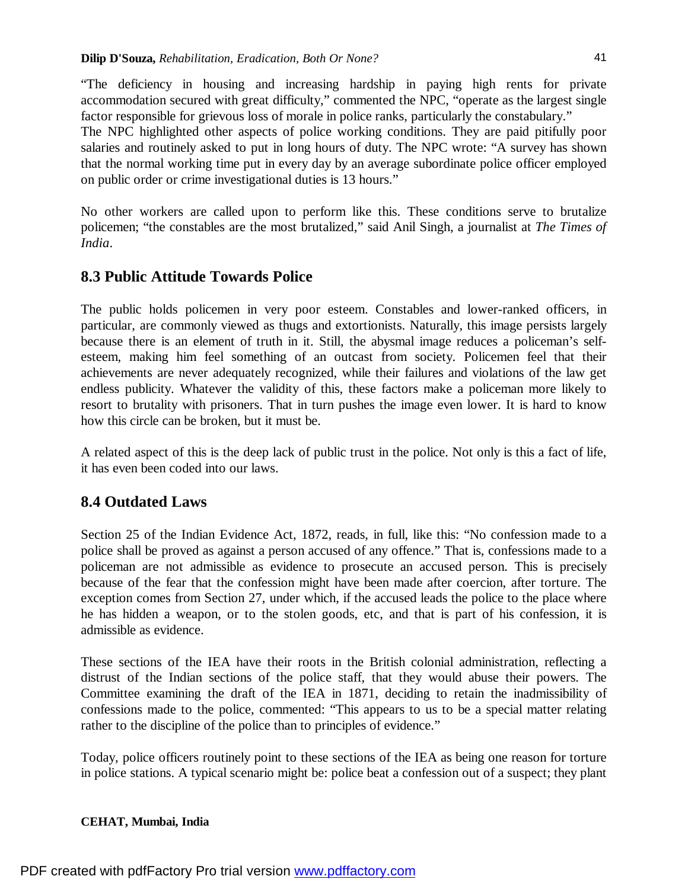"The deficiency in housing and increasing hardship in paying high rents for private accommodation secured with great difficulty," commented the NPC, "operate as the largest single factor responsible for grievous loss of morale in police ranks, particularly the constabulary."
The NPC highlighted other aspects of police working conditions. They are paid pitifully poor salaries and routinely asked to put in long hours of duty. The NPC wrote: "A survey has shown that the normal working time put in every day by an average subordinate police officer employed on public order or crime investigational duties is 13 hours."

No other workers are called upon to perform like this. These conditions serve to brutalize policemen; "the constables are the most brutalized," said Anil Singh, a journalist at *The Times of India*.

## 8.3 Public Attitude Towards Police

The public holds policemen in very poor esteem. Constables and lower-ranked officers, in particular, are commonly viewed as thugs and extortionists. Naturally, this image persists largely because there is an element of truth in it. Still, the abysmal image reduces a policeman's self-esteem, making him feel something of an outcast from society. Policemen feel that their achievements are never adequately recognized, while their failures and violations of the law get endless publicity. Whatever the validity of this, these factors make a policeman more likely to resort to brutality with prisoners. That in turn pushes the image even lower. It is hard to know how this circle can be broken, but it must be.

A related aspect of this is the deep lack of public trust in the police. Not only is this a fact of life, it has even been coded into our laws.

## 8.4 Outdated Laws

Section 25 of the Indian Evidence Act, 1872, reads, in full, like this: "No confession made to a police shall be proved as against a person accused of any offence." That is, confessions made to a policeman are not admissible as evidence to prosecute an accused person. This is precisely because of the fear that the confession might have been made after coercion, after torture. The exception comes from Section 27, under which, if the accused leads the police to the place where he has hidden a weapon, or to the stolen goods, etc, and that is part of his confession, it is admissible as evidence.

These sections of the IEA have their roots in the British colonial administration, reflecting a distrust of the Indian sections of the police staff, that they would abuse their powers. The Committee examining the draft of the IEA in 1871, deciding to retain the inadmissibility of confessions made to the police, commented: "This appears to us to be a special matter relating rather to the discipline of the police than to principles of evidence."

Today, police officers routinely point to these sections of the IEA as being one reason for torture in police stations. A typical scenario might be: police beat a confession out of a suspect; they plant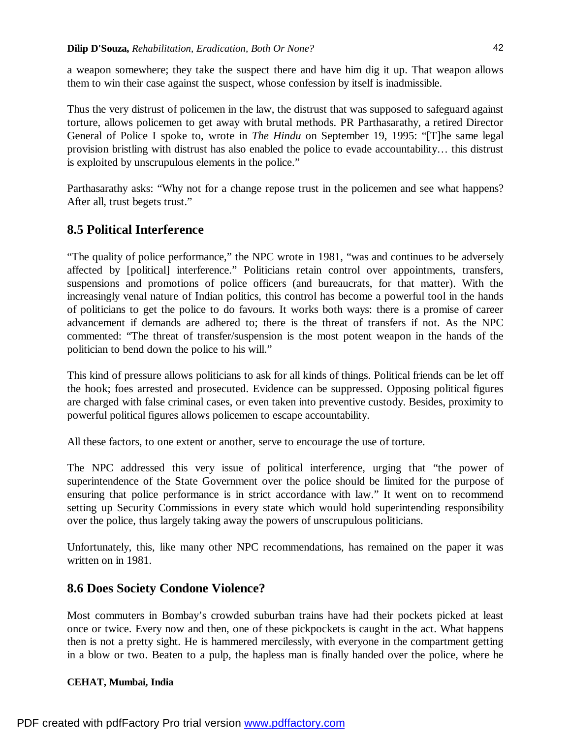a weapon somewhere; they take the suspect there and have him dig it up. That weapon allows them to win their case against the suspect, whose confession by itself is inadmissible.

Thus the very distrust of policemen in the law, the distrust that was supposed to safeguard against torture, allows policemen to get away with brutal methods. PR Parthasarathy, a retired Director General of Police I spoke to, wrote in *The Hindu* on September 19, 1995: "[T]he same legal provision bristling with distrust has also enabled the police to evade accountability… this distrust is exploited by unscrupulous elements in the police."

Parthasarathy asks: "Why not for a change repose trust in the policemen and see what happens? After all, trust begets trust."

## 8.5 Political Interference

"The quality of police performance," the NPC wrote in 1981, "was and continues to be adversely affected by [political] interference." Politicians retain control over appointments, transfers, suspensions and promotions of police officers (and bureaucrats, for that matter). With the increasingly venal nature of Indian politics, this control has become a powerful tool in the hands of politicians to get the police to do favours. It works both ways: there is a promise of career advancement if demands are adhered to; there is the threat of transfers if not. As the NPC commented: "The threat of transfer/suspension is the most potent weapon in the hands of the politician to bend down the police to his will."

This kind of pressure allows politicians to ask for all kinds of things. Political friends can be let off the hook; foes arrested and prosecuted. Evidence can be suppressed. Opposing political figures are charged with false criminal cases, or even taken into preventive custody. Besides, proximity to powerful political figures allows policemen to escape accountability.

All these factors, to one extent or another, serve to encourage the use of torture.

The NPC addressed this very issue of political interference, urging that "the power of superintendence of the State Government over the police should be limited for the purpose of ensuring that police performance is in strict accordance with law." It went on to recommend setting up Security Commissions in every state which would hold superintending responsibility over the police, thus largely taking away the powers of unscrupulous politicians.

Unfortunately, this, like many other NPC recommendations, has remained on the paper it was written on in 1981.

## 8.6 Does Society Condone Violence?

Most commuters in Bombay's crowded suburban trains have had their pockets picked at least once or twice. Every now and then, one of these pickpockets is caught in the act. What happens then is not a pretty sight. He is hammered mercilessly, with everyone in the compartment getting in a blow or two. Beaten to a pulp, the hapless man is finally handed over the police, where he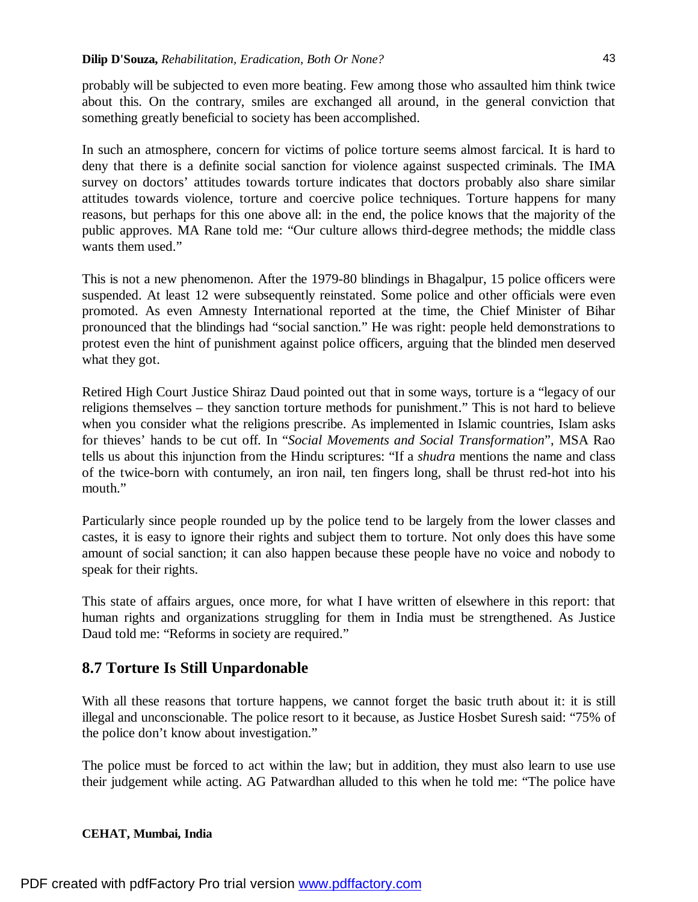probably will be subjected to even more beating. Few among those who assaulted him think twice about this. On the contrary, smiles are exchanged all around, in the general conviction that something greatly beneficial to society has been accomplished.

In such an atmosphere, concern for victims of police torture seems almost farcical. It is hard to deny that there is a definite social sanction for violence against suspected criminals. The IMA survey on doctors' attitudes towards torture indicates that doctors probably also share similar attitudes towards violence, torture and coercive police techniques. Torture happens for many reasons, but perhaps for this one above all: in the end, the police knows that the majority of the public approves. MA Rane told me: "Our culture allows third-degree methods; the middle class wants them used."

This is not a new phenomenon. After the 1979-80 blindings in Bhagalpur, 15 police officers were suspended. At least 12 were subsequently reinstated. Some police and other officials were even promoted. As even Amnesty International reported at the time, the Chief Minister of Bihar pronounced that the blindings had "social sanction." He was right: people held demonstrations to protest even the hint of punishment against police officers, arguing that the blinded men deserved what they got.

Retired High Court Justice Shiraz Daud pointed out that in some ways, torture is a "legacy of our religions themselves – they sanction torture methods for punishment." This is not hard to believe when you consider what the religions prescribe. As implemented in Islamic countries, Islam asks for thieves' hands to be cut off. In "*Social Movements and Social Transformation*", MSA Rao tells us about this injunction from the Hindu scriptures: "If a *shudra* mentions the name and class of the twice-born with contumely, an iron nail, ten fingers long, shall be thrust red-hot into his mouth."

Particularly since people rounded up by the police tend to be largely from the lower classes and castes, it is easy to ignore their rights and subject them to torture. Not only does this have some amount of social sanction; it can also happen because these people have no voice and nobody to speak for their rights.

This state of affairs argues, once more, for what I have written of elsewhere in this report: that human rights and organizations struggling for them in India must be strengthened. As Justice Daud told me: "Reforms in society are required."

## 8.7 Torture Is Still Unpardonable

With all these reasons that torture happens, we cannot forget the basic truth about it: it is still illegal and unconscionable. The police resort to it because, as Justice Hosbet Suresh said: "75% of the police don't know about investigation."

The police must be forced to act within the law; but in addition, they must also learn to use use their judgement while acting. AG Patwardhan alluded to this when he told me: "The police have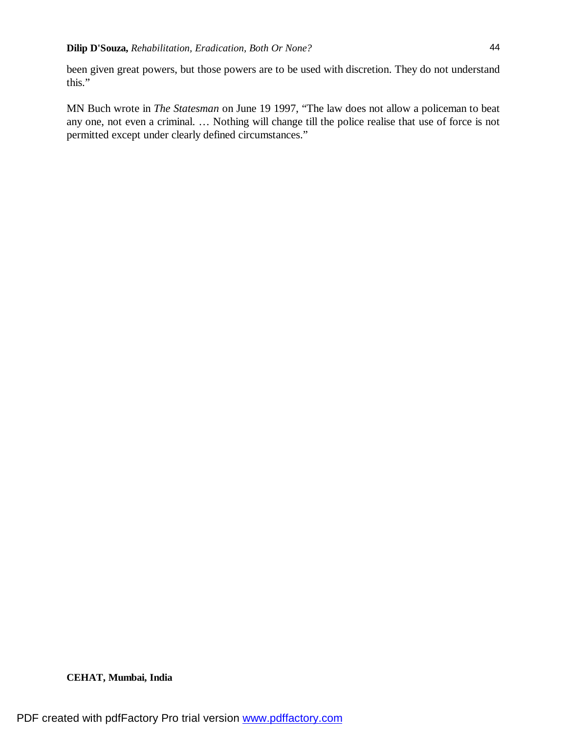been given great powers, but those powers are to be used with discretion. They do not understand this."

MN Buch wrote in *The Statesman* on June 19 1997, "The law does not allow a policeman to beat any one, not even a criminal. … Nothing will change till the police realise that use of force is not permitted except under clearly defined circumstances."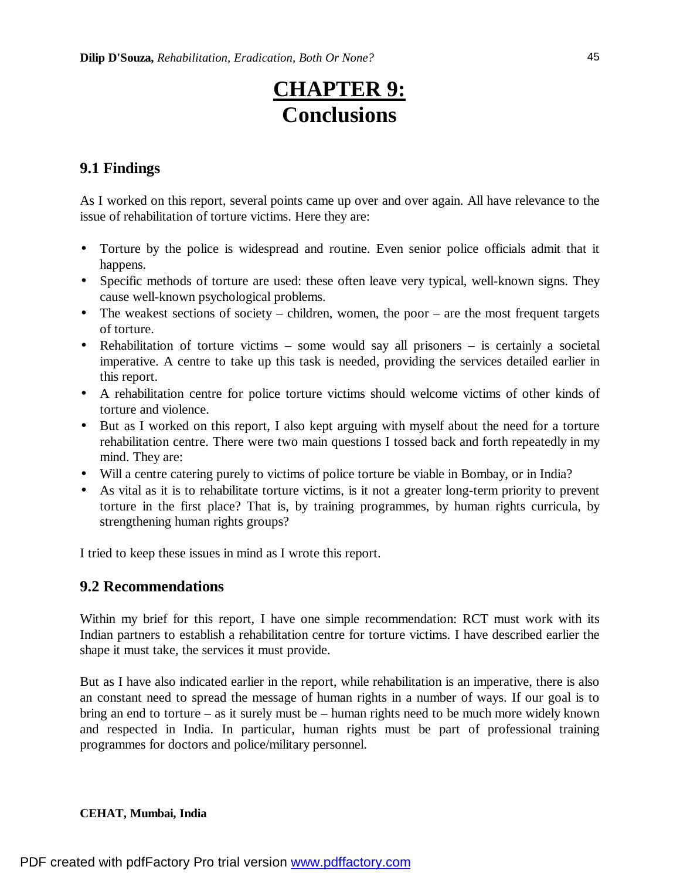# CHAPTER 9: Conclusions

## 9.1 Findings

As I worked on this report, several points came up over and over again. All have relevance to the issue of rehabilitation of torture victims. Here they are:

- Torture by the police is widespread and routine. Even senior police officials admit that it happens.
- Specific methods of torture are used: these often leave very typical, well-known signs. They cause well-known psychological problems.
- The weakest sections of society – children, women, the poor – are the most frequent targets of torture.
- Rehabilitation of torture victims – some would say all prisoners – is certainly a societal imperative. A centre to take up this task is needed, providing the services detailed earlier in this report.
- A rehabilitation centre for police torture victims should welcome victims of other kinds of torture and violence.
- But as I worked on this report, I also kept arguing with myself about the need for a torture rehabilitation centre. There were two main questions I tossed back and forth repeatedly in my mind. They are:
- Will a centre catering purely to victims of police torture be viable in Bombay, or in India?
- As vital as it is to rehabilitate torture victims, is it not a greater long-term priority to prevent torture in the first place? That is, by training programmes, by human rights curricula, by strengthening human rights groups?

I tried to keep these issues in mind as I wrote this report.

## 9.2 Recommendations

Within my brief for this report, I have one simple recommendation: RCT must work with its Indian partners to establish a rehabilitation centre for torture victims. I have described earlier the shape it must take, the services it must provide.

But as I have also indicated earlier in the report, while rehabilitation is an imperative, there is also an constant need to spread the message of human rights in a number of ways. If our goal is to bring an end to torture – as it surely must be – human rights need to be much more widely known and respected in India. In particular, human rights must be part of professional training programmes for doctors and police/military personnel.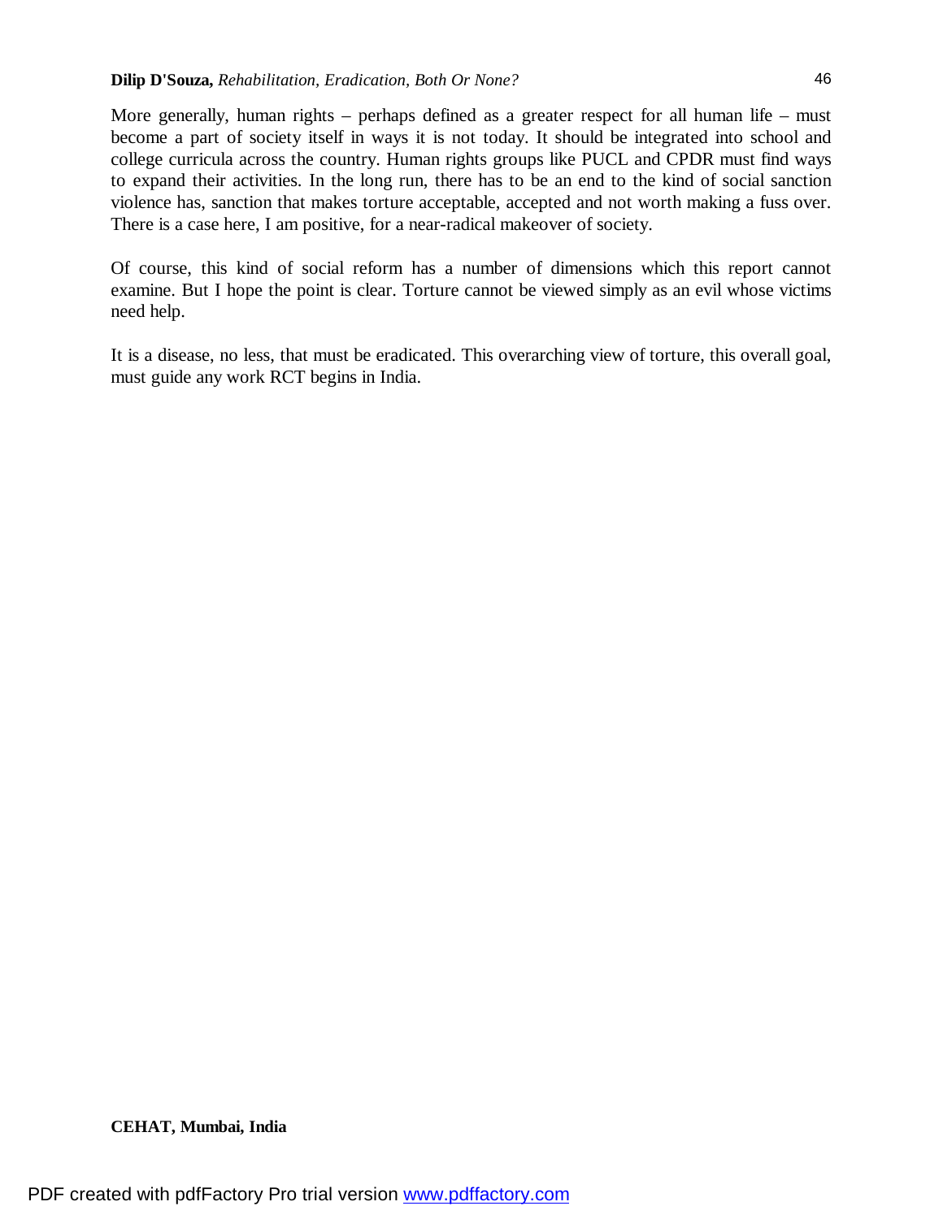More generally, human rights – perhaps defined as a greater respect for all human life – must become a part of society itself in ways it is not today. It should be integrated into school and college curricula across the country. Human rights groups like PUCL and CPDR must find ways to expand their activities. In the long run, there has to be an end to the kind of social sanction violence has, sanction that makes torture acceptable, accepted and not worth making a fuss over. There is a case here, I am positive, for a near-radical makeover of society.

Of course, this kind of social reform has a number of dimensions which this report cannot examine. But I hope the point is clear. Torture cannot be viewed simply as an evil whose victims need help.

It is a disease, no less, that must be eradicated. This overarching view of torture, this overall goal, must guide any work RCT begins in India.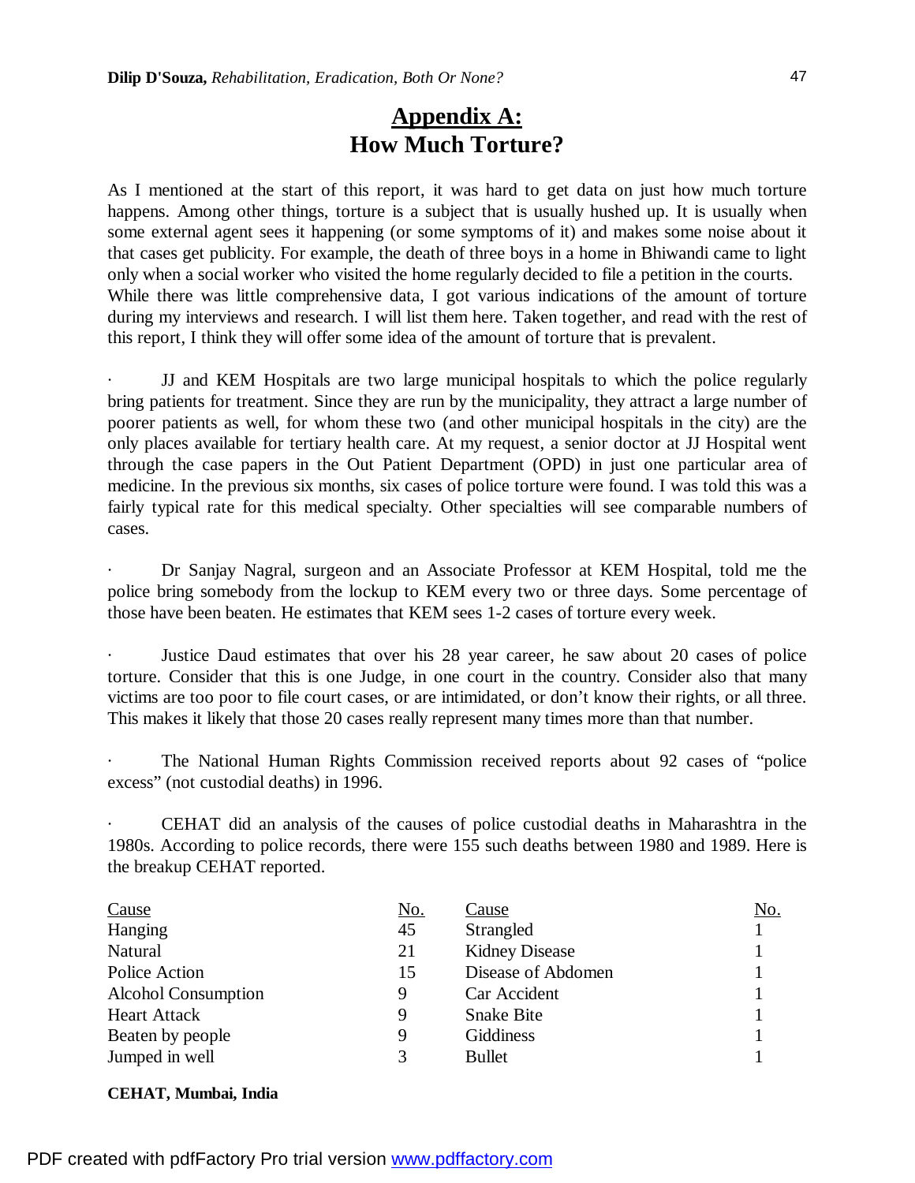# Appendix A:
# How Much Torture?

As I mentioned at the start of this report, it was hard to get data on just how much torture happens. Among other things, torture is a subject that is usually hushed up. It is usually when some external agent sees it happening (or some symptoms of it) and makes some noise about it that cases get publicity. For example, the death of three boys in a home in Bhiwandi came to light only when a social worker who visited the home regularly decided to file a petition in the courts. While there was little comprehensive data, I got various indications of the amount of torture during my interviews and research. I will list them here. Taken together, and read with the rest of this report, I think they will offer some idea of the amount of torture that is prevalent.

- JJ and KEM Hospitals are two large municipal hospitals to which the police regularly bring patients for treatment. Since they are run by the municipality, they attract a large number of poorer patients as well, for whom these two (and other municipal hospitals in the city) are the only places available for tertiary health care. At my request, a senior doctor at JJ Hospital went through the case papers in the Out Patient Department (OPD) in just one particular area of medicine. In the previous six months, six cases of police torture were found. I was told this was a fairly typical rate for this medical specialty. Other specialties will see comparable numbers of cases.

- Dr Sanjay Nagral, surgeon and an Associate Professor at KEM Hospital, told me the police bring somebody from the lockup to KEM every two or three days. Some percentage of those have been beaten. He estimates that KEM sees 1-2 cases of torture every week.

- Justice Daud estimates that over his 28 year career, he saw about 20 cases of police torture. Consider that this is one Judge, in one court in the country. Consider also that many victims are too poor to file court cases, or are intimidated, or don't know their rights, or all three. This makes it likely that those 20 cases really represent many times more than that number.

- The National Human Rights Commission received reports about 92 cases of "police excess" (not custodial deaths) in 1996.

- CEHAT did an analysis of the causes of police custodial deaths in Maharashtra in the 1980s. According to police records, there were 155 such deaths between 1980 and 1989. Here is the breakup CEHAT reported.

| Cause | No. | Cause | No. |
|---|---|---|---|
| Hanging | 45 | Strangled | 1 |
| Natural | 21 | Kidney Disease | 1 |
| Police Action | 15 | Disease of Abdomen | 1 |
| Alcohol Consumption | 9 | Car Accident | 1 |
| Heart Attack | 9 | Snake Bite | 1 |
| Beaten by people | 9 | Giddiness | 1 |
| Jumped in well | 3 | Bullet | 1 |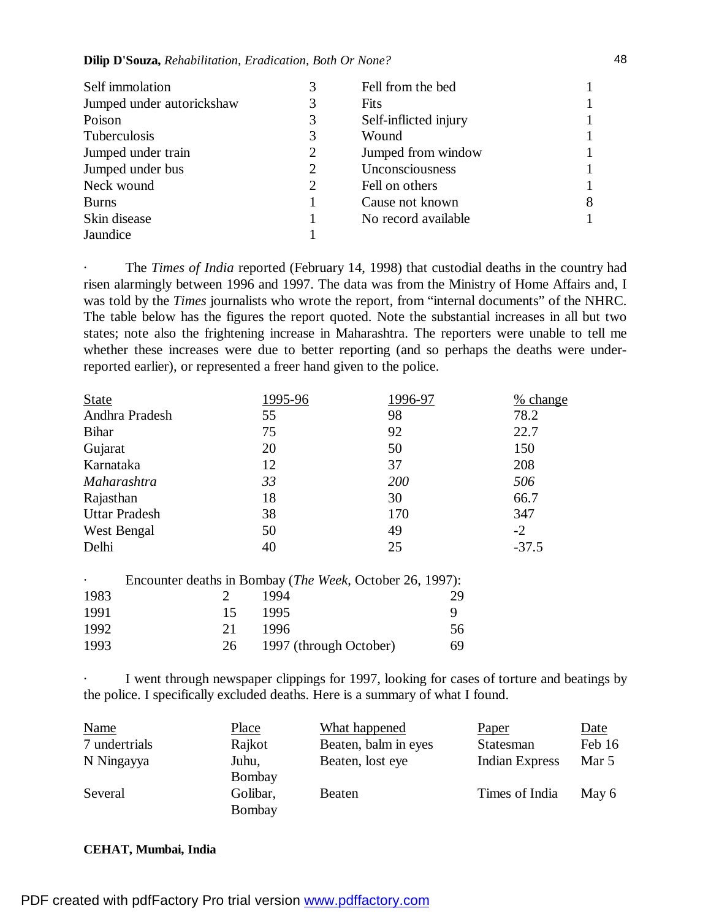| | | | |
|---|---|---|---|
| Self immolation | 3 | Fell from the bed | 1 |
| Jumped under autorickshaw | 3 | Fits | 1 |
| Poison | 3 | Self-inflicted injury | 1 |
| Tuberculosis | 3 | Wound | 1 |
| Jumped under train | 2 | Jumped from window | 1 |
| Jumped under bus | 2 | Unconsciousness | 1 |
| Neck wound | 2 | Fell on others | 1 |
| Burns | 1 | Cause not known | 8 |
| Skin disease | 1 | No record available | 1 |
| Jaundice | 1 | | |

· The *Times of India* reported (February 14, 1998) that custodial deaths in the country had risen alarmingly between 1996 and 1997. The data was from the Ministry of Home Affairs and, I was told by the *Times* journalists who wrote the report, from "internal documents" of the NHRC. The table below has the figures the report quoted. Note the substantial increases in all but two states; note also the frightening increase in Maharashtra. The reporters were unable to tell me whether these increases were due to better reporting (and so perhaps the deaths were under-reported earlier), or represented a freer hand given to the police.

| State | 1995-96 | 1996-97 | % change |
|---|---|---|---|
| Andhra Pradesh | 55 | 98 | 78.2 |
| Bihar | 75 | 92 | 22.7 |
| Gujarat | 20 | 50 | 150 |
| Karnataka | 12 | 37 | 208 |
| *Maharashtra* | *33* | *200* | *506* |
| Rajasthan | 18 | 30 | 66.7 |
| Uttar Pradesh | 38 | 170 | 347 |
| West Bengal | 50 | 49 | -2 |
| Delhi | 40 | 25 | -37.5 |

· Encounter deaths in Bombay (*The Week*, October 26, 1997):

| | | | |
|---|---|---|---|
| 1983 | 2 | 1994 | 29 |
| 1991 | 15 | 1995 | 9 |
| 1992 | 21 | 1996 | 56 |
| 1993 | 26 | 1997 (through October) | 69 |

· I went through newspaper clippings for 1997, looking for cases of torture and beatings by the police. I specifically excluded deaths. Here is a summary of what I found.

| Name | Place | What happened | Paper | Date |
|---|---|---|---|---|
| 7 undertrials | Rajkot | Beaten, balm in eyes | Statesman | Feb 16 |
| N Ningayya | Juhu, Bombay | Beaten, lost eye | Indian Express | Mar 5 |
| Several | Golibar, Bombay | Beaten | Times of India | May 6 |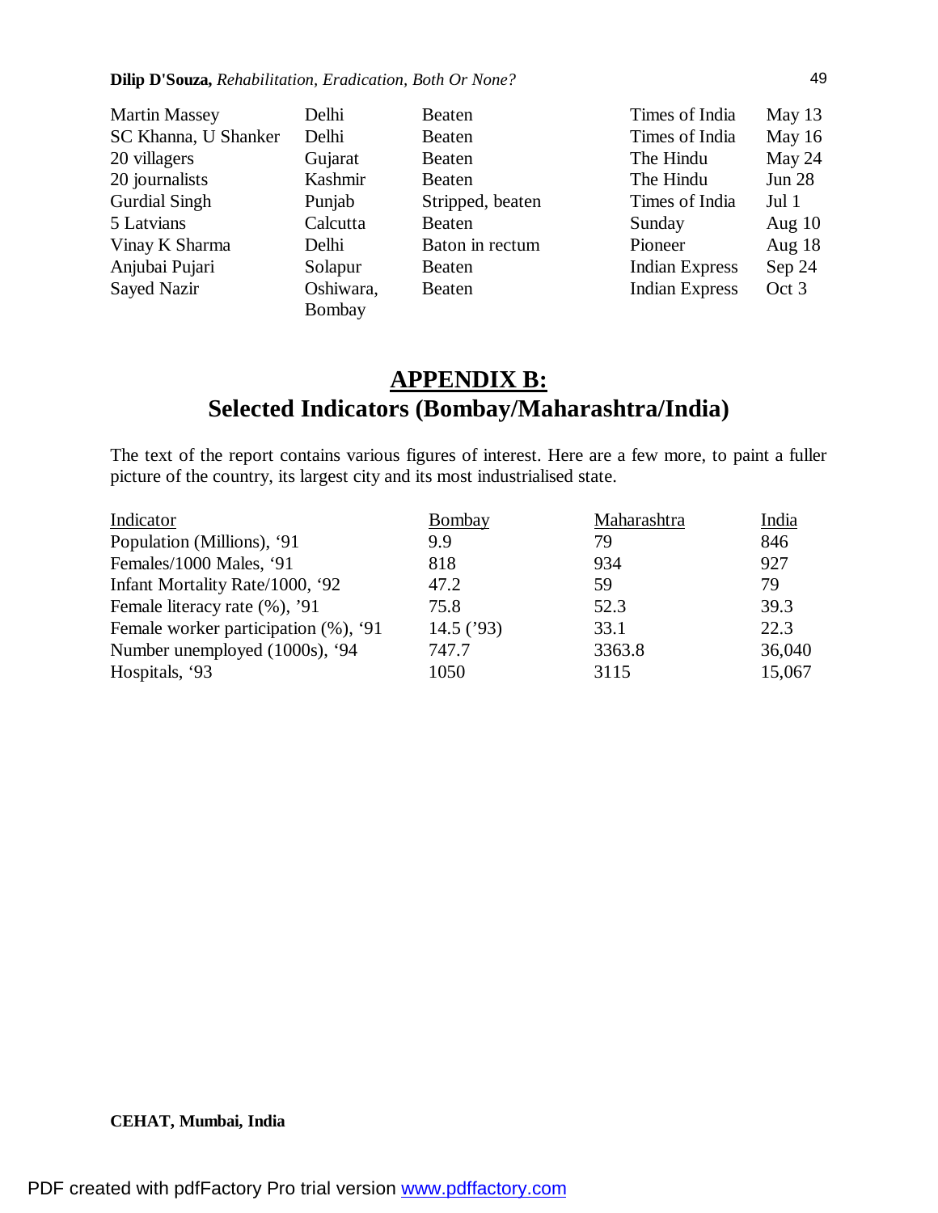| | | | | |
|---|---|---|---|---|
| Martin Massey | Delhi | Beaten | Times of India | May 13 |
| SC Khanna, U Shanker | Delhi | Beaten | Times of India | May 16 |
| 20 villagers | Gujarat | Beaten | The Hindu | May 24 |
| 20 journalists | Kashmir | Beaten | The Hindu | Jun 28 |
| Gurdial Singh | Punjab | Stripped, beaten | Times of India | Jul 1 |
| 5 Latvians | Calcutta | Beaten | Sunday | Aug 10 |
| Vinay K Sharma | Delhi | Baton in rectum | Pioneer | Aug 18 |
| Anjubai Pujari | Solapur | Beaten | Indian Express | Sep 24 |
| Sayed Nazir | Oshiwara, Bombay | Beaten | Indian Express | Oct 3 |

## APPENDIX B:
## Selected Indicators (Bombay/Maharashtra/India)

The text of the report contains various figures of interest. Here are a few more, to paint a fuller picture of the country, its largest city and its most industrialised state.

| Indicator | Bombay | Maharashtra | India |
|---|---|---|---|
| Population (Millions), '91 | 9.9 | 79 | 846 |
| Females/1000 Males, '91 | 818 | 934 | 927 |
| Infant Mortality Rate/1000, '92 | 47.2 | 59 | 79 |
| Female literacy rate (%), '91 | 75.8 | 52.3 | 39.3 |
| Female worker participation (%), '91 | 14.5 ('93) | 33.1 | 22.3 |
| Number unemployed (1000s), '94 | 747.7 | 3363.8 | 36,040 |
| Hospitals, '93 | 1050 | 3115 | 15,067 |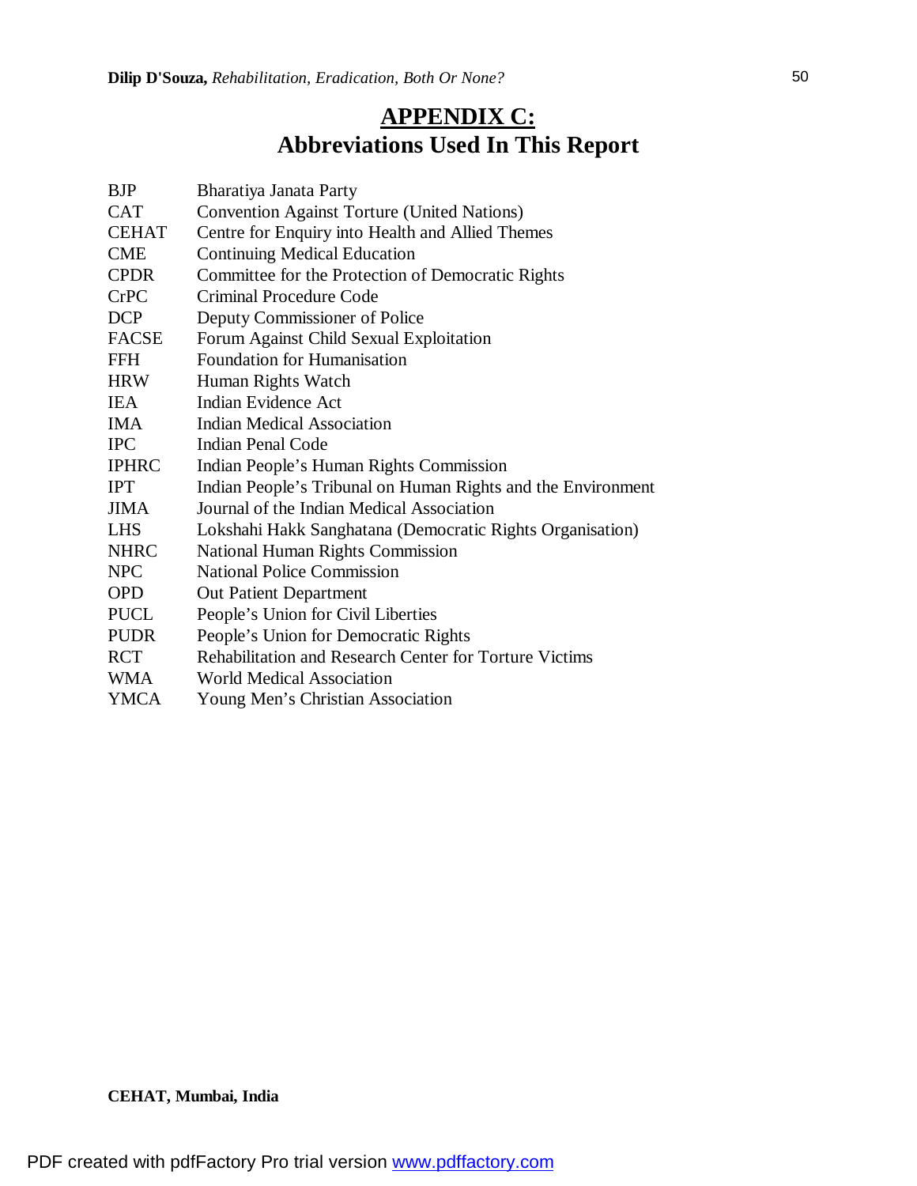# APPENDIX C:
## Abbreviations Used In This Report

| | |
|---|---|
| BJP | Bharatiya Janata Party |
| CAT | Convention Against Torture (United Nations) |
| CEHAT | Centre for Enquiry into Health and Allied Themes |
| CME | Continuing Medical Education |
| CPDR | Committee for the Protection of Democratic Rights |
| CrPC | Criminal Procedure Code |
| DCP | Deputy Commissioner of Police |
| FACSE | Forum Against Child Sexual Exploitation |
| FFH | Foundation for Humanisation |
| HRW | Human Rights Watch |
| IEA | Indian Evidence Act |
| IMA | Indian Medical Association |
| IPC | Indian Penal Code |
| IPHRC | Indian People's Human Rights Commission |
| IPT | Indian People's Tribunal on Human Rights and the Environment |
| JIMA | Journal of the Indian Medical Association |
| LHS | Lokshahi Hakk Sanghatana (Democratic Rights Organisation) |
| NHRC | National Human Rights Commission |
| NPC | National Police Commission |
| OPD | Out Patient Department |
| PUCL | People's Union for Civil Liberties |
| PUDR | People's Union for Democratic Rights |
| RCT | Rehabilitation and Research Center for Torture Victims |
| WMA | World Medical Association |
| YMCA | Young Men's Christian Association |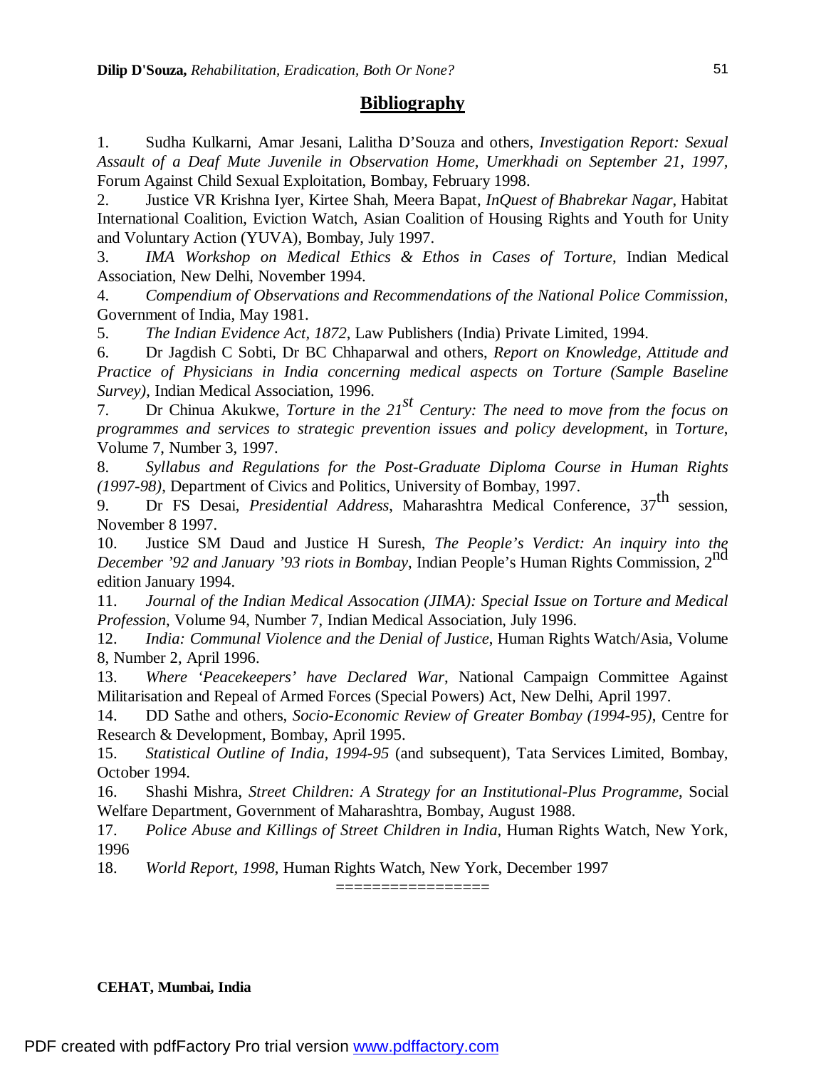## Bibliography

1. Sudha Kulkarni, Amar Jesani, Lalitha D'Souza and others, *Investigation Report: Sexual Assault of a Deaf Mute Juvenile in Observation Home, Umerkhadi on September 21, 1997*, Forum Against Child Sexual Exploitation, Bombay, February 1998.
2. Justice VR Krishna Iyer, Kirtee Shah, Meera Bapat, *InQuest of Bhabrekar Nagar*, Habitat International Coalition, Eviction Watch, Asian Coalition of Housing Rights and Youth for Unity and Voluntary Action (YUVA), Bombay, July 1997.
3. *IMA Workshop on Medical Ethics & Ethos in Cases of Torture*, Indian Medical Association, New Delhi, November 1994.
4. *Compendium of Observations and Recommendations of the National Police Commission*, Government of India, May 1981.
5. *The Indian Evidence Act, 1872*, Law Publishers (India) Private Limited, 1994.
6. Dr Jagdish C Sobti, Dr BC Chhaparwal and others, *Report on Knowledge, Attitude and Practice of Physicians in India concerning medical aspects on Torture (Sample Baseline Survey)*, Indian Medical Association, 1996.
7. Dr Chinua Akukwe, *Torture in the 21st Century: The need to move from the focus on programmes and services to strategic prevention issues and policy development*, in *Torture*, Volume 7, Number 3, 1997.
8. *Syllabus and Regulations for the Post-Graduate Diploma Course in Human Rights (1997-98)*, Department of Civics and Politics, University of Bombay, 1997.
9. Dr FS Desai, *Presidential Address*, Maharashtra Medical Conference, 37th session, November 8 1997.
10. Justice SM Daud and Justice H Suresh, *The People's Verdict: An inquiry into the December '92 and January '93 riots in Bombay*, Indian People's Human Rights Commission, 2nd edition January 1994.
11. *Journal of the Indian Medical Assocation (JIMA): Special Issue on Torture and Medical Profession*, Volume 94, Number 7, Indian Medical Association, July 1996.
12. *India: Communal Violence and the Denial of Justice*, Human Rights Watch/Asia, Volume 8, Number 2, April 1996.
13. *Where 'Peacekeepers' have Declared War*, National Campaign Committee Against Militarisation and Repeal of Armed Forces (Special Powers) Act, New Delhi, April 1997.
14. DD Sathe and others, *Socio-Economic Review of Greater Bombay (1994-95)*, Centre for Research & Development, Bombay, April 1995.
15. *Statistical Outline of India, 1994-95* (and subsequent), Tata Services Limited, Bombay, October 1994.
16. Shashi Mishra, *Street Children: A Strategy for an Institutional-Plus Programme*, Social Welfare Department, Government of Maharashtra, Bombay, August 1988.
17. *Police Abuse and Killings of Street Children in India*, Human Rights Watch, New York, 1996
18. *World Report, 1998*, Human Rights Watch, New York, December 1997

================